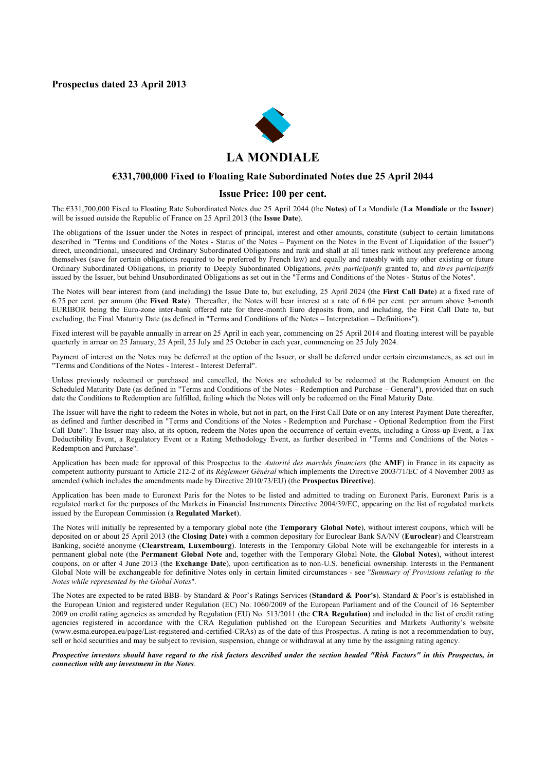**Prospectus dated 23 April 2013**

# LA MONDIALE

## €331,700,000 Fixed to Floating Rate Subordinated Notes due 25 April 2044

## Issue Price: 100 per cent.

The €331,700,000 Fixed to Floating Rate Subordinated Notes due 25 April 2044 (the **Notes**) of La Mondiale (**La Mondiale** or the **Issuer**) will be issued outside the Republic of France on 25 April 2013 (the **Issue Date**).

The obligations of the Issuer under the Notes in respect of principal, interest and other amounts, constitute (subject to certain limitations described in "Terms and Conditions of the Notes - Status of the Notes – Payment on the Notes in the Event of Liquidation of the Issuer") direct, unconditional, unsecured and Ordinary Subordinated Obligations and rank and shall at all times rank without any preference among themselves (save for certain obligations required to be preferred by French law) and equally and rateably with any other existing or future Ordinary Subordinated Obligations, in priority to Deeply Subordinated Obligations, *prêts participatifs* granted to, and *titres participatifs* issued by the Issuer, but behind Unsubordinated Obligations as set out in the "Terms and Conditions of the Notes - Status of the Notes".

The Notes will bear interest from (and including) the Issue Date to, but excluding, 25 April 2024 (the **First Call Date**) at a fixed rate of 6.75 per cent. per annum (the **Fixed Rate**). Thereafter, the Notes will bear interest at a rate of 6.04 per cent. per annum above 3-month EURIBOR being the Euro-zone inter-bank offered rate for three-month Euro deposits from, and including, the First Call Date to, but excluding, the Final Maturity Date (as defined in "Terms and Conditions of the Notes – Interpretation – Definitions").

Fixed interest will be payable annually in arrear on 25 April in each year, commencing on 25 April 2014 and floating interest will be payable quarterly in arrear on 25 January, 25 April, 25 July and 25 October in each year, commencing on 25 July 2024.

Payment of interest on the Notes may be deferred at the option of the Issuer, or shall be deferred under certain circumstances, as set out in "Terms and Conditions of the Notes - Interest - Interest Deferral".

Unless previously redeemed or purchased and cancelled, the Notes are scheduled to be redeemed at the Redemption Amount on the Scheduled Maturity Date (as defined in "Terms and Conditions of the Notes – Redemption and Purchase – General"), provided that on such date the Conditions to Redemption are fulfilled, failing which the Notes will only be redeemed on the Final Maturity Date.

The Issuer will have the right to redeem the Notes in whole, but not in part, on the First Call Date or on any Interest Payment Date thereafter, as defined and further described in "Terms and Conditions of the Notes - Redemption and Purchase - Optional Redemption from the First Call Date". The Issuer may also, at its option, redeem the Notes upon the occurrence of certain events, including a Gross-up Event, a Tax Deductibility Event, a Regulatory Event or a Rating Methodology Event, as further described in "Terms and Conditions of the Notes - Redemption and Purchase".

Application has been made for approval of this Prospectus to the *Autorité des marchés financiers* (the **AMF**) in France in its capacity as competent authority pursuant to Article 212-2 of its *Règlement Général* which implements the Directive 2003/71/EC of 4 November 2003 as amended (which includes the amendments made by Directive 2010/73/EU) (the **Prospectus Directive**).

Application has been made to Euronext Paris for the Notes to be listed and admitted to trading on Euronext Paris. Euronext Paris is a regulated market for the purposes of the Markets in Financial Instruments Directive 2004/39/EC, appearing on the list of regulated markets issued by the European Commission (a **Regulated Market**).

The Notes will initially be represented by a temporary global note (the **Temporary Global Note**), without interest coupons, which will be deposited on or about 25 April 2013 (the **Closing Date**) with a common depositary for Euroclear Bank SA/NV (**Euroclear**) and Clearstream Banking, société anonyme (**Clearstream, Luxembourg**). Interests in the Temporary Global Note will be exchangeable for interests in a permanent global note (the **Permanent Global Note** and, together with the Temporary Global Note, the **Global Notes**), without interest coupons, on or after 4 June 2013 (the **Exchange Date**), upon certification as to non-U.S. beneficial ownership. Interests in the Permanent Global Note will be exchangeable for definitive Notes only in certain limited circumstances - see "*Summary of Provisions relating to the Notes while represented by the Global Notes*".

The Notes are expected to be rated BBB- by Standard & Poor's Ratings Services (**Standard & Poor's**). Standard & Poor's is established in the European Union and registered under Regulation (EC) No. 1060/2009 of the European Parliament and of the Council of 16 September 2009 on credit rating agencies as amended by Regulation (EU) No. 513/2011 (the **CRA Regulation**) and included in the list of credit rating agencies registered in accordance with the CRA Regulation published on the European Securities and Markets Authority's website (www.esma.europea.eu/page/List-registered-and-certified-CRAs) as of the date of this Prospectus. A rating is not a recommendation to buy, sell or hold securities and may be subject to revision, suspension, change or withdrawal at any time by the assigning rating agency.

***Prospective investors should have regard to the risk factors described under the section headed "Risk Factors" in this Prospectus, in connection with any investment in the Notes.***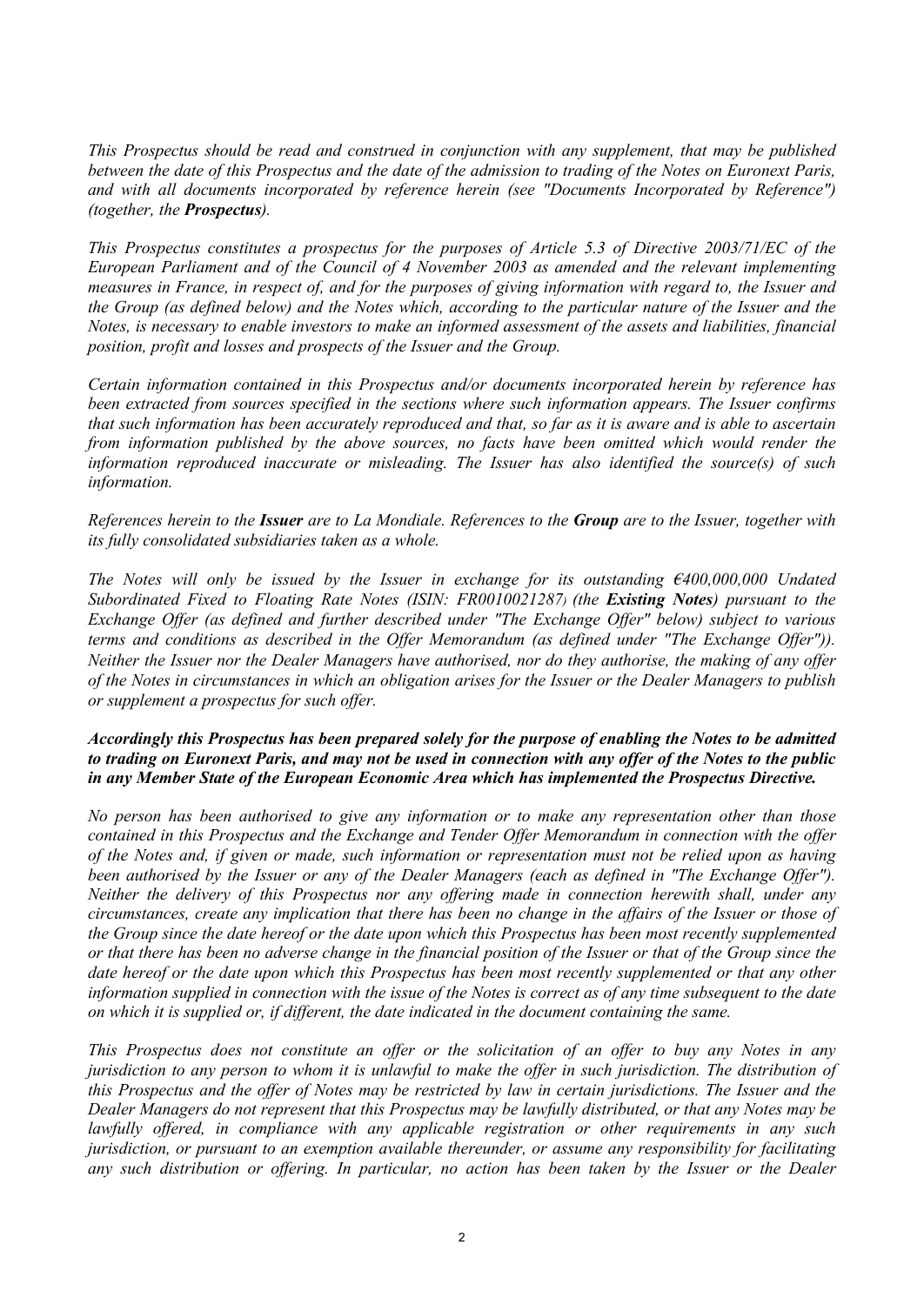*This Prospectus should be read and construed in conjunction with any supplement, that may be published between the date of this Prospectus and the date of the admission to trading of the Notes on Euronext Paris, and with all documents incorporated by reference herein (see "Documents Incorporated by Reference") (together, the* ***Prospectus****).*

*This Prospectus constitutes a prospectus for the purposes of Article 5.3 of Directive 2003/71/EC of the European Parliament and of the Council of 4 November 2003 as amended and the relevant implementing measures in France, in respect of, and for the purposes of giving information with regard to, the Issuer and the Group (as defined below) and the Notes which, according to the particular nature of the Issuer and the Notes, is necessary to enable investors to make an informed assessment of the assets and liabilities, financial position, profit and losses and prospects of the Issuer and the Group.*

*Certain information contained in this Prospectus and/or documents incorporated herein by reference has been extracted from sources specified in the sections where such information appears. The Issuer confirms that such information has been accurately reproduced and that, so far as it is aware and is able to ascertain from information published by the above sources, no facts have been omitted which would render the information reproduced inaccurate or misleading. The Issuer has also identified the source(s) of such information.*

*References herein to the* ***Issuer*** *are to La Mondiale. References to the* ***Group*** *are to the Issuer, together with its fully consolidated subsidiaries taken as a whole.*

*The Notes will only be issued by the Issuer in exchange for its outstanding €400,000,000 Undated Subordinated Fixed to Floating Rate Notes (ISIN: FR0010021287) (the* ***Existing Notes****) pursuant to the Exchange Offer (as defined and further described under "The Exchange Offer" below) subject to various terms and conditions as described in the Offer Memorandum (as defined under "The Exchange Offer")). Neither the Issuer nor the Dealer Managers have authorised, nor do they authorise, the making of any offer of the Notes in circumstances in which an obligation arises for the Issuer or the Dealer Managers to publish or supplement a prospectus for such offer.*

***Accordingly this Prospectus has been prepared solely for the purpose of enabling the Notes to be admitted to trading on Euronext Paris, and may not be used in connection with any offer of the Notes to the public in any Member State of the European Economic Area which has implemented the Prospectus Directive.***

*No person has been authorised to give any information or to make any representation other than those contained in this Prospectus and the Exchange and Tender Offer Memorandum in connection with the offer of the Notes and, if given or made, such information or representation must not be relied upon as having been authorised by the Issuer or any of the Dealer Managers (each as defined in "The Exchange Offer"). Neither the delivery of this Prospectus nor any offering made in connection herewith shall, under any circumstances, create any implication that there has been no change in the affairs of the Issuer or those of the Group since the date hereof or the date upon which this Prospectus has been most recently supplemented or that there has been no adverse change in the financial position of the Issuer or that of the Group since the date hereof or the date upon which this Prospectus has been most recently supplemented or that any other information supplied in connection with the issue of the Notes is correct as of any time subsequent to the date on which it is supplied or, if different, the date indicated in the document containing the same.*

*This Prospectus does not constitute an offer or the solicitation of an offer to buy any Notes in any jurisdiction to any person to whom it is unlawful to make the offer in such jurisdiction. The distribution of this Prospectus and the offer of Notes may be restricted by law in certain jurisdictions. The Issuer and the Dealer Managers do not represent that this Prospectus may be lawfully distributed, or that any Notes may be lawfully offered, in compliance with any applicable registration or other requirements in any such jurisdiction, or pursuant to an exemption available thereunder, or assume any responsibility for facilitating any such distribution or offering. In particular, no action has been taken by the Issuer or the Dealer*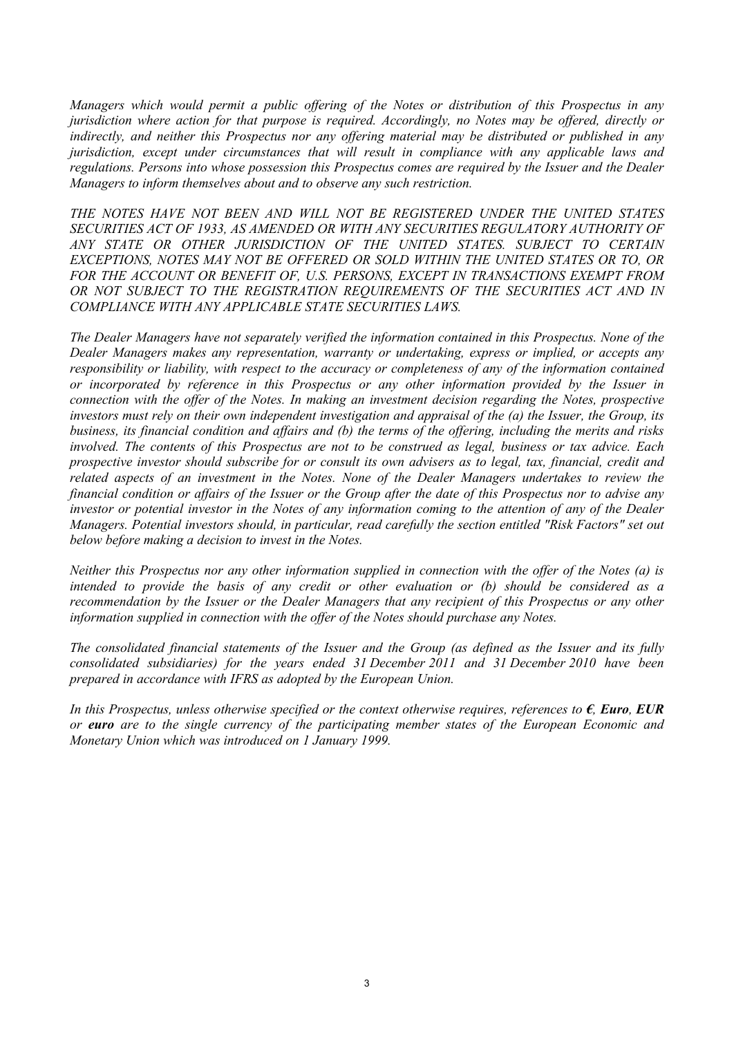*Managers which would permit a public offering of the Notes or distribution of this Prospectus in any jurisdiction where action for that purpose is required. Accordingly, no Notes may be offered, directly or indirectly, and neither this Prospectus nor any offering material may be distributed or published in any jurisdiction, except under circumstances that will result in compliance with any applicable laws and regulations. Persons into whose possession this Prospectus comes are required by the Issuer and the Dealer Managers to inform themselves about and to observe any such restriction.*

*THE NOTES HAVE NOT BEEN AND WILL NOT BE REGISTERED UNDER THE UNITED STATES SECURITIES ACT OF 1933, AS AMENDED OR WITH ANY SECURITIES REGULATORY AUTHORITY OF ANY STATE OR OTHER JURISDICTION OF THE UNITED STATES. SUBJECT TO CERTAIN EXCEPTIONS, NOTES MAY NOT BE OFFERED OR SOLD WITHIN THE UNITED STATES OR TO, OR FOR THE ACCOUNT OR BENEFIT OF, U.S. PERSONS, EXCEPT IN TRANSACTIONS EXEMPT FROM OR NOT SUBJECT TO THE REGISTRATION REQUIREMENTS OF THE SECURITIES ACT AND IN COMPLIANCE WITH ANY APPLICABLE STATE SECURITIES LAWS.*

*The Dealer Managers have not separately verified the information contained in this Prospectus. None of the Dealer Managers makes any representation, warranty or undertaking, express or implied, or accepts any responsibility or liability, with respect to the accuracy or completeness of any of the information contained or incorporated by reference in this Prospectus or any other information provided by the Issuer in connection with the offer of the Notes. In making an investment decision regarding the Notes, prospective investors must rely on their own independent investigation and appraisal of the (a) the Issuer, the Group, its business, its financial condition and affairs and (b) the terms of the offering, including the merits and risks involved. The contents of this Prospectus are not to be construed as legal, business or tax advice. Each prospective investor should subscribe for or consult its own advisers as to legal, tax, financial, credit and related aspects of an investment in the Notes. None of the Dealer Managers undertakes to review the financial condition or affairs of the Issuer or the Group after the date of this Prospectus nor to advise any investor or potential investor in the Notes of any information coming to the attention of any of the Dealer Managers. Potential investors should, in particular, read carefully the section entitled "Risk Factors" set out below before making a decision to invest in the Notes.*

*Neither this Prospectus nor any other information supplied in connection with the offer of the Notes (a) is intended to provide the basis of any credit or other evaluation or (b) should be considered as a recommendation by the Issuer or the Dealer Managers that any recipient of this Prospectus or any other information supplied in connection with the offer of the Notes should purchase any Notes.*

*The consolidated financial statements of the Issuer and the Group (as defined as the Issuer and its fully consolidated subsidiaries) for the years ended 31 December 2011 and 31 December 2010 have been prepared in accordance with IFRS as adopted by the European Union.*

*In this Prospectus, unless otherwise specified or the context otherwise requires, references to* ***€**, **Euro**, **EUR*** *or* ***euro*** *are to the single currency of the participating member states of the European Economic and Monetary Union which was introduced on 1 January 1999.*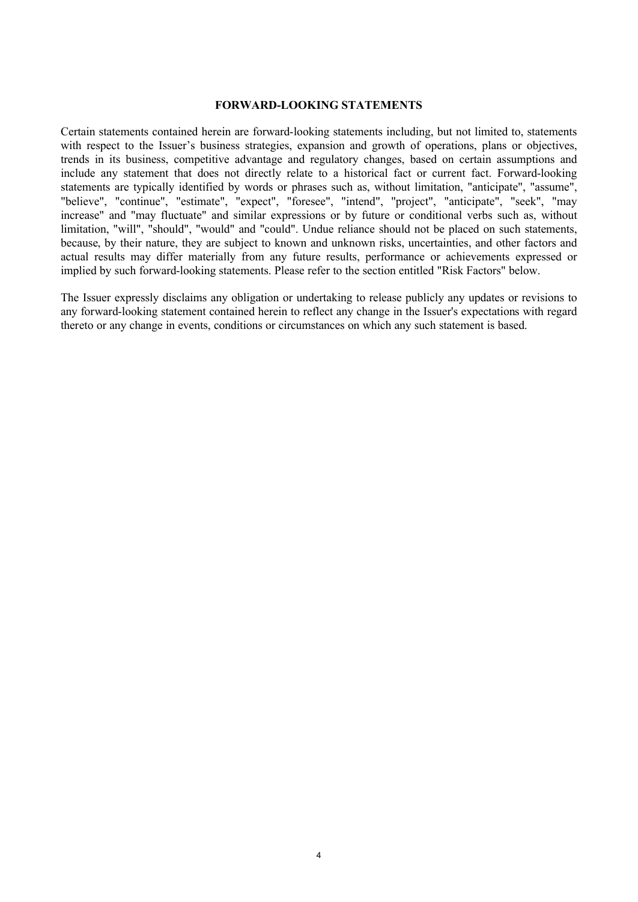## FORWARD-LOOKING STATEMENTS

Certain statements contained herein are forward-looking statements including, but not limited to, statements with respect to the Issuer's business strategies, expansion and growth of operations, plans or objectives, trends in its business, competitive advantage and regulatory changes, based on certain assumptions and include any statement that does not directly relate to a historical fact or current fact. Forward-looking statements are typically identified by words or phrases such as, without limitation, "anticipate", "assume", "believe", "continue", "estimate", "expect", "foresee", "intend", "project", "anticipate", "seek", "may increase" and "may fluctuate" and similar expressions or by future or conditional verbs such as, without limitation, "will", "should", "would" and "could". Undue reliance should not be placed on such statements, because, by their nature, they are subject to known and unknown risks, uncertainties, and other factors and actual results may differ materially from any future results, performance or achievements expressed or implied by such forward-looking statements. Please refer to the section entitled "Risk Factors" below.

The Issuer expressly disclaims any obligation or undertaking to release publicly any updates or revisions to any forward-looking statement contained herein to reflect any change in the Issuer's expectations with regard thereto or any change in events, conditions or circumstances on which any such statement is based.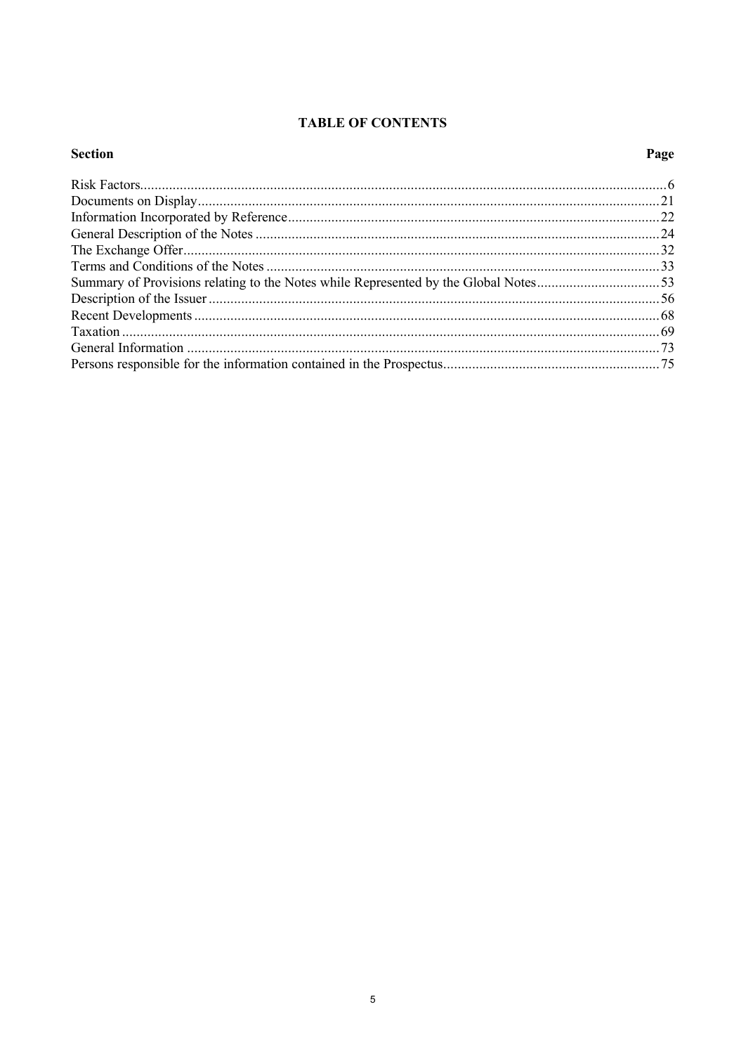## TABLE OF CONTENTS

| Section | Page |
|---|---|
| Risk Factors | 6 |
| Documents on Display | 21 |
| Information Incorporated by Reference | 22 |
| General Description of the Notes | 24 |
| The Exchange Offer | 32 |
| Terms and Conditions of the Notes | 33 |
| Summary of Provisions relating to the Notes while Represented by the Global Notes | 53 |
| Description of the Issuer | 56 |
| Recent Developments | 68 |
| Taxation | 69 |
| General Information | 73 |
| Persons responsible for the information contained in the Prospectus | 75 |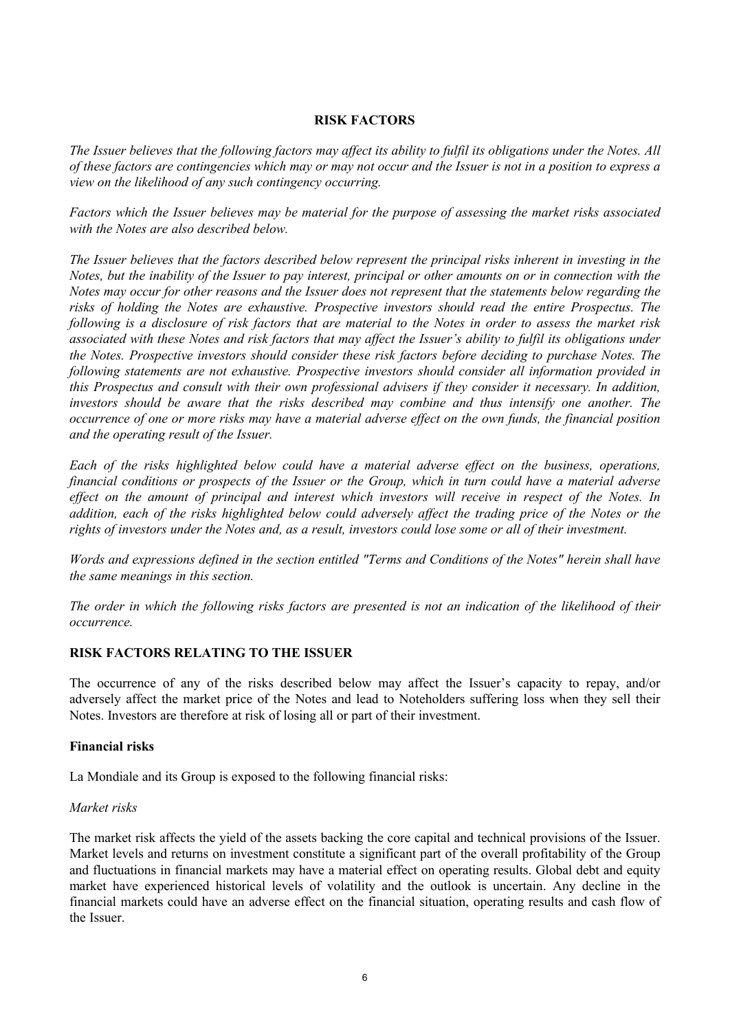## RISK FACTORS

*The Issuer believes that the following factors may affect its ability to fulfil its obligations under the Notes. All of these factors are contingencies which may or may not occur and the Issuer is not in a position to express a view on the likelihood of any such contingency occurring.*

*Factors which the Issuer believes may be material for the purpose of assessing the market risks associated with the Notes are also described below.*

*The Issuer believes that the factors described below represent the principal risks inherent in investing in the Notes, but the inability of the Issuer to pay interest, principal or other amounts on or in connection with the Notes may occur for other reasons and the Issuer does not represent that the statements below regarding the risks of holding the Notes are exhaustive. Prospective investors should read the entire Prospectus. The following is a disclosure of risk factors that are material to the Notes in order to assess the market risk associated with these Notes and risk factors that may affect the Issuer's ability to fulfil its obligations under the Notes. Prospective investors should consider these risk factors before deciding to purchase Notes. The following statements are not exhaustive. Prospective investors should consider all information provided in this Prospectus and consult with their own professional advisers if they consider it necessary. In addition, investors should be aware that the risks described may combine and thus intensify one another. The occurrence of one or more risks may have a material adverse effect on the own funds, the financial position and the operating result of the Issuer.*

*Each of the risks highlighted below could have a material adverse effect on the business, operations, financial conditions or prospects of the Issuer or the Group, which in turn could have a material adverse effect on the amount of principal and interest which investors will receive in respect of the Notes. In addition, each of the risks highlighted below could adversely affect the trading price of the Notes or the rights of investors under the Notes and, as a result, investors could lose some or all of their investment.*

*Words and expressions defined in the section entitled "Terms and Conditions of the Notes" herein shall have the same meanings in this section.*

*The order in which the following risks factors are presented is not an indication of the likelihood of their occurrence.*

### RISK FACTORS RELATING TO THE ISSUER

The occurrence of any of the risks described below may affect the Issuer's capacity to repay, and/or adversely affect the market price of the Notes and lead to Noteholders suffering loss when they sell their Notes. Investors are therefore at risk of losing all or part of their investment.

#### Financial risks

La Mondiale and its Group is exposed to the following financial risks:

*Market risks*

The market risk affects the yield of the assets backing the core capital and technical provisions of the Issuer. Market levels and returns on investment constitute a significant part of the overall profitability of the Group and fluctuations in financial markets may have a material effect on operating results. Global debt and equity market have experienced historical levels of volatility and the outlook is uncertain. Any decline in the financial markets could have an adverse effect on the financial situation, operating results and cash flow of the Issuer.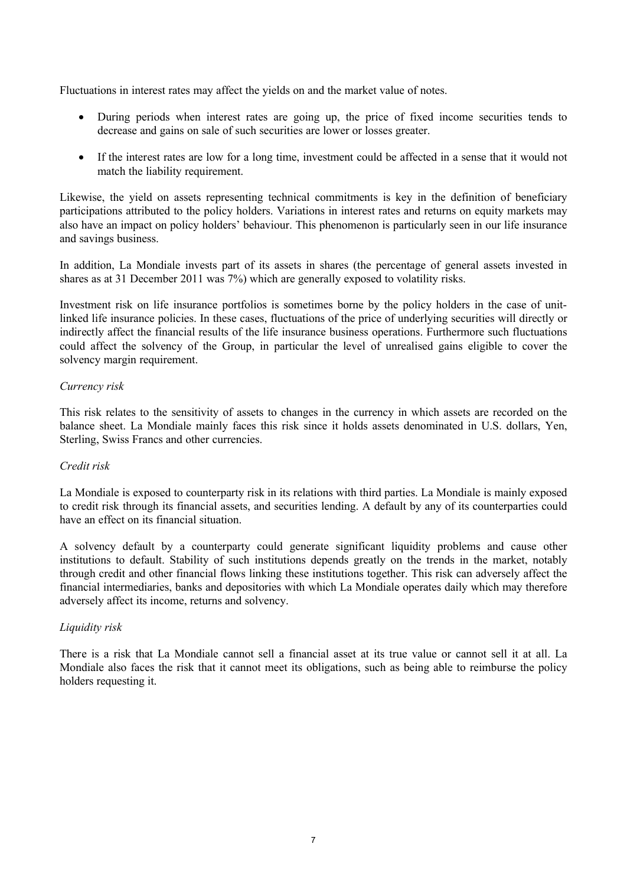Fluctuations in interest rates may affect the yields on and the market value of notes.

- During periods when interest rates are going up, the price of fixed income securities tends to decrease and gains on sale of such securities are lower or losses greater.
- If the interest rates are low for a long time, investment could be affected in a sense that it would not match the liability requirement.

Likewise, the yield on assets representing technical commitments is key in the definition of beneficiary participations attributed to the policy holders. Variations in interest rates and returns on equity markets may also have an impact on policy holders' behaviour. This phenomenon is particularly seen in our life insurance and savings business.

In addition, La Mondiale invests part of its assets in shares (the percentage of general assets invested in shares as at 31 December 2011 was 7%) which are generally exposed to volatility risks.

Investment risk on life insurance portfolios is sometimes borne by the policy holders in the case of unit-linked life insurance policies. In these cases, fluctuations of the price of underlying securities will directly or indirectly affect the financial results of the life insurance business operations. Furthermore such fluctuations could affect the solvency of the Group, in particular the level of unrealised gains eligible to cover the solvency margin requirement.

*Currency risk*

This risk relates to the sensitivity of assets to changes in the currency in which assets are recorded on the balance sheet. La Mondiale mainly faces this risk since it holds assets denominated in U.S. dollars, Yen, Sterling, Swiss Francs and other currencies.

*Credit risk*

La Mondiale is exposed to counterparty risk in its relations with third parties. La Mondiale is mainly exposed to credit risk through its financial assets, and securities lending. A default by any of its counterparties could have an effect on its financial situation.

A solvency default by a counterparty could generate significant liquidity problems and cause other institutions to default. Stability of such institutions depends greatly on the trends in the market, notably through credit and other financial flows linking these institutions together. This risk can adversely affect the financial intermediaries, banks and depositories with which La Mondiale operates daily which may therefore adversely affect its income, returns and solvency.

*Liquidity risk*

There is a risk that La Mondiale cannot sell a financial asset at its true value or cannot sell it at all. La Mondiale also faces the risk that it cannot meet its obligations, such as being able to reimburse the policy holders requesting it.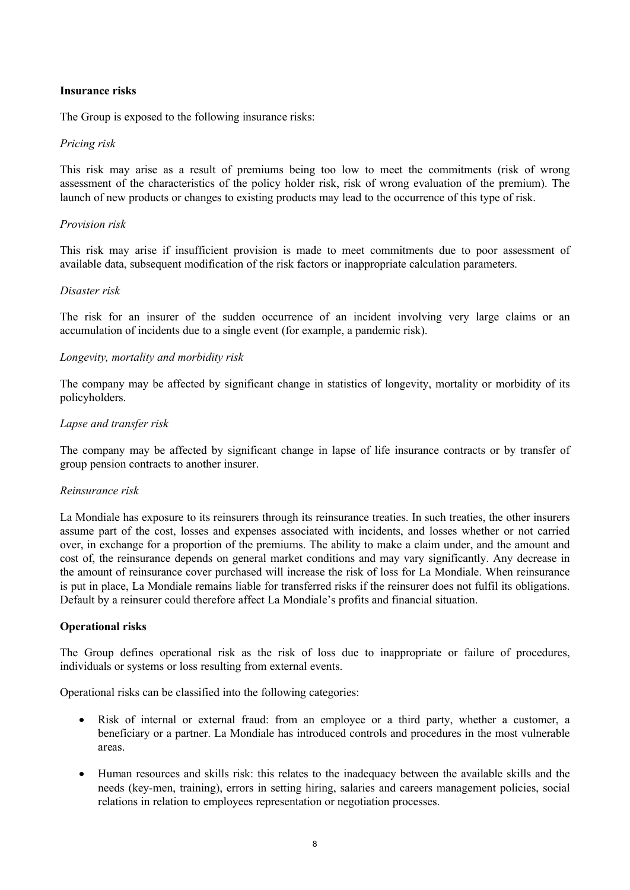**Insurance risks**

The Group is exposed to the following insurance risks:

*Pricing risk*

This risk may arise as a result of premiums being too low to meet the commitments (risk of wrong assessment of the characteristics of the policy holder risk, risk of wrong evaluation of the premium). The launch of new products or changes to existing products may lead to the occurrence of this type of risk.

*Provision risk*

This risk may arise if insufficient provision is made to meet commitments due to poor assessment of available data, subsequent modification of the risk factors or inappropriate calculation parameters.

*Disaster risk*

The risk for an insurer of the sudden occurrence of an incident involving very large claims or an accumulation of incidents due to a single event (for example, a pandemic risk).

*Longevity, mortality and morbidity risk*

The company may be affected by significant change in statistics of longevity, mortality or morbidity of its policyholders.

*Lapse and transfer risk*

The company may be affected by significant change in lapse of life insurance contracts or by transfer of group pension contracts to another insurer.

*Reinsurance risk*

La Mondiale has exposure to its reinsurers through its reinsurance treaties. In such treaties, the other insurers assume part of the cost, losses and expenses associated with incidents, and losses whether or not carried over, in exchange for a proportion of the premiums. The ability to make a claim under, and the amount and cost of, the reinsurance depends on general market conditions and may vary significantly. Any decrease in the amount of reinsurance cover purchased will increase the risk of loss for La Mondiale. When reinsurance is put in place, La Mondiale remains liable for transferred risks if the reinsurer does not fulfil its obligations. Default by a reinsurer could therefore affect La Mondiale's profits and financial situation.

**Operational risks**

The Group defines operational risk as the risk of loss due to inappropriate or failure of procedures, individuals or systems or loss resulting from external events.

Operational risks can be classified into the following categories:

- Risk of internal or external fraud: from an employee or a third party, whether a customer, a beneficiary or a partner. La Mondiale has introduced controls and procedures in the most vulnerable areas.
- Human resources and skills risk: this relates to the inadequacy between the available skills and the needs (key-men, training), errors in setting hiring, salaries and careers management policies, social relations in relation to employees representation or negotiation processes.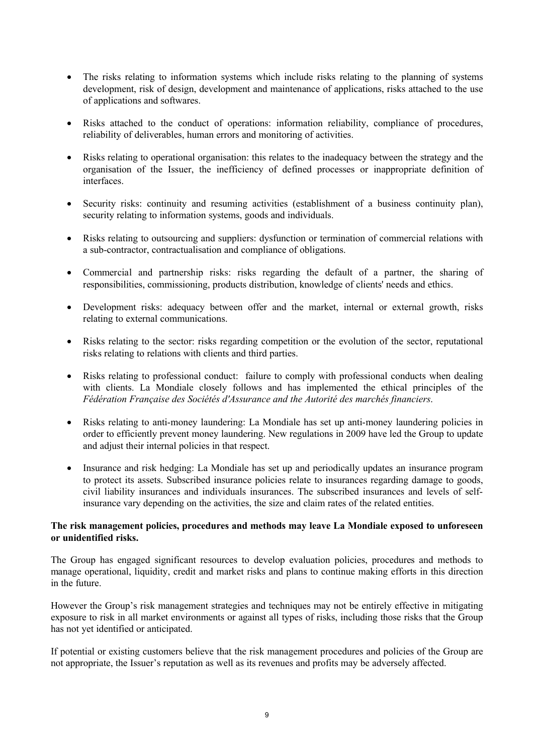- The risks relating to information systems which include risks relating to the planning of systems development, risk of design, development and maintenance of applications, risks attached to the use of applications and softwares.

- Risks attached to the conduct of operations: information reliability, compliance of procedures, reliability of deliverables, human errors and monitoring of activities.

- Risks relating to operational organisation: this relates to the inadequacy between the strategy and the organisation of the Issuer, the inefficiency of defined processes or inappropriate definition of interfaces.

- Security risks: continuity and resuming activities (establishment of a business continuity plan), security relating to information systems, goods and individuals.

- Risks relating to outsourcing and suppliers: dysfunction or termination of commercial relations with a sub-contractor, contractualisation and compliance of obligations.

- Commercial and partnership risks: risks regarding the default of a partner, the sharing of responsibilities, commissioning, products distribution, knowledge of clients' needs and ethics.

- Development risks: adequacy between offer and the market, internal or external growth, risks relating to external communications.

- Risks relating to the sector: risks regarding competition or the evolution of the sector, reputational risks relating to relations with clients and third parties.

- Risks relating to professional conduct: failure to comply with professional conducts when dealing with clients. La Mondiale closely follows and has implemented the ethical principles of the *Fédération Française des Sociétés d'Assurance and the Autorité des marchés financiers*.

- Risks relating to anti-money laundering: La Mondiale has set up anti-money laundering policies in order to efficiently prevent money laundering. New regulations in 2009 have led the Group to update and adjust their internal policies in that respect.

- Insurance and risk hedging: La Mondiale has set up and periodically updates an insurance program to protect its assets. Subscribed insurance policies relate to insurances regarding damage to goods, civil liability insurances and individuals insurances. The subscribed insurances and levels of self-insurance vary depending on the activities, the size and claim rates of the related entities.

**The risk management policies, procedures and methods may leave La Mondiale exposed to unforeseen or unidentified risks.**

The Group has engaged significant resources to develop evaluation policies, procedures and methods to manage operational, liquidity, credit and market risks and plans to continue making efforts in this direction in the future.

However the Group's risk management strategies and techniques may not be entirely effective in mitigating exposure to risk in all market environments or against all types of risks, including those risks that the Group has not yet identified or anticipated.

If potential or existing customers believe that the risk management procedures and policies of the Group are not appropriate, the Issuer's reputation as well as its revenues and profits may be adversely affected.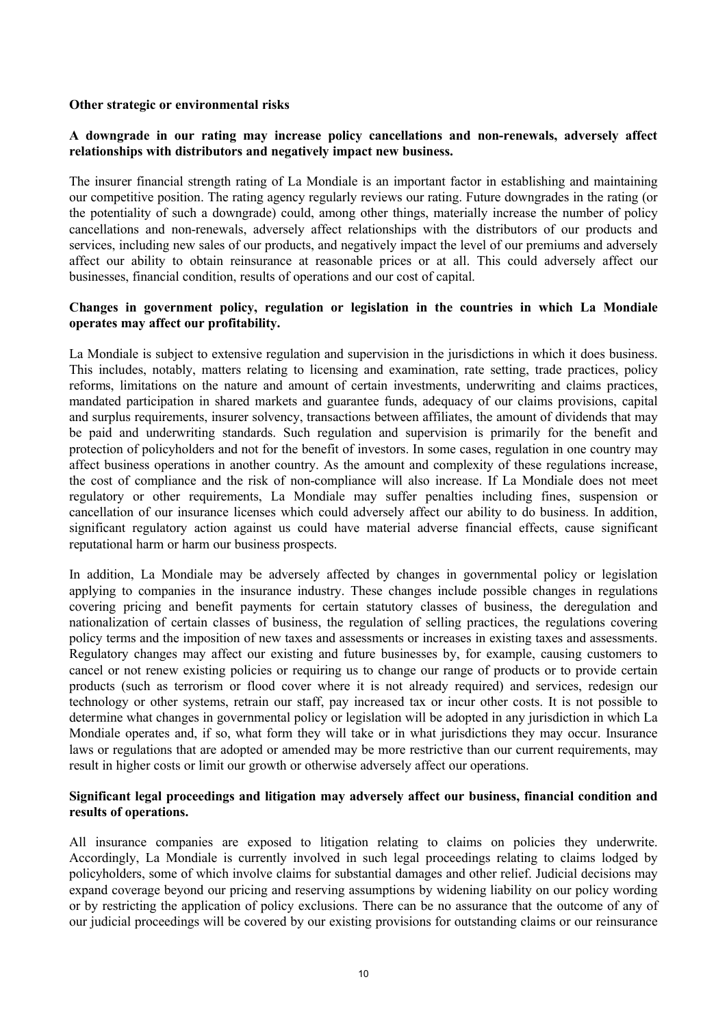**Other strategic or environmental risks**

**A downgrade in our rating may increase policy cancellations and non-renewals, adversely affect relationships with distributors and negatively impact new business.**

The insurer financial strength rating of La Mondiale is an important factor in establishing and maintaining our competitive position. The rating agency regularly reviews our rating. Future downgrades in the rating (or the potentiality of such a downgrade) could, among other things, materially increase the number of policy cancellations and non-renewals, adversely affect relationships with the distributors of our products and services, including new sales of our products, and negatively impact the level of our premiums and adversely affect our ability to obtain reinsurance at reasonable prices or at all. This could adversely affect our businesses, financial condition, results of operations and our cost of capital.

**Changes in government policy, regulation or legislation in the countries in which La Mondiale operates may affect our profitability.**

La Mondiale is subject to extensive regulation and supervision in the jurisdictions in which it does business. This includes, notably, matters relating to licensing and examination, rate setting, trade practices, policy reforms, limitations on the nature and amount of certain investments, underwriting and claims practices, mandated participation in shared markets and guarantee funds, adequacy of our claims provisions, capital and surplus requirements, insurer solvency, transactions between affiliates, the amount of dividends that may be paid and underwriting standards. Such regulation and supervision is primarily for the benefit and protection of policyholders and not for the benefit of investors. In some cases, regulation in one country may affect business operations in another country. As the amount and complexity of these regulations increase, the cost of compliance and the risk of non-compliance will also increase. If La Mondiale does not meet regulatory or other requirements, La Mondiale may suffer penalties including fines, suspension or cancellation of our insurance licenses which could adversely affect our ability to do business. In addition, significant regulatory action against us could have material adverse financial effects, cause significant reputational harm or harm our business prospects.

In addition, La Mondiale may be adversely affected by changes in governmental policy or legislation applying to companies in the insurance industry. These changes include possible changes in regulations covering pricing and benefit payments for certain statutory classes of business, the deregulation and nationalization of certain classes of business, the regulation of selling practices, the regulations covering policy terms and the imposition of new taxes and assessments or increases in existing taxes and assessments. Regulatory changes may affect our existing and future businesses by, for example, causing customers to cancel or not renew existing policies or requiring us to change our range of products or to provide certain products (such as terrorism or flood cover where it is not already required) and services, redesign our technology or other systems, retrain our staff, pay increased tax or incur other costs. It is not possible to determine what changes in governmental policy or legislation will be adopted in any jurisdiction in which La Mondiale operates and, if so, what form they will take or in what jurisdictions they may occur. Insurance laws or regulations that are adopted or amended may be more restrictive than our current requirements, may result in higher costs or limit our growth or otherwise adversely affect our operations.

**Significant legal proceedings and litigation may adversely affect our business, financial condition and results of operations.**

All insurance companies are exposed to litigation relating to claims on policies they underwrite. Accordingly, La Mondiale is currently involved in such legal proceedings relating to claims lodged by policyholders, some of which involve claims for substantial damages and other relief. Judicial decisions may expand coverage beyond our pricing and reserving assumptions by widening liability on our policy wording or by restricting the application of policy exclusions. There can be no assurance that the outcome of any of our judicial proceedings will be covered by our existing provisions for outstanding claims or our reinsurance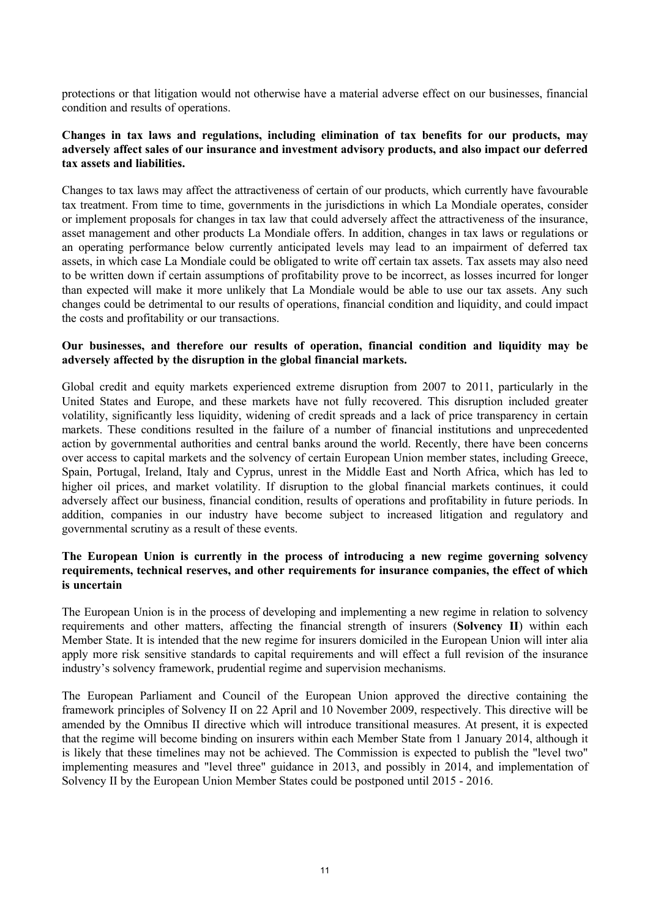protections or that litigation would not otherwise have a material adverse effect on our businesses, financial condition and results of operations.

**Changes in tax laws and regulations, including elimination of tax benefits for our products, may adversely affect sales of our insurance and investment advisory products, and also impact our deferred tax assets and liabilities.**

Changes to tax laws may affect the attractiveness of certain of our products, which currently have favourable tax treatment. From time to time, governments in the jurisdictions in which La Mondiale operates, consider or implement proposals for changes in tax law that could adversely affect the attractiveness of the insurance, asset management and other products La Mondiale offers. In addition, changes in tax laws or regulations or an operating performance below currently anticipated levels may lead to an impairment of deferred tax assets, in which case La Mondiale could be obligated to write off certain tax assets. Tax assets may also need to be written down if certain assumptions of profitability prove to be incorrect, as losses incurred for longer than expected will make it more unlikely that La Mondiale would be able to use our tax assets. Any such changes could be detrimental to our results of operations, financial condition and liquidity, and could impact the costs and profitability or our transactions.

**Our businesses, and therefore our results of operation, financial condition and liquidity may be adversely affected by the disruption in the global financial markets.**

Global credit and equity markets experienced extreme disruption from 2007 to 2011, particularly in the United States and Europe, and these markets have not fully recovered. This disruption included greater volatility, significantly less liquidity, widening of credit spreads and a lack of price transparency in certain markets. These conditions resulted in the failure of a number of financial institutions and unprecedented action by governmental authorities and central banks around the world. Recently, there have been concerns over access to capital markets and the solvency of certain European Union member states, including Greece, Spain, Portugal, Ireland, Italy and Cyprus, unrest in the Middle East and North Africa, which has led to higher oil prices, and market volatility. If disruption to the global financial markets continues, it could adversely affect our business, financial condition, results of operations and profitability in future periods. In addition, companies in our industry have become subject to increased litigation and regulatory and governmental scrutiny as a result of these events.

**The European Union is currently in the process of introducing a new regime governing solvency requirements, technical reserves, and other requirements for insurance companies, the effect of which is uncertain**

The European Union is in the process of developing and implementing a new regime in relation to solvency requirements and other matters, affecting the financial strength of insurers (**Solvency II**) within each Member State. It is intended that the new regime for insurers domiciled in the European Union will inter alia apply more risk sensitive standards to capital requirements and will effect a full revision of the insurance industry's solvency framework, prudential regime and supervision mechanisms.

The European Parliament and Council of the European Union approved the directive containing the framework principles of Solvency II on 22 April and 10 November 2009, respectively. This directive will be amended by the Omnibus II directive which will introduce transitional measures. At present, it is expected that the regime will become binding on insurers within each Member State from 1 January 2014, although it is likely that these timelines may not be achieved. The Commission is expected to publish the "level two" implementing measures and "level three" guidance in 2013, and possibly in 2014, and implementation of Solvency II by the European Union Member States could be postponed until 2015 - 2016.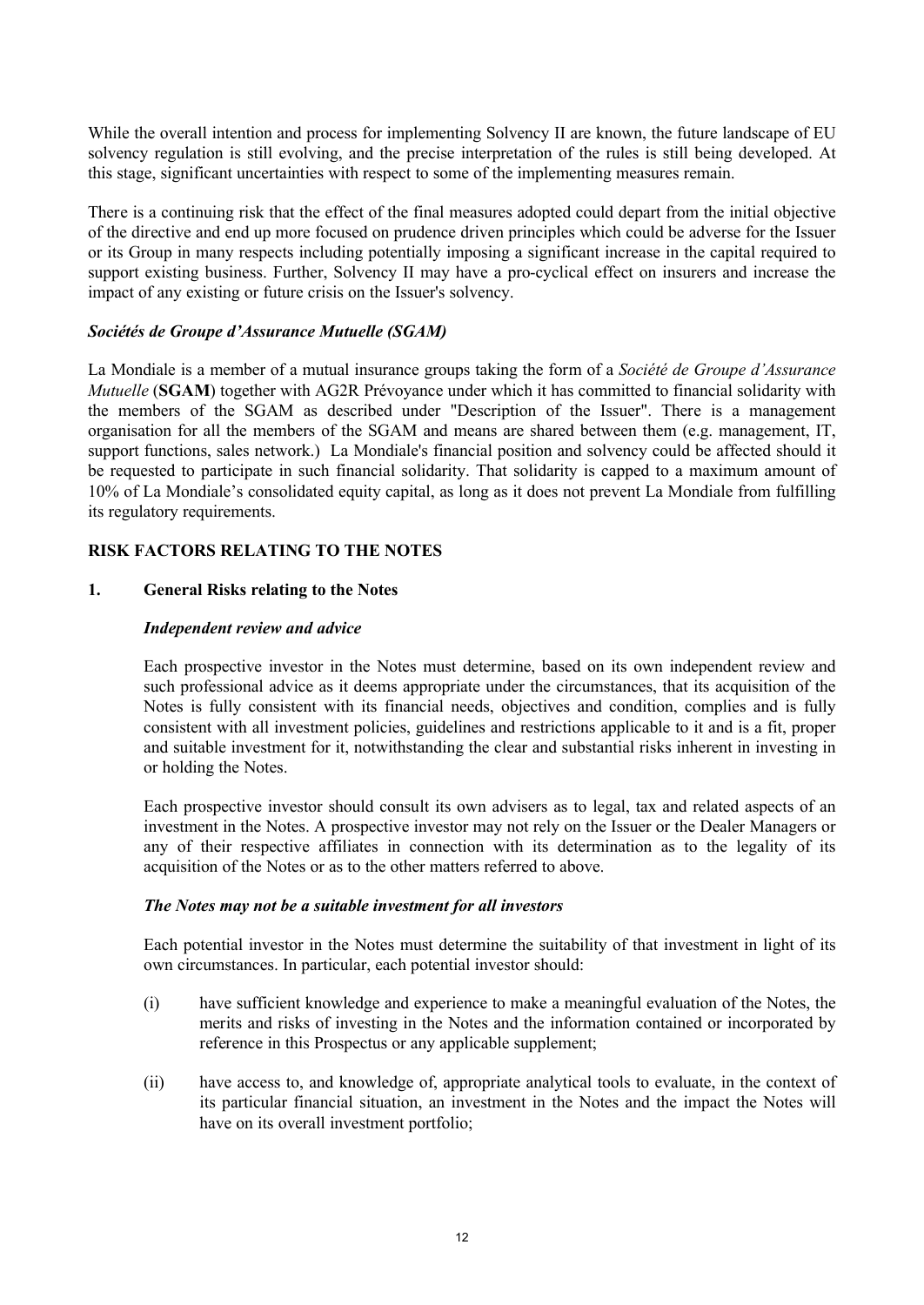While the overall intention and process for implementing Solvency II are known, the future landscape of EU solvency regulation is still evolving, and the precise interpretation of the rules is still being developed. At this stage, significant uncertainties with respect to some of the implementing measures remain.

There is a continuing risk that the effect of the final measures adopted could depart from the initial objective of the directive and end up more focused on prudence driven principles which could be adverse for the Issuer or its Group in many respects including potentially imposing a significant increase in the capital required to support existing business. Further, Solvency II may have a pro-cyclical effect on insurers and increase the impact of any existing or future crisis on the Issuer's solvency.

***Sociétés de Groupe d'Assurance Mutuelle (SGAM)***

La Mondiale is a member of a mutual insurance groups taking the form of a *Société de Groupe d'Assurance Mutuelle* (**SGAM**) together with AG2R Prévoyance under which it has committed to financial solidarity with the members of the SGAM as described under "Description of the Issuer". There is a management organisation for all the members of the SGAM and means are shared between them (e.g. management, IT, support functions, sales network.) La Mondiale's financial position and solvency could be affected should it be requested to participate in such financial solidarity. That solidarity is capped to a maximum amount of 10% of La Mondiale's consolidated equity capital, as long as it does not prevent La Mondiale from fulfilling its regulatory requirements.

## RISK FACTORS RELATING TO THE NOTES

### 1. General Risks relating to the Notes

***Independent review and advice***

Each prospective investor in the Notes must determine, based on its own independent review and such professional advice as it deems appropriate under the circumstances, that its acquisition of the Notes is fully consistent with its financial needs, objectives and condition, complies and is fully consistent with all investment policies, guidelines and restrictions applicable to it and is a fit, proper and suitable investment for it, notwithstanding the clear and substantial risks inherent in investing in or holding the Notes.

Each prospective investor should consult its own advisers as to legal, tax and related aspects of an investment in the Notes. A prospective investor may not rely on the Issuer or the Dealer Managers or any of their respective affiliates in connection with its determination as to the legality of its acquisition of the Notes or as to the other matters referred to above.

***The Notes may not be a suitable investment for all investors***

Each potential investor in the Notes must determine the suitability of that investment in light of its own circumstances. In particular, each potential investor should:

(i) have sufficient knowledge and experience to make a meaningful evaluation of the Notes, the merits and risks of investing in the Notes and the information contained or incorporated by reference in this Prospectus or any applicable supplement;

(ii) have access to, and knowledge of, appropriate analytical tools to evaluate, in the context of its particular financial situation, an investment in the Notes and the impact the Notes will have on its overall investment portfolio;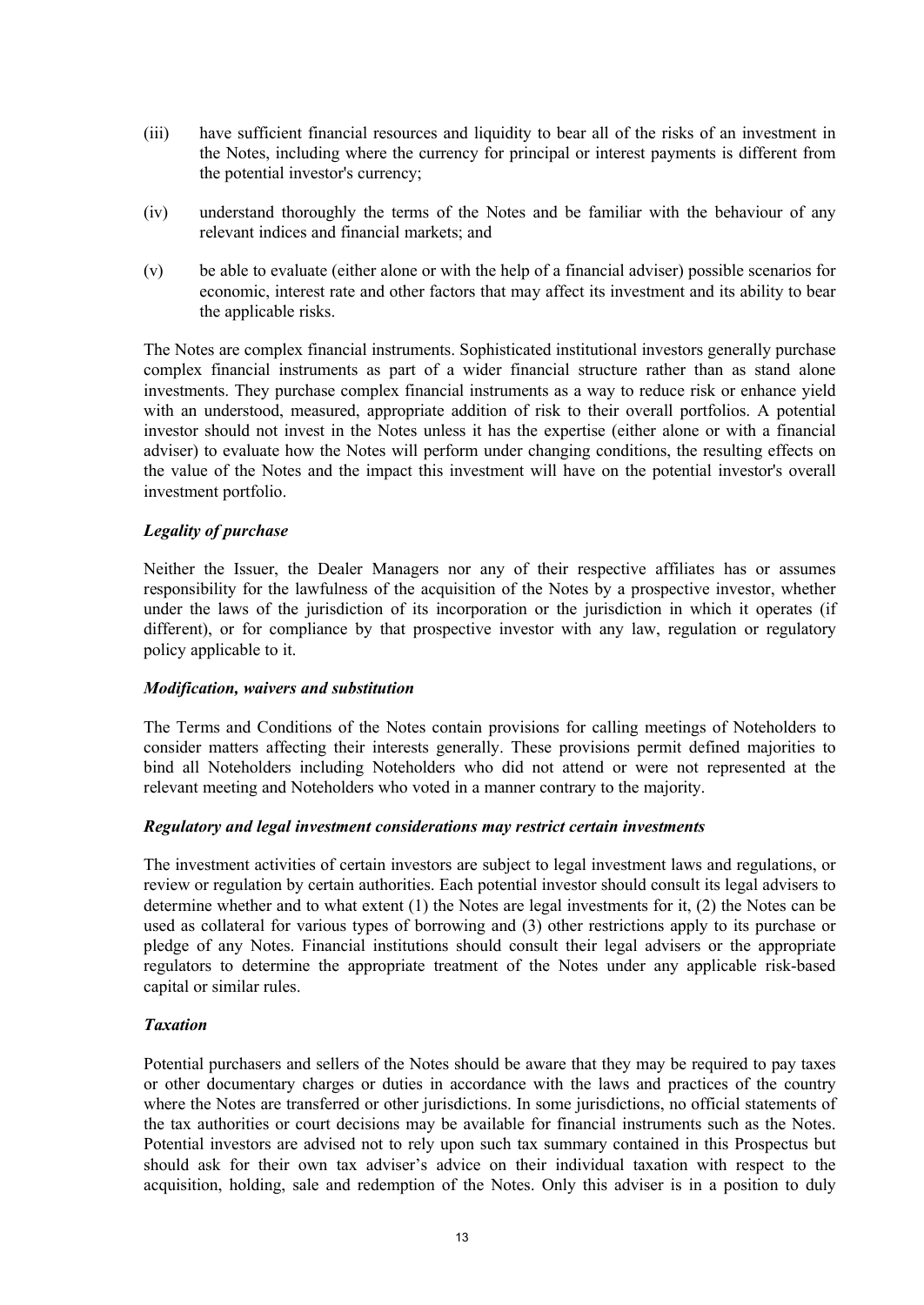(iii) have sufficient financial resources and liquidity to bear all of the risks of an investment in the Notes, including where the currency for principal or interest payments is different from the potential investor's currency;

(iv) understand thoroughly the terms of the Notes and be familiar with the behaviour of any relevant indices and financial markets; and

(v) be able to evaluate (either alone or with the help of a financial adviser) possible scenarios for economic, interest rate and other factors that may affect its investment and its ability to bear the applicable risks.

The Notes are complex financial instruments. Sophisticated institutional investors generally purchase complex financial instruments as part of a wider financial structure rather than as stand alone investments. They purchase complex financial instruments as a way to reduce risk or enhance yield with an understood, measured, appropriate addition of risk to their overall portfolios. A potential investor should not invest in the Notes unless it has the expertise (either alone or with a financial adviser) to evaluate how the Notes will perform under changing conditions, the resulting effects on the value of the Notes and the impact this investment will have on the potential investor's overall investment portfolio.

***Legality of purchase***

Neither the Issuer, the Dealer Managers nor any of their respective affiliates has or assumes responsibility for the lawfulness of the acquisition of the Notes by a prospective investor, whether under the laws of the jurisdiction of its incorporation or the jurisdiction in which it operates (if different), or for compliance by that prospective investor with any law, regulation or regulatory policy applicable to it.

***Modification, waivers and substitution***

The Terms and Conditions of the Notes contain provisions for calling meetings of Noteholders to consider matters affecting their interests generally. These provisions permit defined majorities to bind all Noteholders including Noteholders who did not attend or were not represented at the relevant meeting and Noteholders who voted in a manner contrary to the majority.

***Regulatory and legal investment considerations may restrict certain investments***

The investment activities of certain investors are subject to legal investment laws and regulations, or review or regulation by certain authorities. Each potential investor should consult its legal advisers to determine whether and to what extent (1) the Notes are legal investments for it, (2) the Notes can be used as collateral for various types of borrowing and (3) other restrictions apply to its purchase or pledge of any Notes. Financial institutions should consult their legal advisers or the appropriate regulators to determine the appropriate treatment of the Notes under any applicable risk-based capital or similar rules.

***Taxation***

Potential purchasers and sellers of the Notes should be aware that they may be required to pay taxes or other documentary charges or duties in accordance with the laws and practices of the country where the Notes are transferred or other jurisdictions. In some jurisdictions, no official statements of the tax authorities or court decisions may be available for financial instruments such as the Notes. Potential investors are advised not to rely upon such tax summary contained in this Prospectus but should ask for their own tax adviser's advice on their individual taxation with respect to the acquisition, holding, sale and redemption of the Notes. Only this adviser is in a position to duly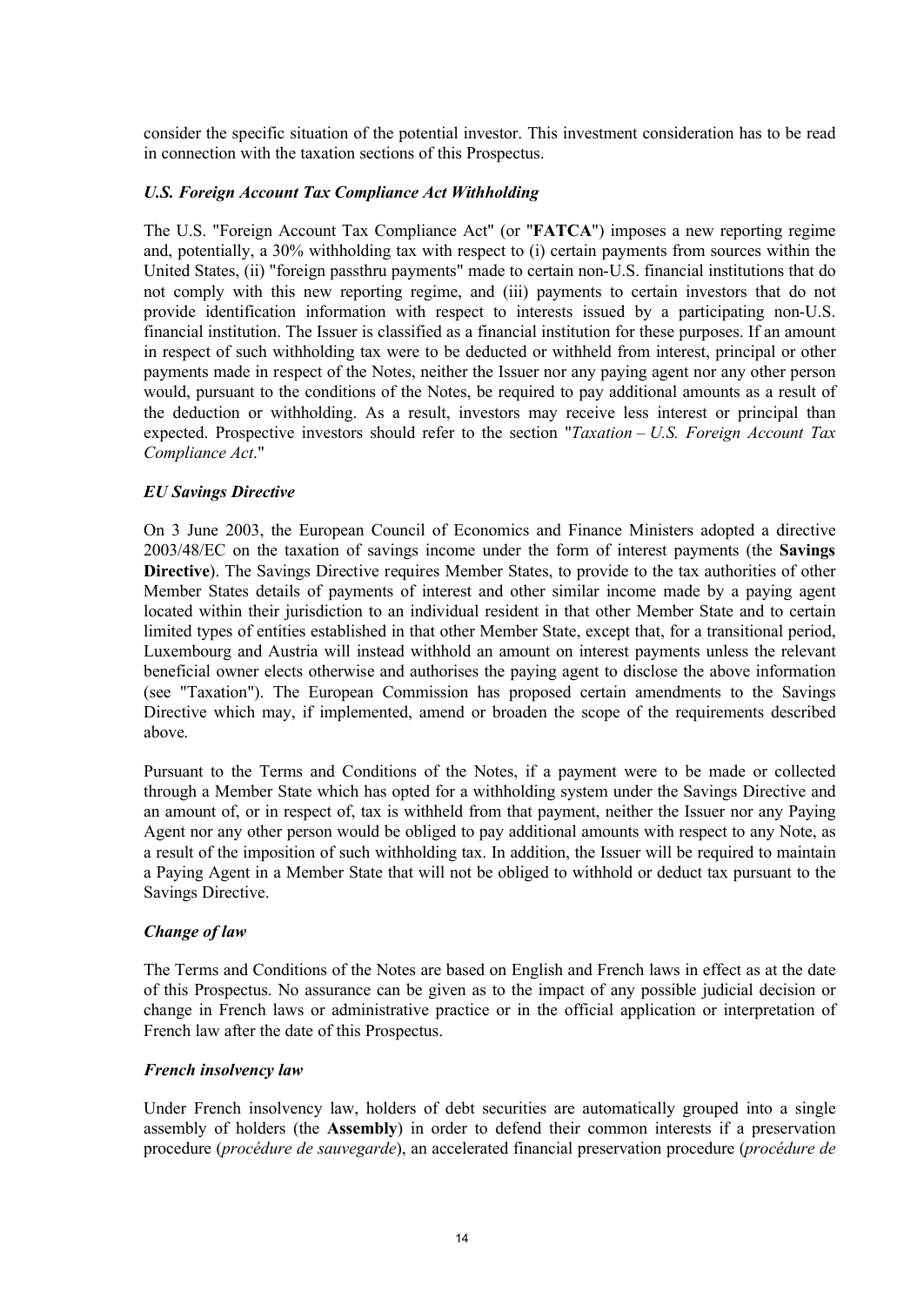consider the specific situation of the potential investor. This investment consideration has to be read in connection with the taxation sections of this Prospectus.

***U.S. Foreign Account Tax Compliance Act Withholding***

The U.S. "Foreign Account Tax Compliance Act" (or "**FATCA**") imposes a new reporting regime and, potentially, a 30% withholding tax with respect to (i) certain payments from sources within the United States, (ii) "foreign passthru payments" made to certain non-U.S. financial institutions that do not comply with this new reporting regime, and (iii) payments to certain investors that do not provide identification information with respect to interests issued by a participating non-U.S. financial institution. The Issuer is classified as a financial institution for these purposes. If an amount in respect of such withholding tax were to be deducted or withheld from interest, principal or other payments made in respect of the Notes, neither the Issuer nor any paying agent nor any other person would, pursuant to the conditions of the Notes, be required to pay additional amounts as a result of the deduction or withholding. As a result, investors may receive less interest or principal than expected. Prospective investors should refer to the section "*Taxation – U.S. Foreign Account Tax Compliance Act*."

***EU Savings Directive***

On 3 June 2003, the European Council of Economics and Finance Ministers adopted a directive 2003/48/EC on the taxation of savings income under the form of interest payments (the **Savings Directive**). The Savings Directive requires Member States, to provide to the tax authorities of other Member States details of payments of interest and other similar income made by a paying agent located within their jurisdiction to an individual resident in that other Member State and to certain limited types of entities established in that other Member State, except that, for a transitional period, Luxembourg and Austria will instead withhold an amount on interest payments unless the relevant beneficial owner elects otherwise and authorises the paying agent to disclose the above information (see "Taxation"). The European Commission has proposed certain amendments to the Savings Directive which may, if implemented, amend or broaden the scope of the requirements described above.

Pursuant to the Terms and Conditions of the Notes, if a payment were to be made or collected through a Member State which has opted for a withholding system under the Savings Directive and an amount of, or in respect of, tax is withheld from that payment, neither the Issuer nor any Paying Agent nor any other person would be obliged to pay additional amounts with respect to any Note, as a result of the imposition of such withholding tax. In addition, the Issuer will be required to maintain a Paying Agent in a Member State that will not be obliged to withhold or deduct tax pursuant to the Savings Directive.

***Change of law***

The Terms and Conditions of the Notes are based on English and French laws in effect as at the date of this Prospectus. No assurance can be given as to the impact of any possible judicial decision or change in French laws or administrative practice or in the official application or interpretation of French law after the date of this Prospectus.

***French insolvency law***

Under French insolvency law, holders of debt securities are automatically grouped into a single assembly of holders (the **Assembly**) in order to defend their common interests if a preservation procedure (*procédure de sauvegarde*), an accelerated financial preservation procedure (*procédure de*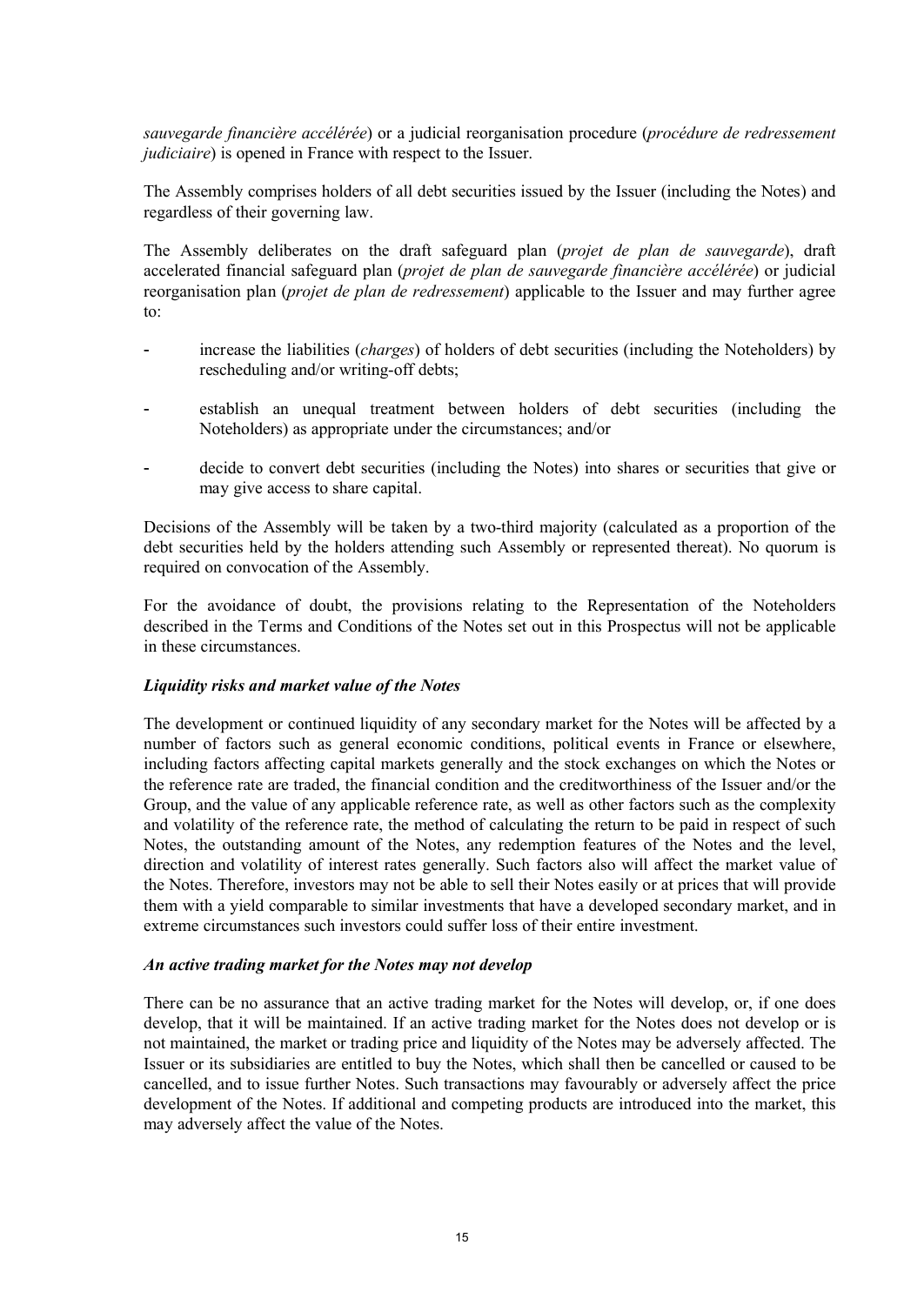*sauvegarde financière accélérée*) or a judicial reorganisation procedure (*procédure de redressement judiciaire*) is opened in France with respect to the Issuer.

The Assembly comprises holders of all debt securities issued by the Issuer (including the Notes) and regardless of their governing law.

The Assembly deliberates on the draft safeguard plan (*projet de plan de sauvegarde*), draft accelerated financial safeguard plan (*projet de plan de sauvegarde financière accélérée*) or judicial reorganisation plan (*projet de plan de redressement*) applicable to the Issuer and may further agree to:

- increase the liabilities (*charges*) of holders of debt securities (including the Noteholders) by rescheduling and/or writing-off debts;
- establish an unequal treatment between holders of debt securities (including the Noteholders) as appropriate under the circumstances; and/or
- decide to convert debt securities (including the Notes) into shares or securities that give or may give access to share capital.

Decisions of the Assembly will be taken by a two-third majority (calculated as a proportion of the debt securities held by the holders attending such Assembly or represented thereat). No quorum is required on convocation of the Assembly.

For the avoidance of doubt, the provisions relating to the Representation of the Noteholders described in the Terms and Conditions of the Notes set out in this Prospectus will not be applicable in these circumstances.

***Liquidity risks and market value of the Notes***

The development or continued liquidity of any secondary market for the Notes will be affected by a number of factors such as general economic conditions, political events in France or elsewhere, including factors affecting capital markets generally and the stock exchanges on which the Notes or the reference rate are traded, the financial condition and the creditworthiness of the Issuer and/or the Group, and the value of any applicable reference rate, as well as other factors such as the complexity and volatility of the reference rate, the method of calculating the return to be paid in respect of such Notes, the outstanding amount of the Notes, any redemption features of the Notes and the level, direction and volatility of interest rates generally. Such factors also will affect the market value of the Notes. Therefore, investors may not be able to sell their Notes easily or at prices that will provide them with a yield comparable to similar investments that have a developed secondary market, and in extreme circumstances such investors could suffer loss of their entire investment.

***An active trading market for the Notes may not develop***

There can be no assurance that an active trading market for the Notes will develop, or, if one does develop, that it will be maintained. If an active trading market for the Notes does not develop or is not maintained, the market or trading price and liquidity of the Notes may be adversely affected. The Issuer or its subsidiaries are entitled to buy the Notes, which shall then be cancelled or caused to be cancelled, and to issue further Notes. Such transactions may favourably or adversely affect the price development of the Notes. If additional and competing products are introduced into the market, this may adversely affect the value of the Notes.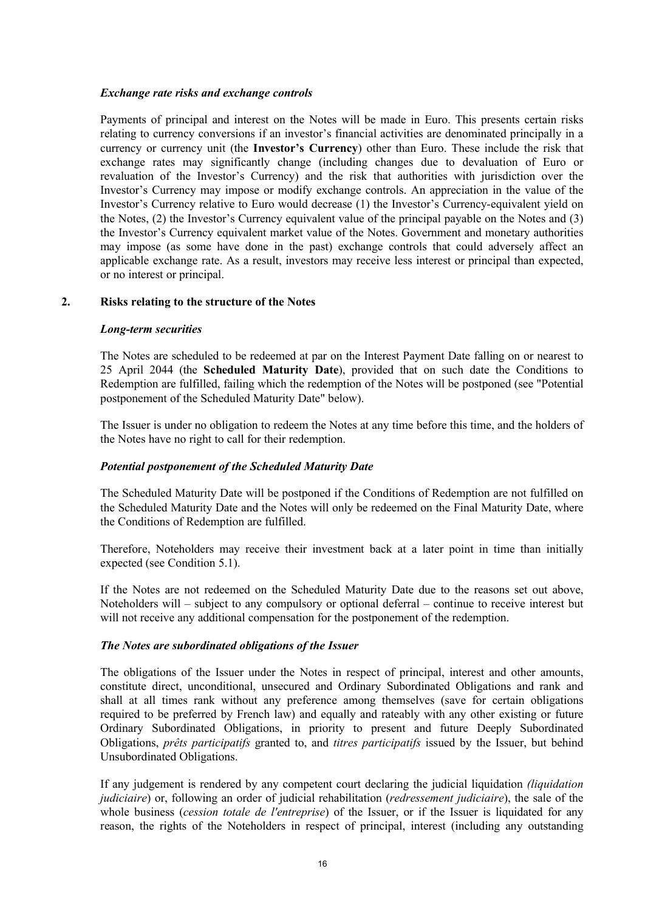### *Exchange rate risks and exchange controls*

Payments of principal and interest on the Notes will be made in Euro. This presents certain risks relating to currency conversions if an investor's financial activities are denominated principally in a currency or currency unit (the **Investor's Currency**) other than Euro. These include the risk that exchange rates may significantly change (including changes due to devaluation of Euro or revaluation of the Investor's Currency) and the risk that authorities with jurisdiction over the Investor's Currency may impose or modify exchange controls. An appreciation in the value of the Investor's Currency relative to Euro would decrease (1) the Investor's Currency-equivalent yield on the Notes, (2) the Investor's Currency equivalent value of the principal payable on the Notes and (3) the Investor's Currency equivalent market value of the Notes. Government and monetary authorities may impose (as some have done in the past) exchange controls that could adversely affect an applicable exchange rate. As a result, investors may receive less interest or principal than expected, or no interest or principal.

## 2. Risks relating to the structure of the Notes

### *Long-term securities*

The Notes are scheduled to be redeemed at par on the Interest Payment Date falling on or nearest to 25 April 2044 (the **Scheduled Maturity Date**), provided that on such date the Conditions to Redemption are fulfilled, failing which the redemption of the Notes will be postponed (see "Potential postponement of the Scheduled Maturity Date" below).

The Issuer is under no obligation to redeem the Notes at any time before this time, and the holders of the Notes have no right to call for their redemption.

### *Potential postponement of the Scheduled Maturity Date*

The Scheduled Maturity Date will be postponed if the Conditions of Redemption are not fulfilled on the Scheduled Maturity Date and the Notes will only be redeemed on the Final Maturity Date, where the Conditions of Redemption are fulfilled.

Therefore, Noteholders may receive their investment back at a later point in time than initially expected (see Condition 5.1).

If the Notes are not redeemed on the Scheduled Maturity Date due to the reasons set out above, Noteholders will – subject to any compulsory or optional deferral – continue to receive interest but will not receive any additional compensation for the postponement of the redemption.

### *The Notes are subordinated obligations of the Issuer*

The obligations of the Issuer under the Notes in respect of principal, interest and other amounts, constitute direct, unconditional, unsecured and Ordinary Subordinated Obligations and rank and shall at all times rank without any preference among themselves (save for certain obligations required to be preferred by French law) and equally and rateably with any other existing or future Ordinary Subordinated Obligations, in priority to present and future Deeply Subordinated Obligations, *prêts participatifs* granted to, and *titres participatifs* issued by the Issuer, but behind Unsubordinated Obligations.

If any judgement is rendered by any competent court declaring the judicial liquidation *(liquidation judiciaire*) or, following an order of judicial rehabilitation (*redressement judiciaire*), the sale of the whole business (*cession totale de l'entreprise*) of the Issuer, or if the Issuer is liquidated for any reason, the rights of the Noteholders in respect of principal, interest (including any outstanding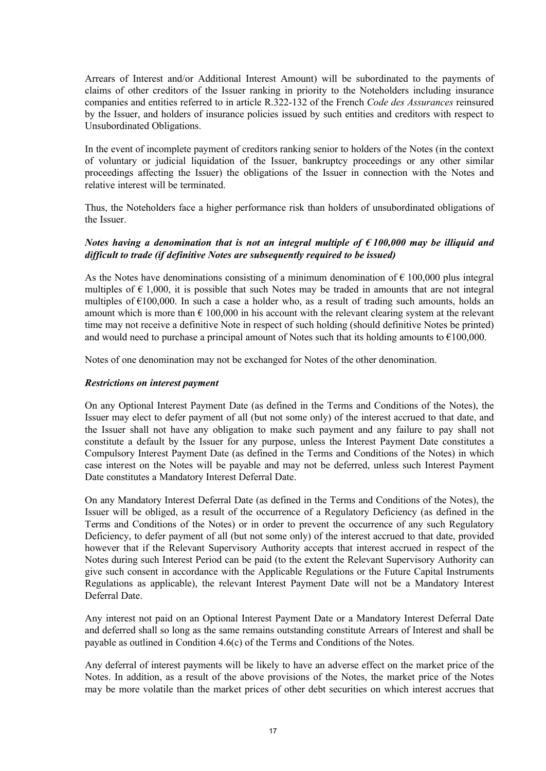Arrears of Interest and/or Additional Interest Amount) will be subordinated to the payments of claims of other creditors of the Issuer ranking in priority to the Noteholders including insurance companies and entities referred to in article R.322-132 of the French *Code des Assurances* reinsured by the Issuer, and holders of insurance policies issued by such entities and creditors with respect to Unsubordinated Obligations.

In the event of incomplete payment of creditors ranking senior to holders of the Notes (in the context of voluntary or judicial liquidation of the Issuer, bankruptcy proceedings or any other similar proceedings affecting the Issuer) the obligations of the Issuer in connection with the Notes and relative interest will be terminated.

Thus, the Noteholders face a higher performance risk than holders of unsubordinated obligations of the Issuer.

***Notes having a denomination that is not an integral multiple of € 100,000 may be illiquid and difficult to trade (if definitive Notes are subsequently required to be issued)***

As the Notes have denominations consisting of a minimum denomination of € 100,000 plus integral multiples of € 1,000, it is possible that such Notes may be traded in amounts that are not integral multiples of €100,000. In such a case a holder who, as a result of trading such amounts, holds an amount which is more than € 100,000 in his account with the relevant clearing system at the relevant time may not receive a definitive Note in respect of such holding (should definitive Notes be printed) and would need to purchase a principal amount of Notes such that its holding amounts to €100,000.

Notes of one denomination may not be exchanged for Notes of the other denomination.

***Restrictions on interest payment***

On any Optional Interest Payment Date (as defined in the Terms and Conditions of the Notes), the Issuer may elect to defer payment of all (but not some only) of the interest accrued to that date, and the Issuer shall not have any obligation to make such payment and any failure to pay shall not constitute a default by the Issuer for any purpose, unless the Interest Payment Date constitutes a Compulsory Interest Payment Date (as defined in the Terms and Conditions of the Notes) in which case interest on the Notes will be payable and may not be deferred, unless such Interest Payment Date constitutes a Mandatory Interest Deferral Date.

On any Mandatory Interest Deferral Date (as defined in the Terms and Conditions of the Notes), the Issuer will be obliged, as a result of the occurrence of a Regulatory Deficiency (as defined in the Terms and Conditions of the Notes) or in order to prevent the occurrence of any such Regulatory Deficiency, to defer payment of all (but not some only) of the interest accrued to that date, provided however that if the Relevant Supervisory Authority accepts that interest accrued in respect of the Notes during such Interest Period can be paid (to the extent the Relevant Supervisory Authority can give such consent in accordance with the Applicable Regulations or the Future Capital Instruments Regulations as applicable), the relevant Interest Payment Date will not be a Mandatory Interest Deferral Date.

Any interest not paid on an Optional Interest Payment Date or a Mandatory Interest Deferral Date and deferred shall so long as the same remains outstanding constitute Arrears of Interest and shall be payable as outlined in Condition 4.6(c) of the Terms and Conditions of the Notes.

Any deferral of interest payments will be likely to have an adverse effect on the market price of the Notes. In addition, as a result of the above provisions of the Notes, the market price of the Notes may be more volatile than the market prices of other debt securities on which interest accrues that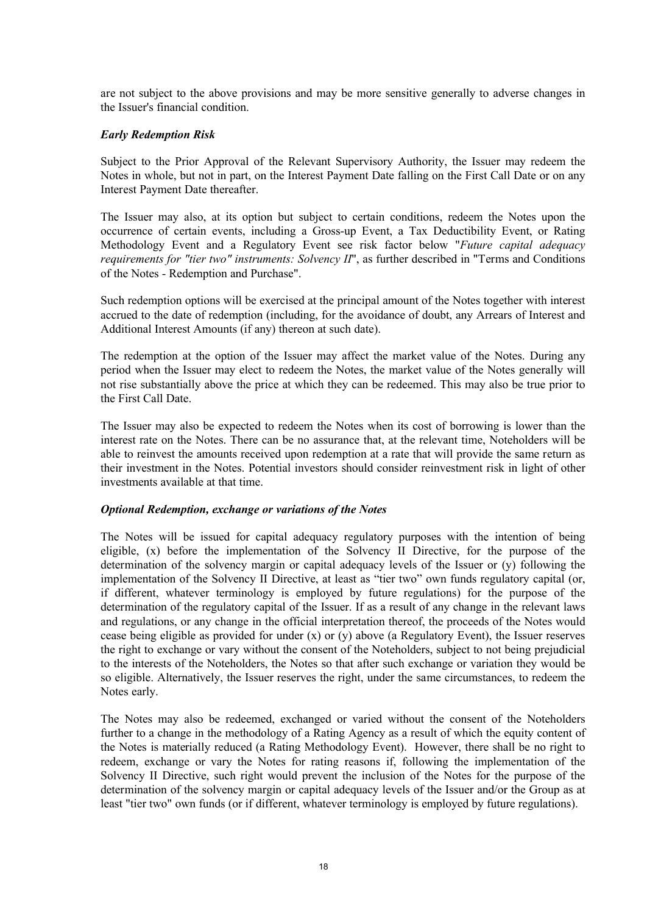are not subject to the above provisions and may be more sensitive generally to adverse changes in the Issuer's financial condition.

***Early Redemption Risk***

Subject to the Prior Approval of the Relevant Supervisory Authority, the Issuer may redeem the Notes in whole, but not in part, on the Interest Payment Date falling on the First Call Date or on any Interest Payment Date thereafter.

The Issuer may also, at its option but subject to certain conditions, redeem the Notes upon the occurrence of certain events, including a Gross-up Event, a Tax Deductibility Event, or Rating Methodology Event and a Regulatory Event see risk factor below "*Future capital adequacy requirements for "tier two" instruments: Solvency II*", as further described in "Terms and Conditions of the Notes - Redemption and Purchase".

Such redemption options will be exercised at the principal amount of the Notes together with interest accrued to the date of redemption (including, for the avoidance of doubt, any Arrears of Interest and Additional Interest Amounts (if any) thereon at such date).

The redemption at the option of the Issuer may affect the market value of the Notes. During any period when the Issuer may elect to redeem the Notes, the market value of the Notes generally will not rise substantially above the price at which they can be redeemed. This may also be true prior to the First Call Date.

The Issuer may also be expected to redeem the Notes when its cost of borrowing is lower than the interest rate on the Notes. There can be no assurance that, at the relevant time, Noteholders will be able to reinvest the amounts received upon redemption at a rate that will provide the same return as their investment in the Notes. Potential investors should consider reinvestment risk in light of other investments available at that time.

***Optional Redemption, exchange or variations of the Notes***

The Notes will be issued for capital adequacy regulatory purposes with the intention of being eligible, (x) before the implementation of the Solvency II Directive, for the purpose of the determination of the solvency margin or capital adequacy levels of the Issuer or (y) following the implementation of the Solvency II Directive, at least as "tier two" own funds regulatory capital (or, if different, whatever terminology is employed by future regulations) for the purpose of the determination of the regulatory capital of the Issuer. If as a result of any change in the relevant laws and regulations, or any change in the official interpretation thereof, the proceeds of the Notes would cease being eligible as provided for under (x) or (y) above (a Regulatory Event), the Issuer reserves the right to exchange or vary without the consent of the Noteholders, subject to not being prejudicial to the interests of the Noteholders, the Notes so that after such exchange or variation they would be so eligible. Alternatively, the Issuer reserves the right, under the same circumstances, to redeem the Notes early.

The Notes may also be redeemed, exchanged or varied without the consent of the Noteholders further to a change in the methodology of a Rating Agency as a result of which the equity content of the Notes is materially reduced (a Rating Methodology Event). However, there shall be no right to redeem, exchange or vary the Notes for rating reasons if, following the implementation of the Solvency II Directive, such right would prevent the inclusion of the Notes for the purpose of the determination of the solvency margin or capital adequacy levels of the Issuer and/or the Group as at least "tier two" own funds (or if different, whatever terminology is employed by future regulations).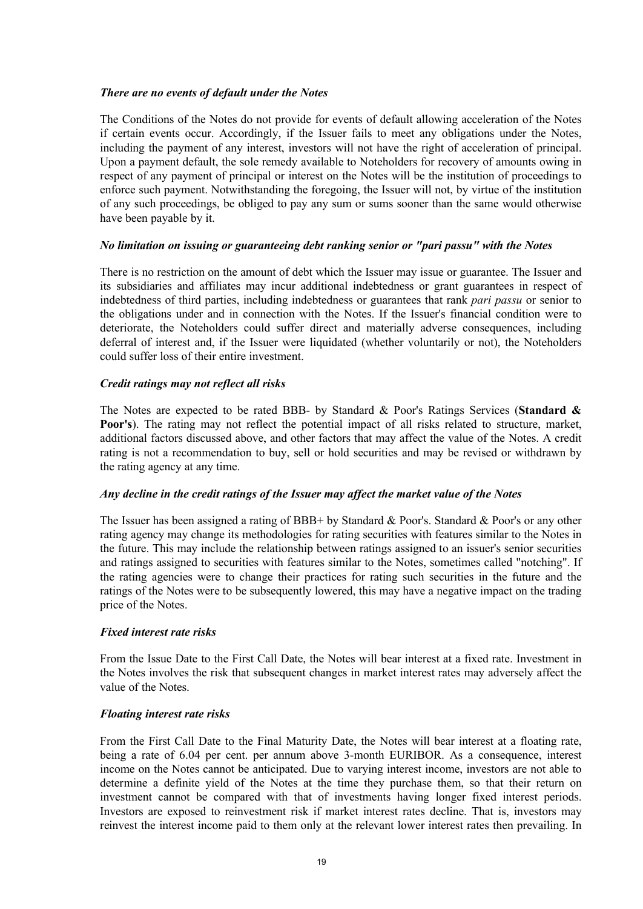***There are no events of default under the Notes***

The Conditions of the Notes do not provide for events of default allowing acceleration of the Notes if certain events occur. Accordingly, if the Issuer fails to meet any obligations under the Notes, including the payment of any interest, investors will not have the right of acceleration of principal. Upon a payment default, the sole remedy available to Noteholders for recovery of amounts owing in respect of any payment of principal or interest on the Notes will be the institution of proceedings to enforce such payment. Notwithstanding the foregoing, the Issuer will not, by virtue of the institution of any such proceedings, be obliged to pay any sum or sums sooner than the same would otherwise have been payable by it.

***No limitation on issuing or guaranteeing debt ranking senior or "pari passu" with the Notes***

There is no restriction on the amount of debt which the Issuer may issue or guarantee. The Issuer and its subsidiaries and affiliates may incur additional indebtedness or grant guarantees in respect of indebtedness of third parties, including indebtedness or guarantees that rank *pari passu* or senior to the obligations under and in connection with the Notes. If the Issuer's financial condition were to deteriorate, the Noteholders could suffer direct and materially adverse consequences, including deferral of interest and, if the Issuer were liquidated (whether voluntarily or not), the Noteholders could suffer loss of their entire investment.

***Credit ratings may not reflect all risks***

The Notes are expected to be rated BBB- by Standard & Poor's Ratings Services (**Standard & Poor's**). The rating may not reflect the potential impact of all risks related to structure, market, additional factors discussed above, and other factors that may affect the value of the Notes. A credit rating is not a recommendation to buy, sell or hold securities and may be revised or withdrawn by the rating agency at any time.

***Any decline in the credit ratings of the Issuer may affect the market value of the Notes***

The Issuer has been assigned a rating of BBB+ by Standard & Poor's. Standard & Poor's or any other rating agency may change its methodologies for rating securities with features similar to the Notes in the future. This may include the relationship between ratings assigned to an issuer's senior securities and ratings assigned to securities with features similar to the Notes, sometimes called "notching". If the rating agencies were to change their practices for rating such securities in the future and the ratings of the Notes were to be subsequently lowered, this may have a negative impact on the trading price of the Notes.

***Fixed interest rate risks***

From the Issue Date to the First Call Date, the Notes will bear interest at a fixed rate. Investment in the Notes involves the risk that subsequent changes in market interest rates may adversely affect the value of the Notes.

***Floating interest rate risks***

From the First Call Date to the Final Maturity Date, the Notes will bear interest at a floating rate, being a rate of 6.04 per cent. per annum above 3-month EURIBOR. As a consequence, interest income on the Notes cannot be anticipated. Due to varying interest income, investors are not able to determine a definite yield of the Notes at the time they purchase them, so that their return on investment cannot be compared with that of investments having longer fixed interest periods. Investors are exposed to reinvestment risk if market interest rates decline. That is, investors may reinvest the interest income paid to them only at the relevant lower interest rates then prevailing. In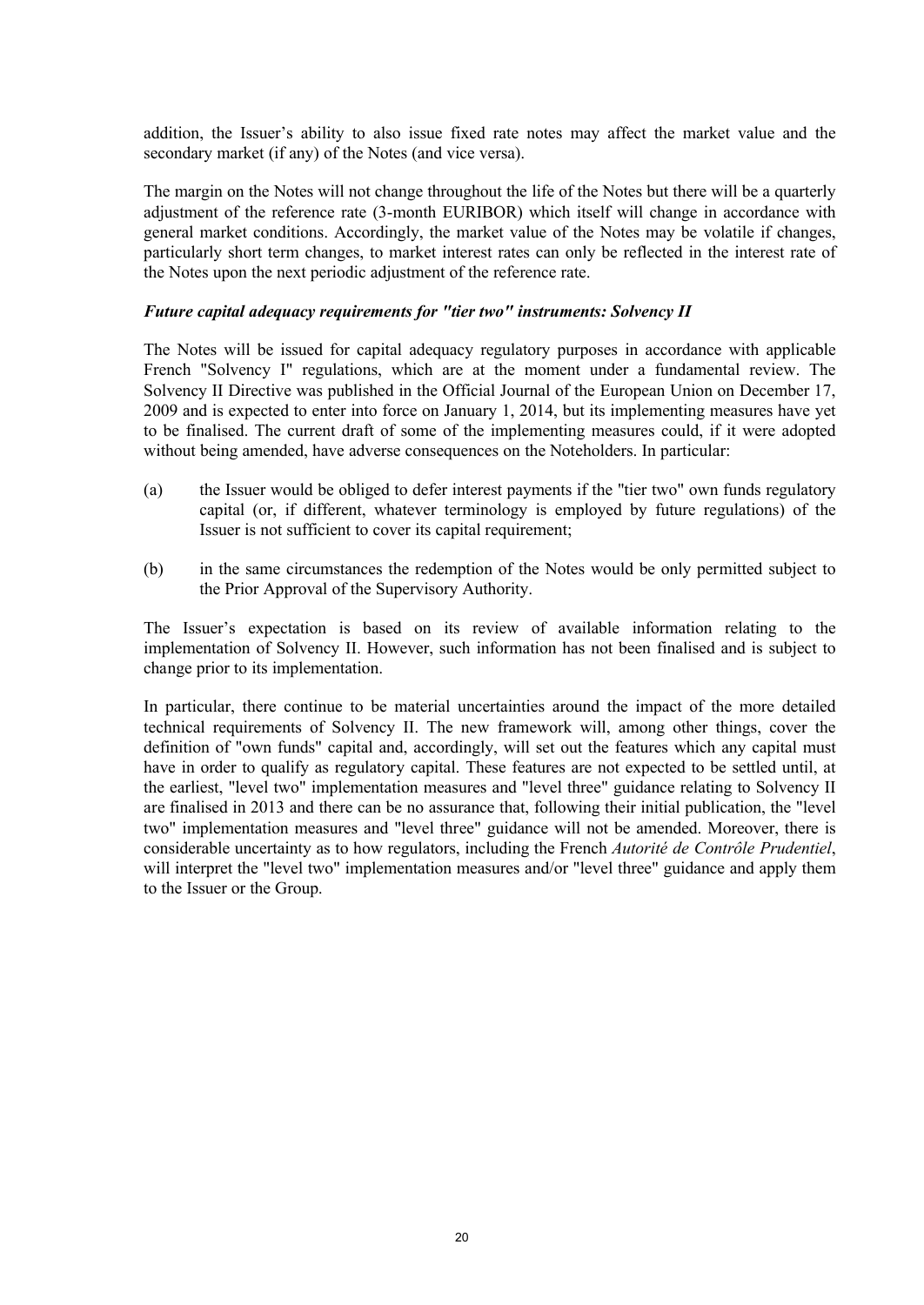addition, the Issuer's ability to also issue fixed rate notes may affect the market value and the secondary market (if any) of the Notes (and vice versa).

The margin on the Notes will not change throughout the life of the Notes but there will be a quarterly adjustment of the reference rate (3-month EURIBOR) which itself will change in accordance with general market conditions. Accordingly, the market value of the Notes may be volatile if changes, particularly short term changes, to market interest rates can only be reflected in the interest rate of the Notes upon the next periodic adjustment of the reference rate.

***Future capital adequacy requirements for "tier two" instruments: Solvency II***

The Notes will be issued for capital adequacy regulatory purposes in accordance with applicable French "Solvency I" regulations, which are at the moment under a fundamental review. The Solvency II Directive was published in the Official Journal of the European Union on December 17, 2009 and is expected to enter into force on January 1, 2014, but its implementing measures have yet to be finalised. The current draft of some of the implementing measures could, if it were adopted without being amended, have adverse consequences on the Noteholders. In particular:

(a) the Issuer would be obliged to defer interest payments if the "tier two" own funds regulatory capital (or, if different, whatever terminology is employed by future regulations) of the Issuer is not sufficient to cover its capital requirement;

(b) in the same circumstances the redemption of the Notes would be only permitted subject to the Prior Approval of the Supervisory Authority.

The Issuer's expectation is based on its review of available information relating to the implementation of Solvency II. However, such information has not been finalised and is subject to change prior to its implementation.

In particular, there continue to be material uncertainties around the impact of the more detailed technical requirements of Solvency II. The new framework will, among other things, cover the definition of "own funds" capital and, accordingly, will set out the features which any capital must have in order to qualify as regulatory capital. These features are not expected to be settled until, at the earliest, "level two" implementation measures and "level three" guidance relating to Solvency II are finalised in 2013 and there can be no assurance that, following their initial publication, the "level two" implementation measures and "level three" guidance will not be amended. Moreover, there is considerable uncertainty as to how regulators, including the French *Autorité de Contrôle Prudentiel*, will interpret the "level two" implementation measures and/or "level three" guidance and apply them to the Issuer or the Group.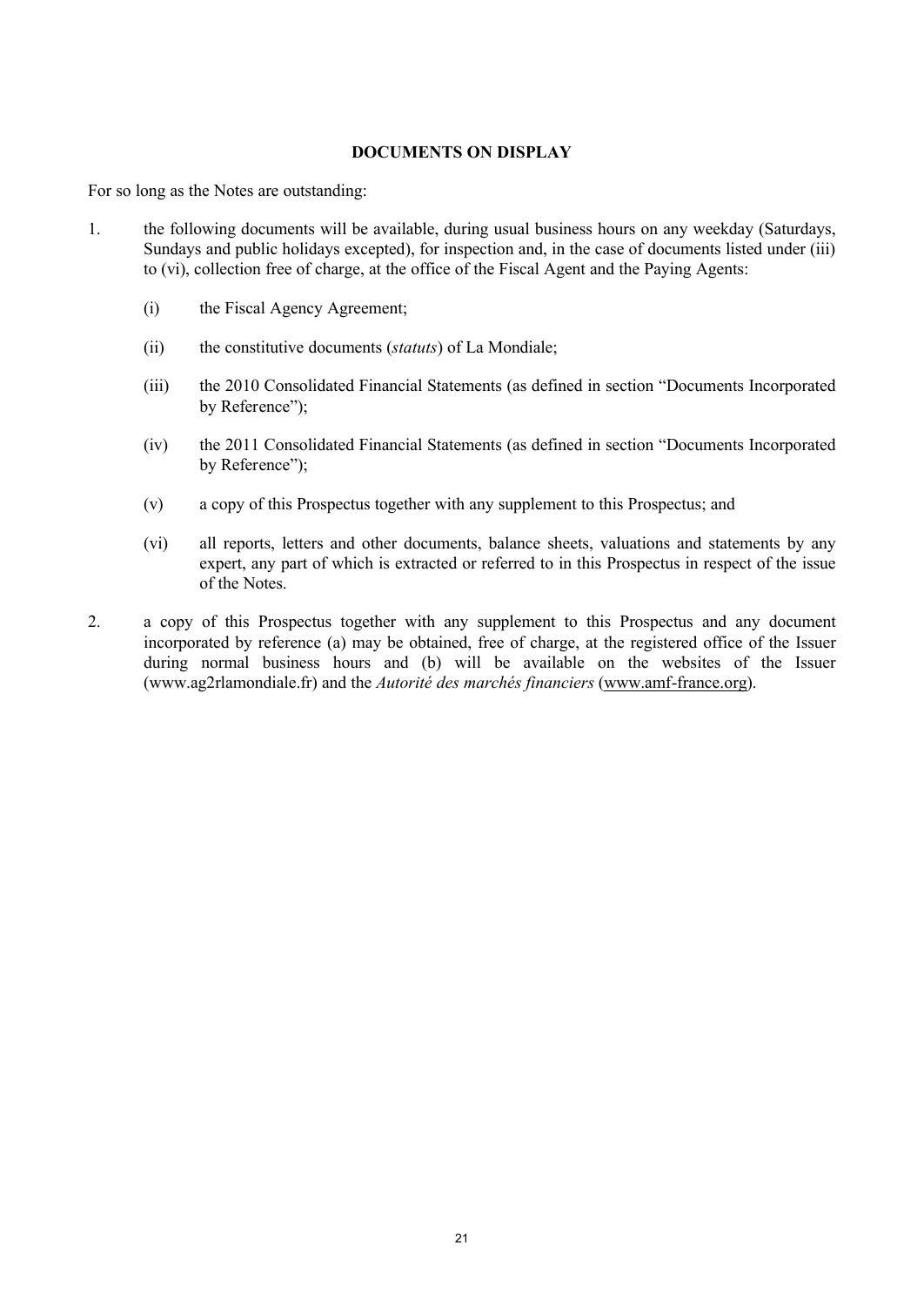# DOCUMENTS ON DISPLAY

For so long as the Notes are outstanding:

1. the following documents will be available, during usual business hours on any weekday (Saturdays, Sundays and public holidays excepted), for inspection and, in the case of documents listed under (iii) to (vi), collection free of charge, at the office of the Fiscal Agent and the Paying Agents:

   (i) the Fiscal Agency Agreement;

   (ii) the constitutive documents (*statuts*) of La Mondiale;

   (iii) the 2010 Consolidated Financial Statements (as defined in section "Documents Incorporated by Reference");

   (iv) the 2011 Consolidated Financial Statements (as defined in section "Documents Incorporated by Reference");

   (v) a copy of this Prospectus together with any supplement to this Prospectus; and

   (vi) all reports, letters and other documents, balance sheets, valuations and statements by any expert, any part of which is extracted or referred to in this Prospectus in respect of the issue of the Notes.

2. a copy of this Prospectus together with any supplement to this Prospectus and any document incorporated by reference (a) may be obtained, free of charge, at the registered office of the Issuer during normal business hours and (b) will be available on the websites of the Issuer (www.ag2rlamondiale.fr) and the *Autorité des marchés financiers* (www.amf-france.org).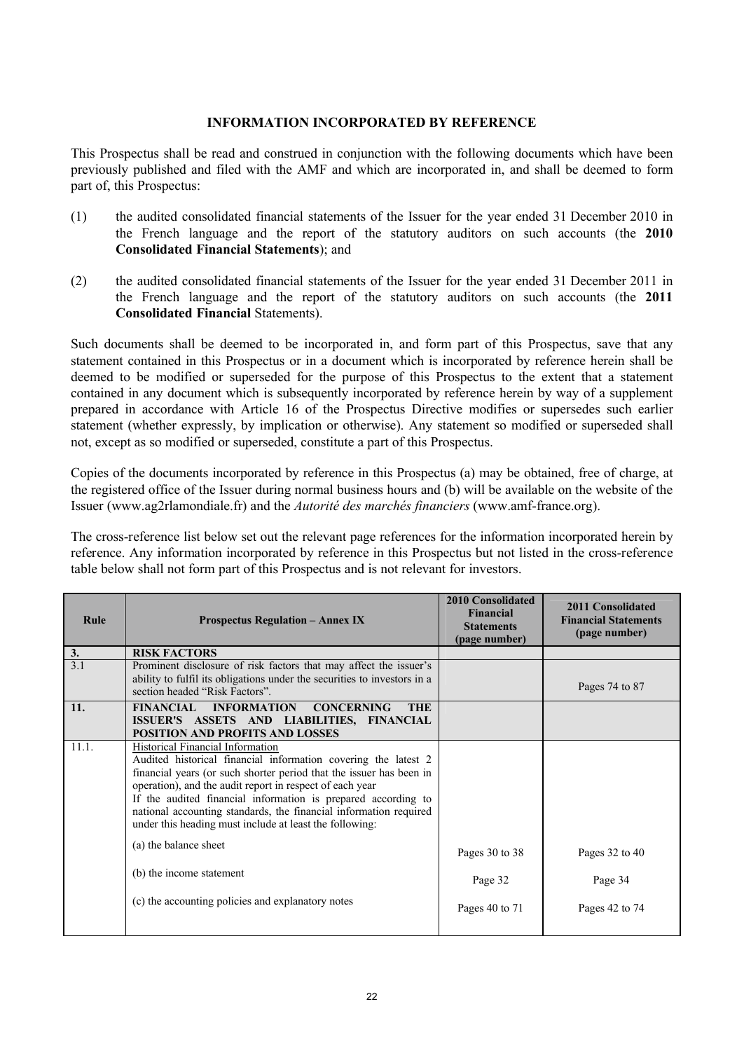## INFORMATION INCORPORATED BY REFERENCE

This Prospectus shall be read and construed in conjunction with the following documents which have been previously published and filed with the AMF and which are incorporated in, and shall be deemed to form part of, this Prospectus:

(1) the audited consolidated financial statements of the Issuer for the year ended 31 December 2010 in the French language and the report of the statutory auditors on such accounts (the **2010 Consolidated Financial Statements**); and

(2) the audited consolidated financial statements of the Issuer for the year ended 31 December 2011 in the French language and the report of the statutory auditors on such accounts (the **2011 Consolidated Financial** Statements).

Such documents shall be deemed to be incorporated in, and form part of this Prospectus, save that any statement contained in this Prospectus or in a document which is incorporated by reference herein shall be deemed to be modified or superseded for the purpose of this Prospectus to the extent that a statement contained in any document which is subsequently incorporated by reference herein by way of a supplement prepared in accordance with Article 16 of the Prospectus Directive modifies or supersedes such earlier statement (whether expressly, by implication or otherwise). Any statement so modified or superseded shall not, except as so modified or superseded, constitute a part of this Prospectus.

Copies of the documents incorporated by reference in this Prospectus (a) may be obtained, free of charge, at the registered office of the Issuer during normal business hours and (b) will be available on the website of the Issuer (www.ag2rlamondiale.fr) and the *Autorité des marchés financiers* (www.amf-france.org).

The cross-reference list below set out the relevant page references for the information incorporated herein by reference. Any information incorporated by reference in this Prospectus but not listed in the cross-reference table below shall not form part of this Prospectus and is not relevant for investors.

| Rule | Prospectus Regulation – Annex IX | 2010 Consolidated Financial Statements (page number) | 2011 Consolidated Financial Statements (page number) |
|---|---|---|---|
| **3.** | **RISK FACTORS** | | |
| 3.1 | Prominent disclosure of risk factors that may affect the issuer's ability to fulfil its obligations under the securities to investors in a section headed "Risk Factors". | | Pages 74 to 87 |
| **11.** | **FINANCIAL INFORMATION CONCERNING THE ISSUER'S ASSETS AND LIABILITIES, FINANCIAL POSITION AND PROFITS AND LOSSES** | | |
| 11.1. | Historical Financial Information<br>Audited historical financial information covering the latest 2 financial years (or such shorter period that the issuer has been in operation), and the audit report in respect of each year<br>If the audited financial information is prepared according to national accounting standards, the financial information required under this heading must include at least the following: | | |
| | (a) the balance sheet | Pages 30 to 38 | Pages 32 to 40 |
| | (b) the income statement | Page 32 | Page 34 |
| | (c) the accounting policies and explanatory notes | Pages 40 to 71 | Pages 42 to 74 |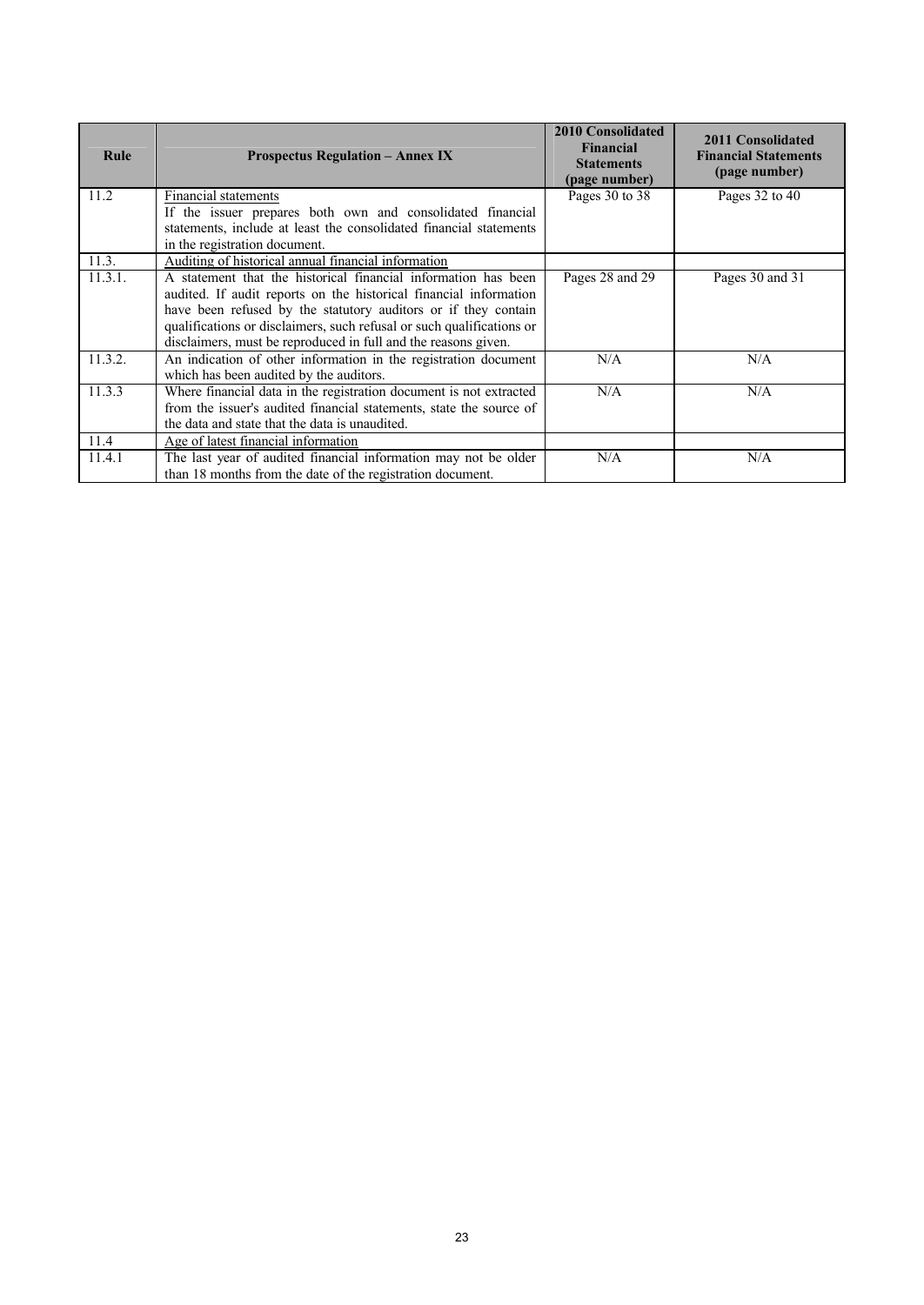| Rule | Prospectus Regulation – Annex IX | 2010 Consolidated Financial Statements (page number) | 2011 Consolidated Financial Statements (page number) |
|---|---|---|---|
| 11.2 | Financial statements<br>If the issuer prepares both own and consolidated financial statements, include at least the consolidated financial statements in the registration document. | Pages 30 to 38 | Pages 32 to 40 |
| 11.3. | Auditing of historical annual financial information | | |
| 11.3.1. | A statement that the historical financial information has been audited. If audit reports on the historical financial information have been refused by the statutory auditors or if they contain qualifications or disclaimers, such refusal or such qualifications or disclaimers, must be reproduced in full and the reasons given. | Pages 28 and 29 | Pages 30 and 31 |
| 11.3.2. | An indication of other information in the registration document which has been audited by the auditors. | N/A | N/A |
| 11.3.3 | Where financial data in the registration document is not extracted from the issuer's audited financial statements, state the source of the data and state that the data is unaudited. | N/A | N/A |
| 11.4 | Age of latest financial information | | |
| 11.4.1 | The last year of audited financial information may not be older than 18 months from the date of the registration document. | N/A | N/A |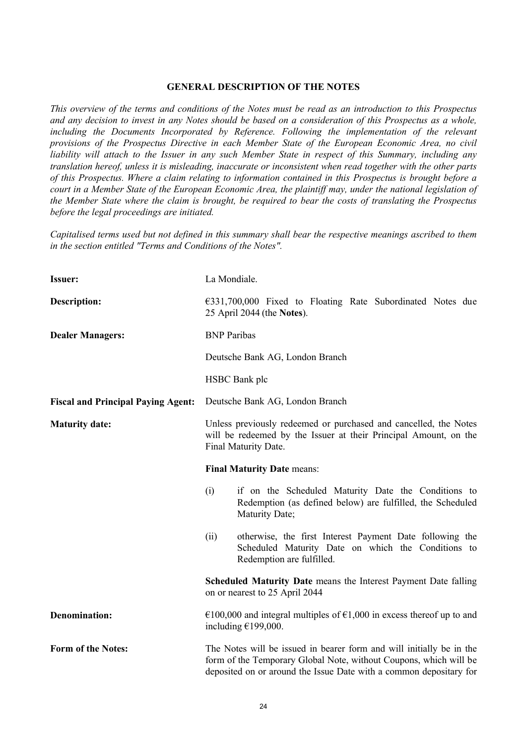## GENERAL DESCRIPTION OF THE NOTES

*This overview of the terms and conditions of the Notes must be read as an introduction to this Prospectus and any decision to invest in any Notes should be based on a consideration of this Prospectus as a whole, including the Documents Incorporated by Reference. Following the implementation of the relevant provisions of the Prospectus Directive in each Member State of the European Economic Area, no civil liability will attach to the Issuer in any such Member State in respect of this Summary, including any translation hereof, unless it is misleading, inaccurate or inconsistent when read together with the other parts of this Prospectus. Where a claim relating to information contained in this Prospectus is brought before a court in a Member State of the European Economic Area, the plaintiff may, under the national legislation of the Member State where the claim is brought, be required to bear the costs of translating the Prospectus before the legal proceedings are initiated.*

*Capitalised terms used but not defined in this summary shall bear the respective meanings ascribed to them in the section entitled "Terms and Conditions of the Notes".*

**Issuer:** La Mondiale.

**Description:** €331,700,000 Fixed to Floating Rate Subordinated Notes due 25 April 2044 (the **Notes**).

**Dealer Managers:** BNP Paribas

Deutsche Bank AG, London Branch

HSBC Bank plc

**Fiscal and Principal Paying Agent:** Deutsche Bank AG, London Branch

**Maturity date:** Unless previously redeemed or purchased and cancelled, the Notes will be redeemed by the Issuer at their Principal Amount, on the Final Maturity Date.

**Final Maturity Date** means:

(i) if on the Scheduled Maturity Date the Conditions to Redemption (as defined below) are fulfilled, the Scheduled Maturity Date;

(ii) otherwise, the first Interest Payment Date following the Scheduled Maturity Date on which the Conditions to Redemption are fulfilled.

**Scheduled Maturity Date** means the Interest Payment Date falling on or nearest to 25 April 2044

**Denomination:** €100,000 and integral multiples of €1,000 in excess thereof up to and including €199,000.

**Form of the Notes:** The Notes will be issued in bearer form and will initially be in the form of the Temporary Global Note, without Coupons, which will be deposited on or around the Issue Date with a common depositary for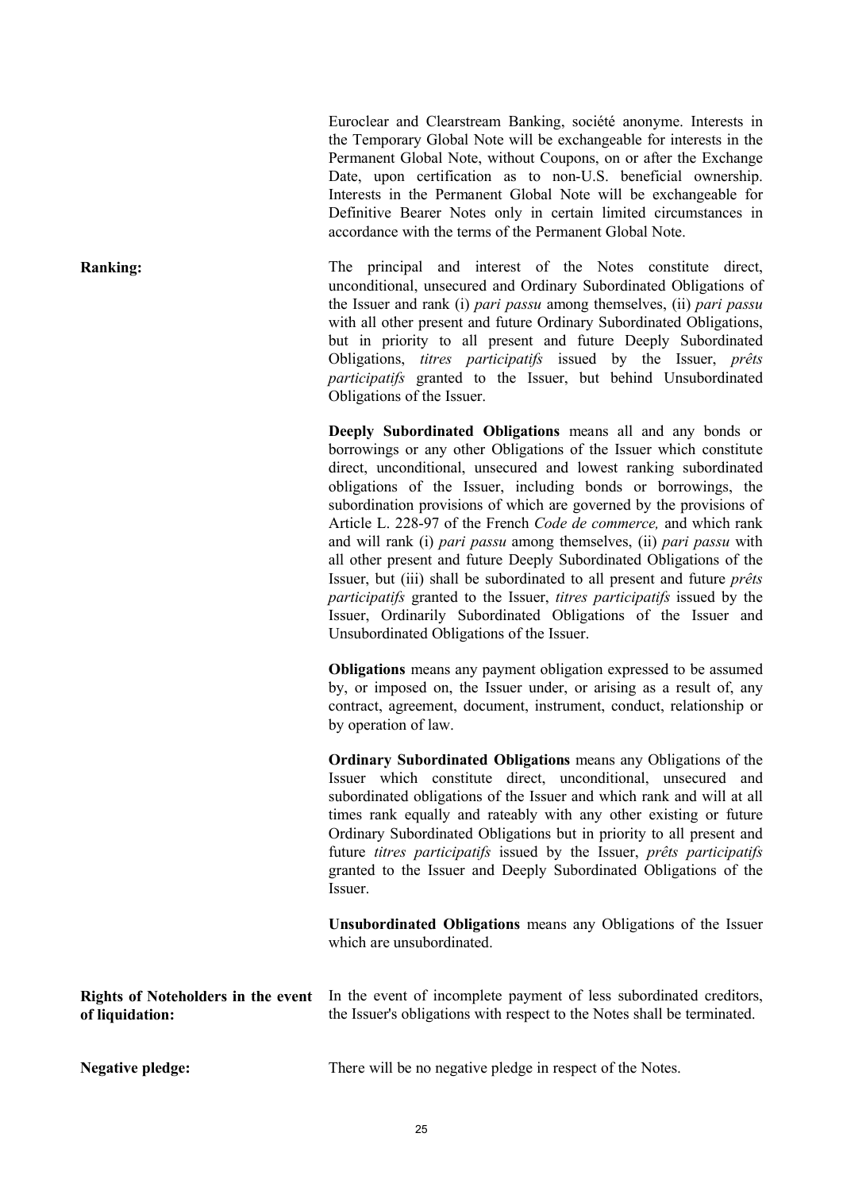Euroclear and Clearstream Banking, société anonyme. Interests in the Temporary Global Note will be exchangeable for interests in the Permanent Global Note, without Coupons, on or after the Exchange Date, upon certification as to non-U.S. beneficial ownership. Interests in the Permanent Global Note will be exchangeable for Definitive Bearer Notes only in certain limited circumstances in accordance with the terms of the Permanent Global Note.

**Ranking:**

The principal and interest of the Notes constitute direct, unconditional, unsecured and Ordinary Subordinated Obligations of the Issuer and rank (i) *pari passu* among themselves, (ii) *pari passu* with all other present and future Ordinary Subordinated Obligations, but in priority to all present and future Deeply Subordinated Obligations, *titres participatifs* issued by the Issuer, *prêts participatifs* granted to the Issuer, but behind Unsubordinated Obligations of the Issuer.

**Deeply Subordinated Obligations** means all and any bonds or borrowings or any other Obligations of the Issuer which constitute direct, unconditional, unsecured and lowest ranking subordinated obligations of the Issuer, including bonds or borrowings, the subordination provisions of which are governed by the provisions of Article L. 228-97 of the French *Code de commerce,* and which rank and will rank (i) *pari passu* among themselves, (ii) *pari passu* with all other present and future Deeply Subordinated Obligations of the Issuer, but (iii) shall be subordinated to all present and future *prêts participatifs* granted to the Issuer, *titres participatifs* issued by the Issuer, Ordinarily Subordinated Obligations of the Issuer and Unsubordinated Obligations of the Issuer.

**Obligations** means any payment obligation expressed to be assumed by, or imposed on, the Issuer under, or arising as a result of, any contract, agreement, document, instrument, conduct, relationship or by operation of law.

**Ordinary Subordinated Obligations** means any Obligations of the Issuer which constitute direct, unconditional, unsecured and subordinated obligations of the Issuer and which rank and will at all times rank equally and rateably with any other existing or future Ordinary Subordinated Obligations but in priority to all present and future *titres participatifs* issued by the Issuer, *prêts participatifs* granted to the Issuer and Deeply Subordinated Obligations of the Issuer.

**Unsubordinated Obligations** means any Obligations of the Issuer which are unsubordinated.

**Rights of Noteholders in the event of liquidation:**

In the event of incomplete payment of less subordinated creditors, the Issuer's obligations with respect to the Notes shall be terminated.

**Negative pledge:**

There will be no negative pledge in respect of the Notes.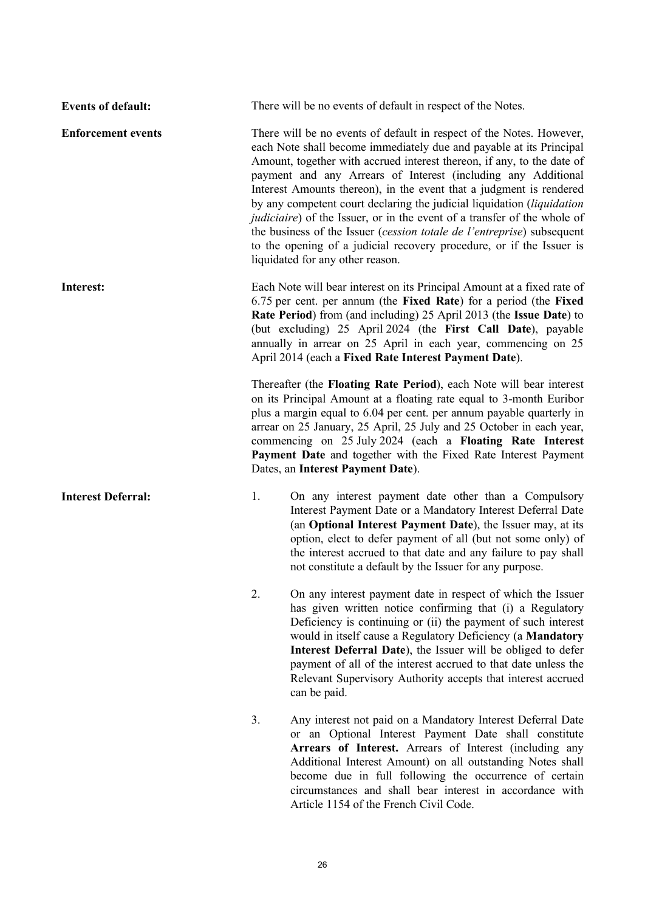**Events of default:** There will be no events of default in respect of the Notes.

**Enforcement events** There will be no events of default in respect of the Notes. However, each Note shall become immediately due and payable at its Principal Amount, together with accrued interest thereon, if any, to the date of payment and any Arrears of Interest (including any Additional Interest Amounts thereon), in the event that a judgment is rendered by any competent court declaring the judicial liquidation (*liquidation judiciaire*) of the Issuer, or in the event of a transfer of the whole of the business of the Issuer (*cession totale de l'entreprise*) subsequent to the opening of a judicial recovery procedure, or if the Issuer is liquidated for any other reason.

**Interest:** Each Note will bear interest on its Principal Amount at a fixed rate of 6.75 per cent. per annum (the **Fixed Rate**) for a period (the **Fixed Rate Period**) from (and including) 25 April 2013 (the **Issue Date**) to (but excluding) 25 April 2024 (the **First Call Date**), payable annually in arrear on 25 April in each year, commencing on 25 April 2014 (each a **Fixed Rate Interest Payment Date**).

Thereafter (the **Floating Rate Period**), each Note will bear interest on its Principal Amount at a floating rate equal to 3-month Euribor plus a margin equal to 6.04 per cent. per annum payable quarterly in arrear on 25 January, 25 April, 25 July and 25 October in each year, commencing on 25 July 2024 (each a **Floating Rate Interest Payment Date** and together with the Fixed Rate Interest Payment Dates, an **Interest Payment Date**).

**Interest Deferral:**

1. On any interest payment date other than a Compulsory Interest Payment Date or a Mandatory Interest Deferral Date (an **Optional Interest Payment Date**), the Issuer may, at its option, elect to defer payment of all (but not some only) of the interest accrued to that date and any failure to pay shall not constitute a default by the Issuer for any purpose.

2. On any interest payment date in respect of which the Issuer has given written notice confirming that (i) a Regulatory Deficiency is continuing or (ii) the payment of such interest would in itself cause a Regulatory Deficiency (a **Mandatory Interest Deferral Date**), the Issuer will be obliged to defer payment of all of the interest accrued to that date unless the Relevant Supervisory Authority accepts that interest accrued can be paid.

3. Any interest not paid on a Mandatory Interest Deferral Date or an Optional Interest Payment Date shall constitute **Arrears of Interest.** Arrears of Interest (including any Additional Interest Amount) on all outstanding Notes shall become due in full following the occurrence of certain circumstances and shall bear interest in accordance with Article 1154 of the French Civil Code.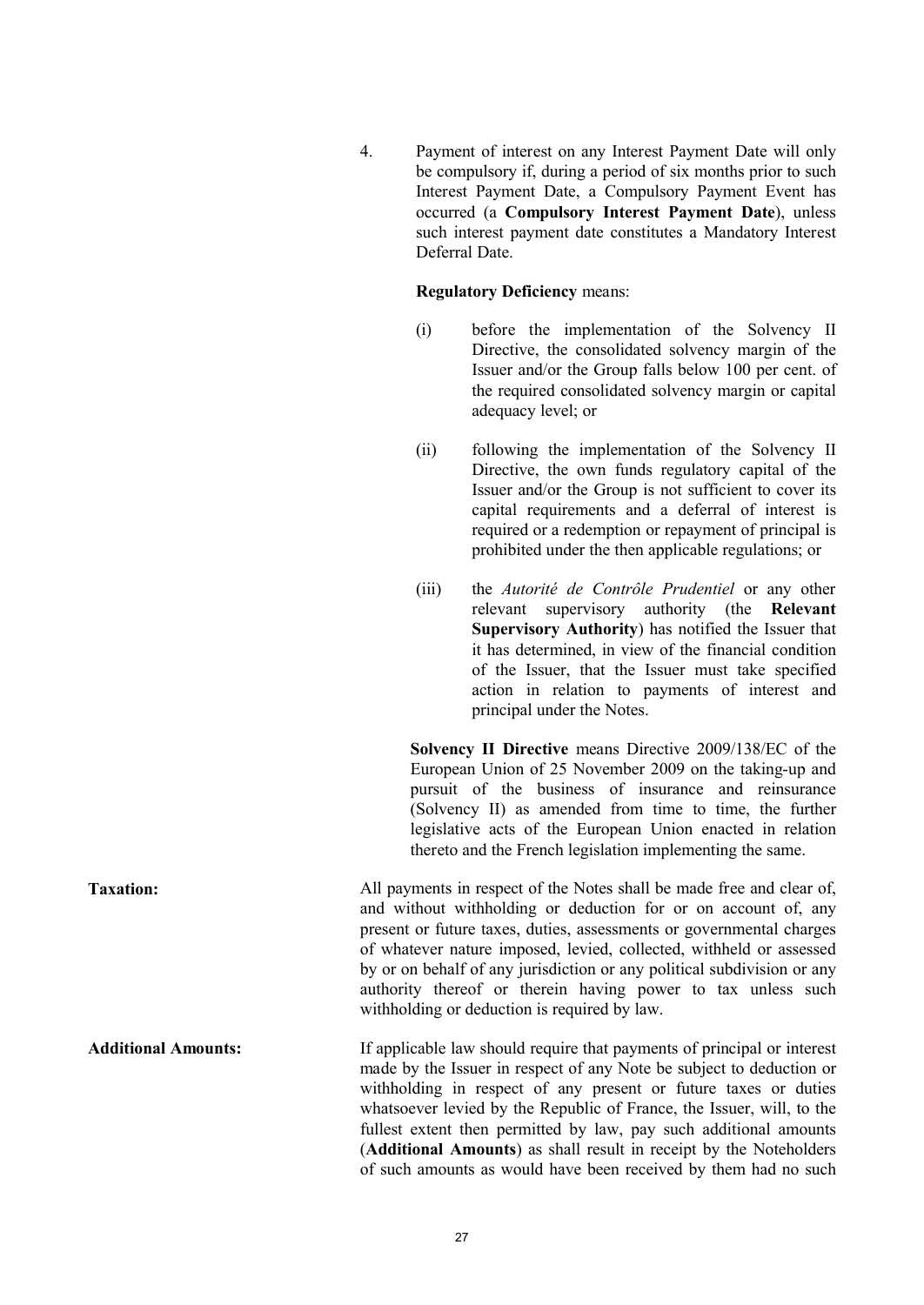4. Payment of interest on any Interest Payment Date will only be compulsory if, during a period of six months prior to such Interest Payment Date, a Compulsory Payment Event has occurred (a **Compulsory Interest Payment Date**), unless such interest payment date constitutes a Mandatory Interest Deferral Date.

**Regulatory Deficiency** means:

(i) before the implementation of the Solvency II Directive, the consolidated solvency margin of the Issuer and/or the Group falls below 100 per cent. of the required consolidated solvency margin or capital adequacy level; or

(ii) following the implementation of the Solvency II Directive, the own funds regulatory capital of the Issuer and/or the Group is not sufficient to cover its capital requirements and a deferral of interest is required or a redemption or repayment of principal is prohibited under the then applicable regulations; or

(iii) the *Autorité de Contrôle Prudentiel* or any other relevant supervisory authority (the **Relevant Supervisory Authority**) has notified the Issuer that it has determined, in view of the financial condition of the Issuer, that the Issuer must take specified action in relation to payments of interest and principal under the Notes.

**Solvency II Directive** means Directive 2009/138/EC of the European Union of 25 November 2009 on the taking-up and pursuit of the business of insurance and reinsurance (Solvency II) as amended from time to time, the further legislative acts of the European Union enacted in relation thereto and the French legislation implementing the same.

**Taxation:** All payments in respect of the Notes shall be made free and clear of, and without withholding or deduction for or on account of, any present or future taxes, duties, assessments or governmental charges of whatever nature imposed, levied, collected, withheld or assessed by or on behalf of any jurisdiction or any political subdivision or any authority thereof or therein having power to tax unless such withholding or deduction is required by law.

**Additional Amounts:** If applicable law should require that payments of principal or interest made by the Issuer in respect of any Note be subject to deduction or withholding in respect of any present or future taxes or duties whatsoever levied by the Republic of France, the Issuer, will, to the fullest extent then permitted by law, pay such additional amounts (**Additional Amounts**) as shall result in receipt by the Noteholders of such amounts as would have been received by them had no such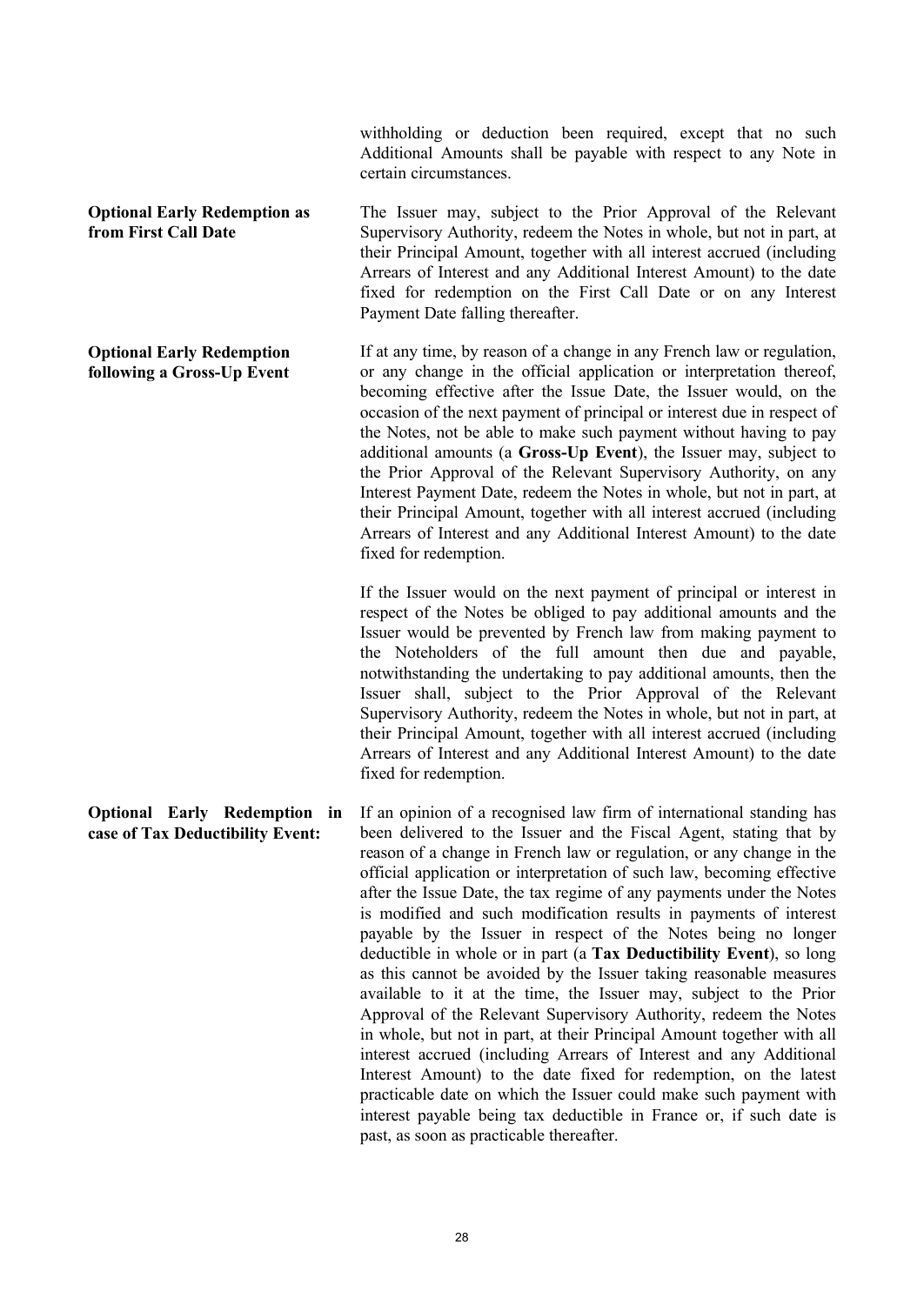withholding or deduction been required, except that no such Additional Amounts shall be payable with respect to any Note in certain circumstances.

**Optional Early Redemption as from First Call Date**

The Issuer may, subject to the Prior Approval of the Relevant Supervisory Authority, redeem the Notes in whole, but not in part, at their Principal Amount, together with all interest accrued (including Arrears of Interest and any Additional Interest Amount) to the date fixed for redemption on the First Call Date or on any Interest Payment Date falling thereafter.

**Optional Early Redemption following a Gross-Up Event**

If at any time, by reason of a change in any French law or regulation, or any change in the official application or interpretation thereof, becoming effective after the Issue Date, the Issuer would, on the occasion of the next payment of principal or interest due in respect of the Notes, not be able to make such payment without having to pay additional amounts (a **Gross-Up Event**), the Issuer may, subject to the Prior Approval of the Relevant Supervisory Authority, on any Interest Payment Date, redeem the Notes in whole, but not in part, at their Principal Amount, together with all interest accrued (including Arrears of Interest and any Additional Interest Amount) to the date fixed for redemption.

If the Issuer would on the next payment of principal or interest in respect of the Notes be obliged to pay additional amounts and the Issuer would be prevented by French law from making payment to the Noteholders of the full amount then due and payable, notwithstanding the undertaking to pay additional amounts, then the Issuer shall, subject to the Prior Approval of the Relevant Supervisory Authority, redeem the Notes in whole, but not in part, at their Principal Amount, together with all interest accrued (including Arrears of Interest and any Additional Interest Amount) to the date fixed for redemption.

**Optional Early Redemption in case of Tax Deductibility Event:**

If an opinion of a recognised law firm of international standing has been delivered to the Issuer and the Fiscal Agent, stating that by reason of a change in French law or regulation, or any change in the official application or interpretation of such law, becoming effective after the Issue Date, the tax regime of any payments under the Notes is modified and such modification results in payments of interest payable by the Issuer in respect of the Notes being no longer deductible in whole or in part (a **Tax Deductibility Event**), so long as this cannot be avoided by the Issuer taking reasonable measures available to it at the time, the Issuer may, subject to the Prior Approval of the Relevant Supervisory Authority, redeem the Notes in whole, but not in part, at their Principal Amount together with all interest accrued (including Arrears of Interest and any Additional Interest Amount) to the date fixed for redemption, on the latest practicable date on which the Issuer could make such payment with interest payable being tax deductible in France or, if such date is past, as soon as practicable thereafter.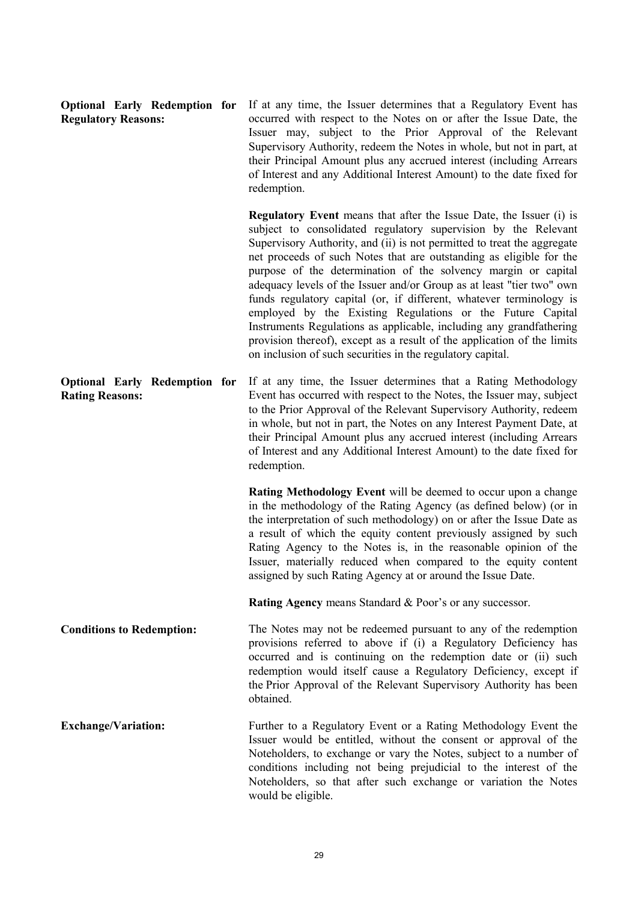**Optional Early Redemption for Regulatory Reasons:**

If at any time, the Issuer determines that a Regulatory Event has occurred with respect to the Notes on or after the Issue Date, the Issuer may, subject to the Prior Approval of the Relevant Supervisory Authority, redeem the Notes in whole, but not in part, at their Principal Amount plus any accrued interest (including Arrears of Interest and any Additional Interest Amount) to the date fixed for redemption.

**Regulatory Event** means that after the Issue Date, the Issuer (i) is subject to consolidated regulatory supervision by the Relevant Supervisory Authority, and (ii) is not permitted to treat the aggregate net proceeds of such Notes that are outstanding as eligible for the purpose of the determination of the solvency margin or capital adequacy levels of the Issuer and/or Group as at least "tier two" own funds regulatory capital (or, if different, whatever terminology is employed by the Existing Regulations or the Future Capital Instruments Regulations as applicable, including any grandfathering provision thereof), except as a result of the application of the limits on inclusion of such securities in the regulatory capital.

**Optional Early Redemption for Rating Reasons:**

If at any time, the Issuer determines that a Rating Methodology Event has occurred with respect to the Notes, the Issuer may, subject to the Prior Approval of the Relevant Supervisory Authority, redeem in whole, but not in part, the Notes on any Interest Payment Date, at their Principal Amount plus any accrued interest (including Arrears of Interest and any Additional Interest Amount) to the date fixed for redemption.

**Rating Methodology Event** will be deemed to occur upon a change in the methodology of the Rating Agency (as defined below) (or in the interpretation of such methodology) on or after the Issue Date as a result of which the equity content previously assigned by such Rating Agency to the Notes is, in the reasonable opinion of the Issuer, materially reduced when compared to the equity content assigned by such Rating Agency at or around the Issue Date.

**Rating Agency** means Standard & Poor's or any successor.

**Conditions to Redemption:**

The Notes may not be redeemed pursuant to any of the redemption provisions referred to above if (i) a Regulatory Deficiency has occurred and is continuing on the redemption date or (ii) such redemption would itself cause a Regulatory Deficiency, except if the Prior Approval of the Relevant Supervisory Authority has been obtained.

**Exchange/Variation:**

Further to a Regulatory Event or a Rating Methodology Event the Issuer would be entitled, without the consent or approval of the Noteholders, to exchange or vary the Notes, subject to a number of conditions including not being prejudicial to the interest of the Noteholders, so that after such exchange or variation the Notes would be eligible.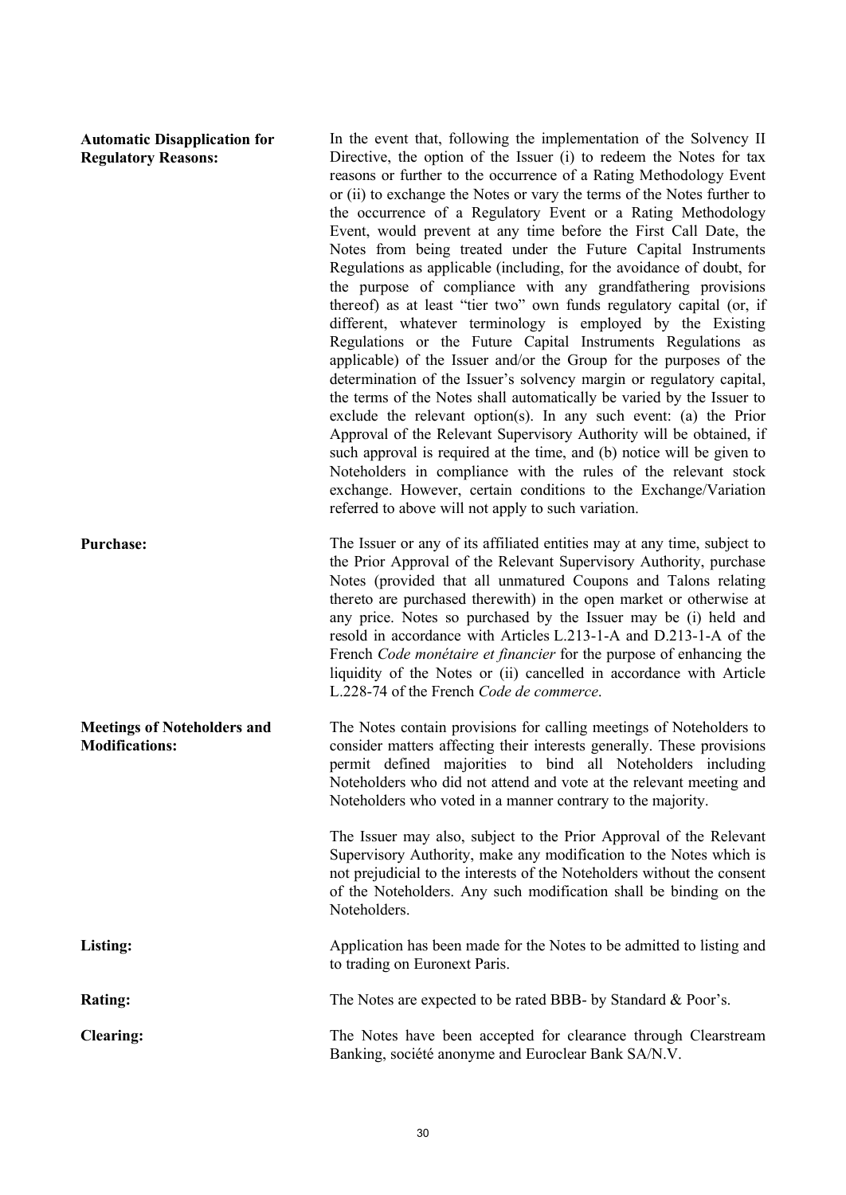| | |
|---|---|
| **Automatic Disapplication for Regulatory Reasons:** | In the event that, following the implementation of the Solvency II Directive, the option of the Issuer (i) to redeem the Notes for tax reasons or further to the occurrence of a Rating Methodology Event or (ii) to exchange the Notes or vary the terms of the Notes further to the occurrence of a Regulatory Event or a Rating Methodology Event, would prevent at any time before the First Call Date, the Notes from being treated under the Future Capital Instruments Regulations as applicable (including, for the avoidance of doubt, for the purpose of compliance with any grandfathering provisions thereof) as at least "tier two" own funds regulatory capital (or, if different, whatever terminology is employed by the Existing Regulations or the Future Capital Instruments Regulations as applicable) of the Issuer and/or the Group for the purposes of the determination of the Issuer's solvency margin or regulatory capital, the terms of the Notes shall automatically be varied by the Issuer to exclude the relevant option(s). In any such event: (a) the Prior Approval of the Relevant Supervisory Authority will be obtained, if such approval is required at the time, and (b) notice will be given to Noteholders in compliance with the rules of the relevant stock exchange. However, certain conditions to the Exchange/Variation referred to above will not apply to such variation. |
| **Purchase:** | The Issuer or any of its affiliated entities may at any time, subject to the Prior Approval of the Relevant Supervisory Authority, purchase Notes (provided that all unmatured Coupons and Talons relating thereto are purchased therewith) in the open market or otherwise at any price. Notes so purchased by the Issuer may be (i) held and resold in accordance with Articles L.213-1-A and D.213-1-A of the French *Code monétaire et financier* for the purpose of enhancing the liquidity of the Notes or (ii) cancelled in accordance with Article L.228-74 of the French *Code de commerce*. |
| **Meetings of Noteholders and Modifications:** | The Notes contain provisions for calling meetings of Noteholders to consider matters affecting their interests generally. These provisions permit defined majorities to bind all Noteholders including Noteholders who did not attend and vote at the relevant meeting and Noteholders who voted in a manner contrary to the majority.<br><br>The Issuer may also, subject to the Prior Approval of the Relevant Supervisory Authority, make any modification to the Notes which is not prejudicial to the interests of the Noteholders without the consent of the Noteholders. Any such modification shall be binding on the Noteholders. |
| **Listing:** | Application has been made for the Notes to be admitted to listing and to trading on Euronext Paris. |
| **Rating:** | The Notes are expected to be rated BBB- by Standard & Poor's. |
| **Clearing:** | The Notes have been accepted for clearance through Clearstream Banking, société anonyme and Euroclear Bank SA/N.V. |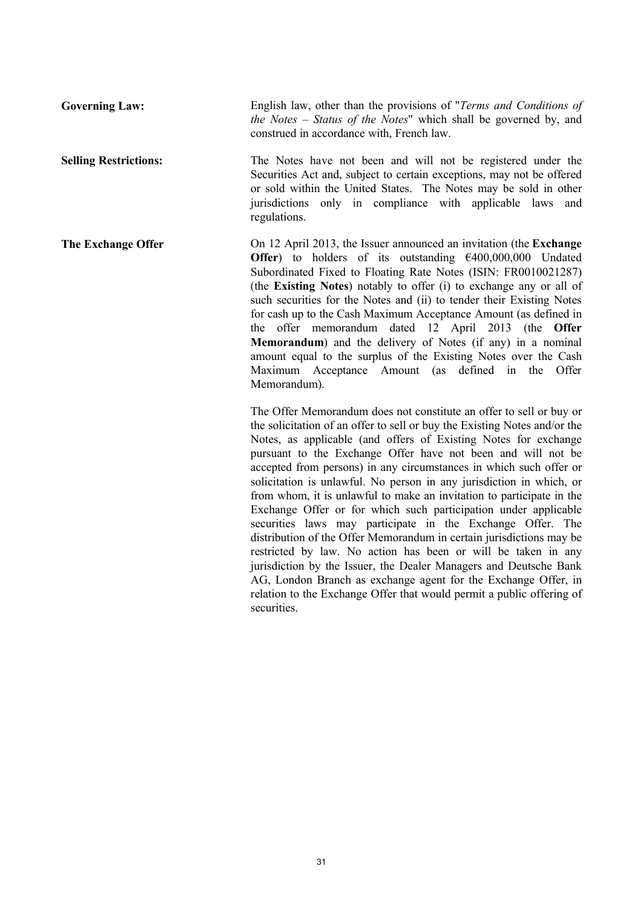**Governing Law:** English law, other than the provisions of "*Terms and Conditions of the Notes – Status of the Notes*" which shall be governed by, and construed in accordance with, French law.

**Selling Restrictions:** The Notes have not been and will not be registered under the Securities Act and, subject to certain exceptions, may not be offered or sold within the United States. The Notes may be sold in other jurisdictions only in compliance with applicable laws and regulations.

**The Exchange Offer** On 12 April 2013, the Issuer announced an invitation (the **Exchange Offer**) to holders of its outstanding €400,000,000 Undated Subordinated Fixed to Floating Rate Notes (ISIN: FR0010021287) (the **Existing Notes**) notably to offer (i) to exchange any or all of such securities for the Notes and (ii) to tender their Existing Notes for cash up to the Cash Maximum Acceptance Amount (as defined in the offer memorandum dated 12 April 2013 (the **Offer Memorandum**) and the delivery of Notes (if any) in a nominal amount equal to the surplus of the Existing Notes over the Cash Maximum Acceptance Amount (as defined in the Offer Memorandum).

The Offer Memorandum does not constitute an offer to sell or buy or the solicitation of an offer to sell or buy the Existing Notes and/or the Notes, as applicable (and offers of Existing Notes for exchange pursuant to the Exchange Offer have not been and will not be accepted from persons) in any circumstances in which such offer or solicitation is unlawful. No person in any jurisdiction in which, or from whom, it is unlawful to make an invitation to participate in the Exchange Offer or for which such participation under applicable securities laws may participate in the Exchange Offer. The distribution of the Offer Memorandum in certain jurisdictions may be restricted by law. No action has been or will be taken in any jurisdiction by the Issuer, the Dealer Managers and Deutsche Bank AG, London Branch as exchange agent for the Exchange Offer, in relation to the Exchange Offer that would permit a public offering of securities.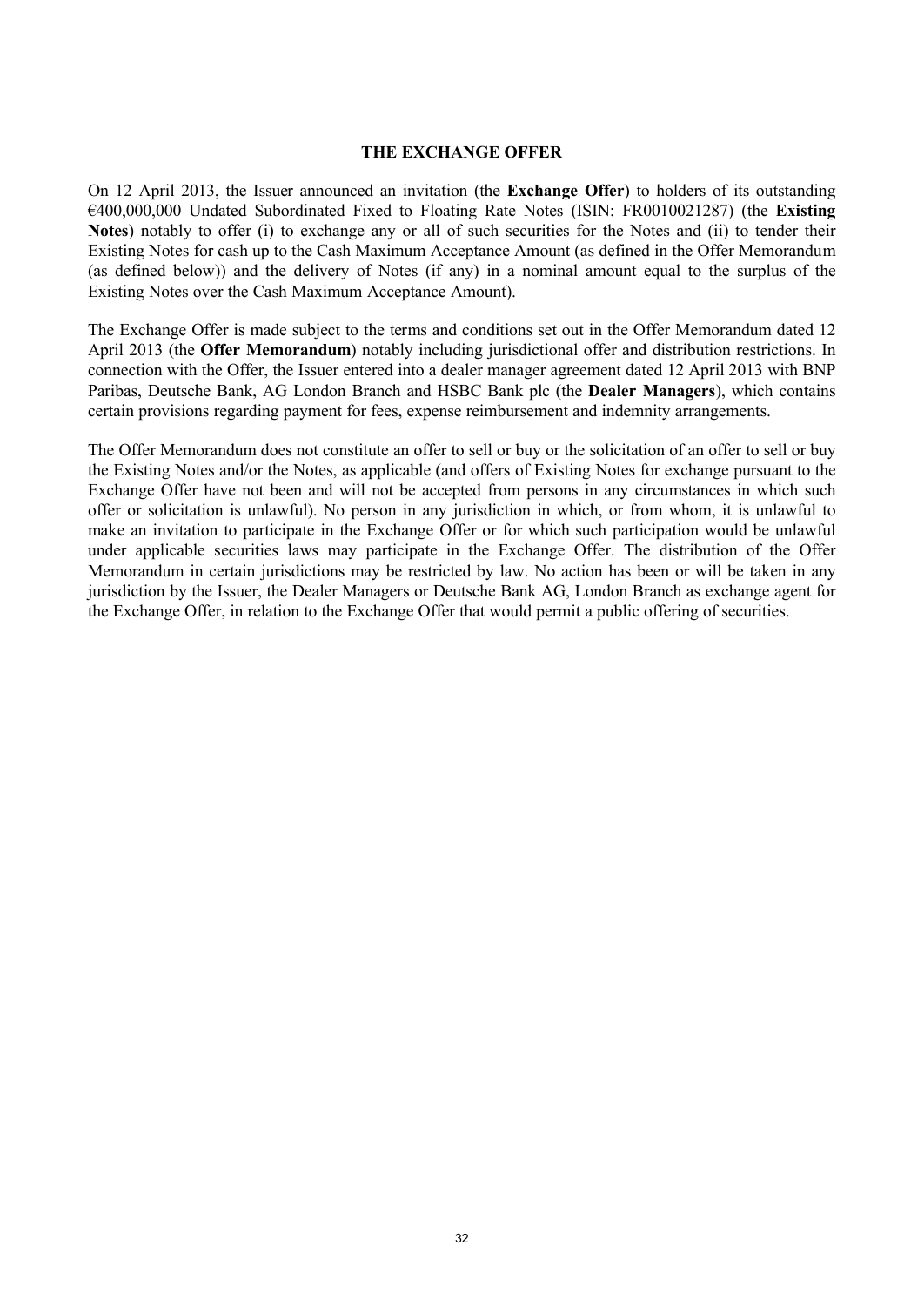## THE EXCHANGE OFFER

On 12 April 2013, the Issuer announced an invitation (the **Exchange Offer**) to holders of its outstanding €400,000,000 Undated Subordinated Fixed to Floating Rate Notes (ISIN: FR0010021287) (the **Existing Notes**) notably to offer (i) to exchange any or all of such securities for the Notes and (ii) to tender their Existing Notes for cash up to the Cash Maximum Acceptance Amount (as defined in the Offer Memorandum (as defined below)) and the delivery of Notes (if any) in a nominal amount equal to the surplus of the Existing Notes over the Cash Maximum Acceptance Amount).

The Exchange Offer is made subject to the terms and conditions set out in the Offer Memorandum dated 12 April 2013 (the **Offer Memorandum**) notably including jurisdictional offer and distribution restrictions. In connection with the Offer, the Issuer entered into a dealer manager agreement dated 12 April 2013 with BNP Paribas, Deutsche Bank, AG London Branch and HSBC Bank plc (the **Dealer Managers**), which contains certain provisions regarding payment for fees, expense reimbursement and indemnity arrangements.

The Offer Memorandum does not constitute an offer to sell or buy or the solicitation of an offer to sell or buy the Existing Notes and/or the Notes, as applicable (and offers of Existing Notes for exchange pursuant to the Exchange Offer have not been and will not be accepted from persons in any circumstances in which such offer or solicitation is unlawful). No person in any jurisdiction in which, or from whom, it is unlawful to make an invitation to participate in the Exchange Offer or for which such participation would be unlawful under applicable securities laws may participate in the Exchange Offer. The distribution of the Offer Memorandum in certain jurisdictions may be restricted by law. No action has been or will be taken in any jurisdiction by the Issuer, the Dealer Managers or Deutsche Bank AG, London Branch as exchange agent for the Exchange Offer, in relation to the Exchange Offer that would permit a public offering of securities.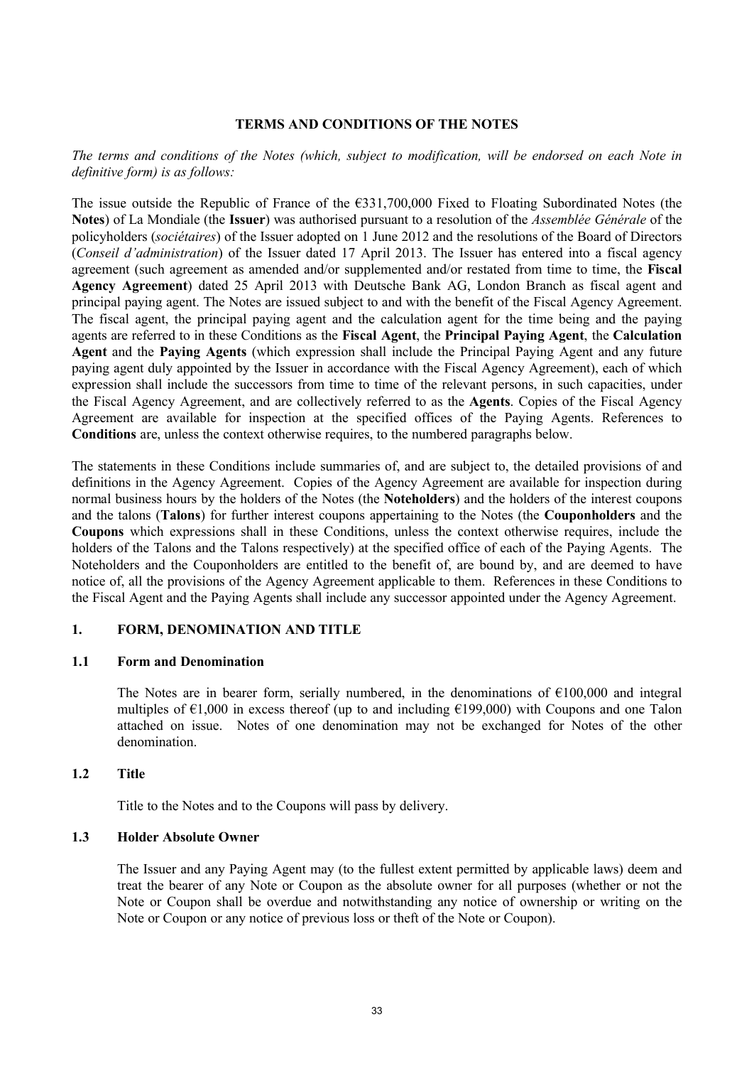# TERMS AND CONDITIONS OF THE NOTES

*The terms and conditions of the Notes (which, subject to modification, will be endorsed on each Note in definitive form) is as follows:*

The issue outside the Republic of France of the €331,700,000 Fixed to Floating Subordinated Notes (the **Notes**) of La Mondiale (the **Issuer**) was authorised pursuant to a resolution of the *Assemblée Générale* of the policyholders (*sociétaires*) of the Issuer adopted on 1 June 2012 and the resolutions of the Board of Directors (*Conseil d'administration*) of the Issuer dated 17 April 2013. The Issuer has entered into a fiscal agency agreement (such agreement as amended and/or supplemented and/or restated from time to time, the **Fiscal Agency Agreement**) dated 25 April 2013 with Deutsche Bank AG, London Branch as fiscal agent and principal paying agent. The Notes are issued subject to and with the benefit of the Fiscal Agency Agreement. The fiscal agent, the principal paying agent and the calculation agent for the time being and the paying agents are referred to in these Conditions as the **Fiscal Agent**, the **Principal Paying Agent**, the **Calculation Agent** and the **Paying Agents** (which expression shall include the Principal Paying Agent and any future paying agent duly appointed by the Issuer in accordance with the Fiscal Agency Agreement), each of which expression shall include the successors from time to time of the relevant persons, in such capacities, under the Fiscal Agency Agreement, and are collectively referred to as the **Agents**. Copies of the Fiscal Agency Agreement are available for inspection at the specified offices of the Paying Agents. References to **Conditions** are, unless the context otherwise requires, to the numbered paragraphs below.

The statements in these Conditions include summaries of, and are subject to, the detailed provisions of and definitions in the Agency Agreement. Copies of the Agency Agreement are available for inspection during normal business hours by the holders of the Notes (the **Noteholders**) and the holders of the interest coupons and the talons (**Talons**) for further interest coupons appertaining to the Notes (the **Couponholders** and the **Coupons** which expressions shall in these Conditions, unless the context otherwise requires, include the holders of the Talons and the Talons respectively) at the specified office of each of the Paying Agents. The Noteholders and the Couponholders are entitled to the benefit of, are bound by, and are deemed to have notice of, all the provisions of the Agency Agreement applicable to them. References in these Conditions to the Fiscal Agent and the Paying Agents shall include any successor appointed under the Agency Agreement.

## 1. FORM, DENOMINATION AND TITLE

### 1.1 Form and Denomination

The Notes are in bearer form, serially numbered, in the denominations of €100,000 and integral multiples of €1,000 in excess thereof (up to and including €199,000) with Coupons and one Talon attached on issue. Notes of one denomination may not be exchanged for Notes of the other denomination.

### 1.2 Title

Title to the Notes and to the Coupons will pass by delivery.

### 1.3 Holder Absolute Owner

The Issuer and any Paying Agent may (to the fullest extent permitted by applicable laws) deem and treat the bearer of any Note or Coupon as the absolute owner for all purposes (whether or not the Note or Coupon shall be overdue and notwithstanding any notice of ownership or writing on the Note or Coupon or any notice of previous loss or theft of the Note or Coupon).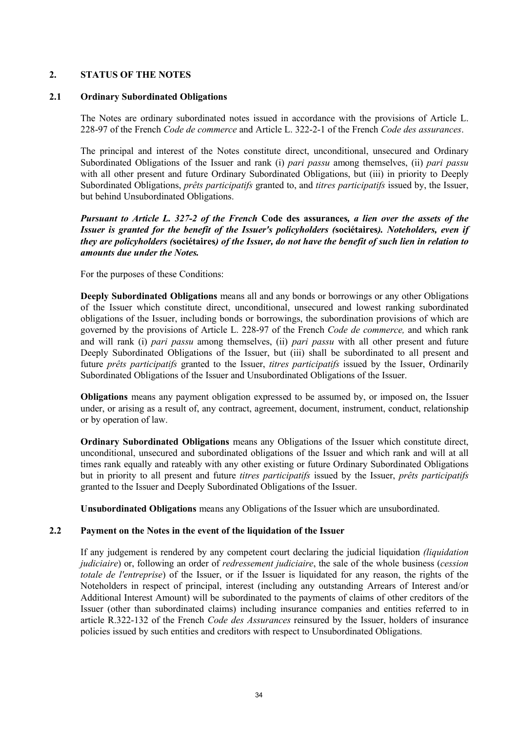## 2. STATUS OF THE NOTES

### 2.1 Ordinary Subordinated Obligations

The Notes are ordinary subordinated notes issued in accordance with the provisions of Article L. 228-97 of the French *Code de commerce* and Article L. 322-2-1 of the French *Code des assurances*.

The principal and interest of the Notes constitute direct, unconditional, unsecured and Ordinary Subordinated Obligations of the Issuer and rank (i) *pari passu* among themselves, (ii) *pari passu* with all other present and future Ordinary Subordinated Obligations, but (iii) in priority to Deeply Subordinated Obligations, *prêts participatifs* granted to, and *titres participatifs* issued by, the Issuer, but behind Unsubordinated Obligations.

***Pursuant to Article L. 327-2 of the French* Code des assurances*, a lien over the assets of the Issuer is granted for the benefit of the Issuer's policyholders (*sociétaires*). Noteholders, even if they are policyholders (*sociétaires*) of the Issuer, do not have the benefit of such lien in relation to amounts due under the Notes.***

For the purposes of these Conditions:

**Deeply Subordinated Obligations** means all and any bonds or borrowings or any other Obligations of the Issuer which constitute direct, unconditional, unsecured and lowest ranking subordinated obligations of the Issuer, including bonds or borrowings, the subordination provisions of which are governed by the provisions of Article L. 228-97 of the French *Code de commerce,* and which rank and will rank (i) *pari passu* among themselves, (ii) *pari passu* with all other present and future Deeply Subordinated Obligations of the Issuer, but (iii) shall be subordinated to all present and future *prêts participatifs* granted to the Issuer, *titres participatifs* issued by the Issuer, Ordinarily Subordinated Obligations of the Issuer and Unsubordinated Obligations of the Issuer.

**Obligations** means any payment obligation expressed to be assumed by, or imposed on, the Issuer under, or arising as a result of, any contract, agreement, document, instrument, conduct, relationship or by operation of law.

**Ordinary Subordinated Obligations** means any Obligations of the Issuer which constitute direct, unconditional, unsecured and subordinated obligations of the Issuer and which rank and will at all times rank equally and rateably with any other existing or future Ordinary Subordinated Obligations but in priority to all present and future *titres participatifs* issued by the Issuer, *prêts participatifs* granted to the Issuer and Deeply Subordinated Obligations of the Issuer.

**Unsubordinated Obligations** means any Obligations of the Issuer which are unsubordinated.

### 2.2 Payment on the Notes in the event of the liquidation of the Issuer

If any judgement is rendered by any competent court declaring the judicial liquidation *(liquidation judiciaire*) or, following an order of *redressement judiciaire*, the sale of the whole business (*cession totale de l'entreprise*) of the Issuer, or if the Issuer is liquidated for any reason, the rights of the Noteholders in respect of principal, interest (including any outstanding Arrears of Interest and/or Additional Interest Amount) will be subordinated to the payments of claims of other creditors of the Issuer (other than subordinated claims) including insurance companies and entities referred to in article R.322-132 of the French *Code des Assurances* reinsured by the Issuer, holders of insurance policies issued by such entities and creditors with respect to Unsubordinated Obligations.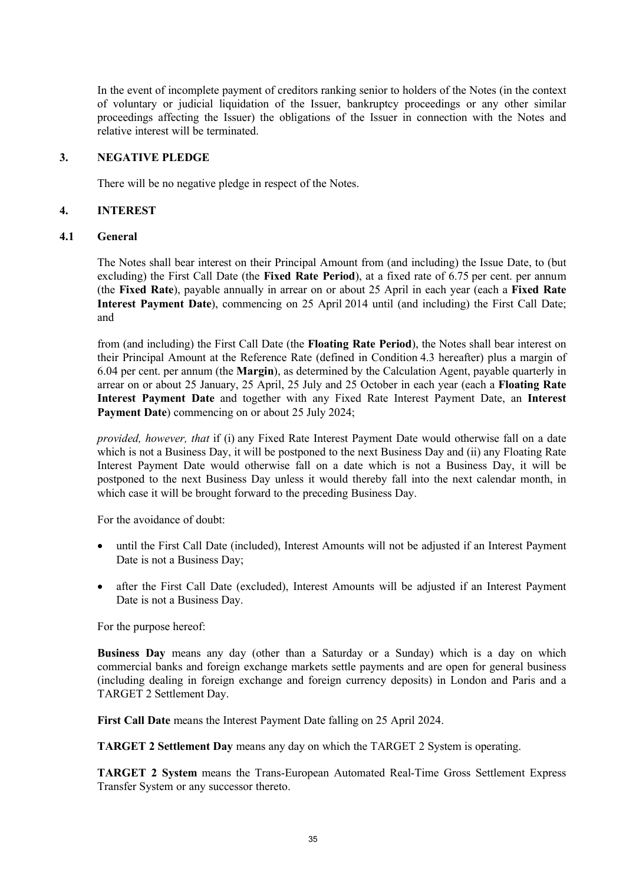In the event of incomplete payment of creditors ranking senior to holders of the Notes (in the context of voluntary or judicial liquidation of the Issuer, bankruptcy proceedings or any other similar proceedings affecting the Issuer) the obligations of the Issuer in connection with the Notes and relative interest will be terminated.

## 3. NEGATIVE PLEDGE

There will be no negative pledge in respect of the Notes.

## 4. INTEREST

### 4.1 General

The Notes shall bear interest on their Principal Amount from (and including) the Issue Date, to (but excluding) the First Call Date (the **Fixed Rate Period**), at a fixed rate of 6.75 per cent. per annum (the **Fixed Rate**), payable annually in arrear on or about 25 April in each year (each a **Fixed Rate Interest Payment Date**), commencing on 25 April 2014 until (and including) the First Call Date; and

from (and including) the First Call Date (the **Floating Rate Period**), the Notes shall bear interest on their Principal Amount at the Reference Rate (defined in Condition 4.3 hereafter) plus a margin of 6.04 per cent. per annum (the **Margin**), as determined by the Calculation Agent, payable quarterly in arrear on or about 25 January, 25 April, 25 July and 25 October in each year (each a **Floating Rate Interest Payment Date** and together with any Fixed Rate Interest Payment Date, an **Interest Payment Date**) commencing on or about 25 July 2024;

*provided, however, that* if (i) any Fixed Rate Interest Payment Date would otherwise fall on a date which is not a Business Day, it will be postponed to the next Business Day and (ii) any Floating Rate Interest Payment Date would otherwise fall on a date which is not a Business Day, it will be postponed to the next Business Day unless it would thereby fall into the next calendar month, in which case it will be brought forward to the preceding Business Day.

For the avoidance of doubt:

- until the First Call Date (included), Interest Amounts will not be adjusted if an Interest Payment Date is not a Business Day;
- after the First Call Date (excluded), Interest Amounts will be adjusted if an Interest Payment Date is not a Business Day.

For the purpose hereof:

**Business Day** means any day (other than a Saturday or a Sunday) which is a day on which commercial banks and foreign exchange markets settle payments and are open for general business (including dealing in foreign exchange and foreign currency deposits) in London and Paris and a TARGET 2 Settlement Day.

**First Call Date** means the Interest Payment Date falling on 25 April 2024.

**TARGET 2 Settlement Day** means any day on which the TARGET 2 System is operating.

**TARGET 2 System** means the Trans-European Automated Real-Time Gross Settlement Express Transfer System or any successor thereto.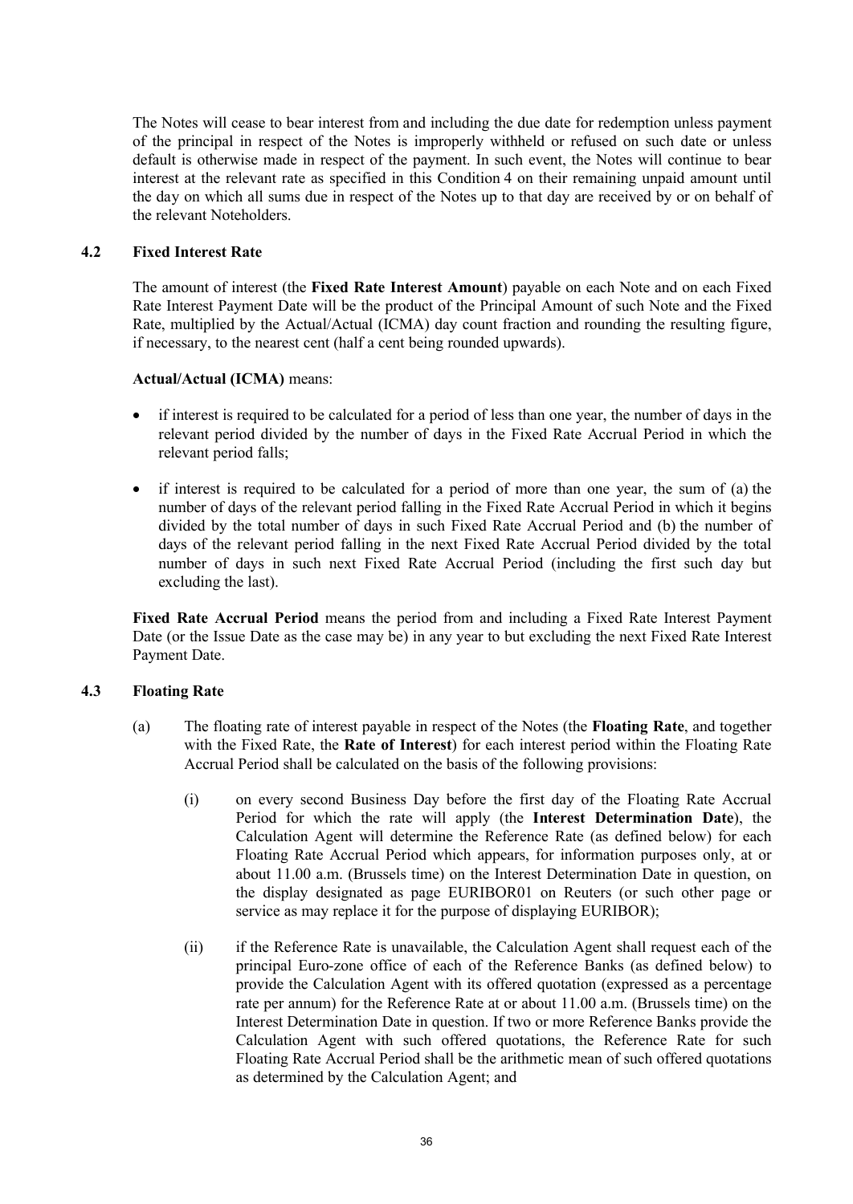The Notes will cease to bear interest from and including the due date for redemption unless payment of the principal in respect of the Notes is improperly withheld or refused on such date or unless default is otherwise made in respect of the payment. In such event, the Notes will continue to bear interest at the relevant rate as specified in this Condition 4 on their remaining unpaid amount until the day on which all sums due in respect of the Notes up to that day are received by or on behalf of the relevant Noteholders.

### 4.2 Fixed Interest Rate

The amount of interest (the **Fixed Rate Interest Amount**) payable on each Note and on each Fixed Rate Interest Payment Date will be the product of the Principal Amount of such Note and the Fixed Rate, multiplied by the Actual/Actual (ICMA) day count fraction and rounding the resulting figure, if necessary, to the nearest cent (half a cent being rounded upwards).

**Actual/Actual (ICMA)** means:

- if interest is required to be calculated for a period of less than one year, the number of days in the relevant period divided by the number of days in the Fixed Rate Accrual Period in which the relevant period falls;
- if interest is required to be calculated for a period of more than one year, the sum of (a) the number of days of the relevant period falling in the Fixed Rate Accrual Period in which it begins divided by the total number of days in such Fixed Rate Accrual Period and (b) the number of days of the relevant period falling in the next Fixed Rate Accrual Period divided by the total number of days in such next Fixed Rate Accrual Period (including the first such day but excluding the last).

**Fixed Rate Accrual Period** means the period from and including a Fixed Rate Interest Payment Date (or the Issue Date as the case may be) in any year to but excluding the next Fixed Rate Interest Payment Date.

### 4.3 Floating Rate

(a) The floating rate of interest payable in respect of the Notes (the **Floating Rate**, and together with the Fixed Rate, the **Rate of Interest**) for each interest period within the Floating Rate Accrual Period shall be calculated on the basis of the following provisions:

(i) on every second Business Day before the first day of the Floating Rate Accrual Period for which the rate will apply (the **Interest Determination Date**), the Calculation Agent will determine the Reference Rate (as defined below) for each Floating Rate Accrual Period which appears, for information purposes only, at or about 11.00 a.m. (Brussels time) on the Interest Determination Date in question, on the display designated as page EURIBOR01 on Reuters (or such other page or service as may replace it for the purpose of displaying EURIBOR);

(ii) if the Reference Rate is unavailable, the Calculation Agent shall request each of the principal Euro-zone office of each of the Reference Banks (as defined below) to provide the Calculation Agent with its offered quotation (expressed as a percentage rate per annum) for the Reference Rate at or about 11.00 a.m. (Brussels time) on the Interest Determination Date in question. If two or more Reference Banks provide the Calculation Agent with such offered quotations, the Reference Rate for such Floating Rate Accrual Period shall be the arithmetic mean of such offered quotations as determined by the Calculation Agent; and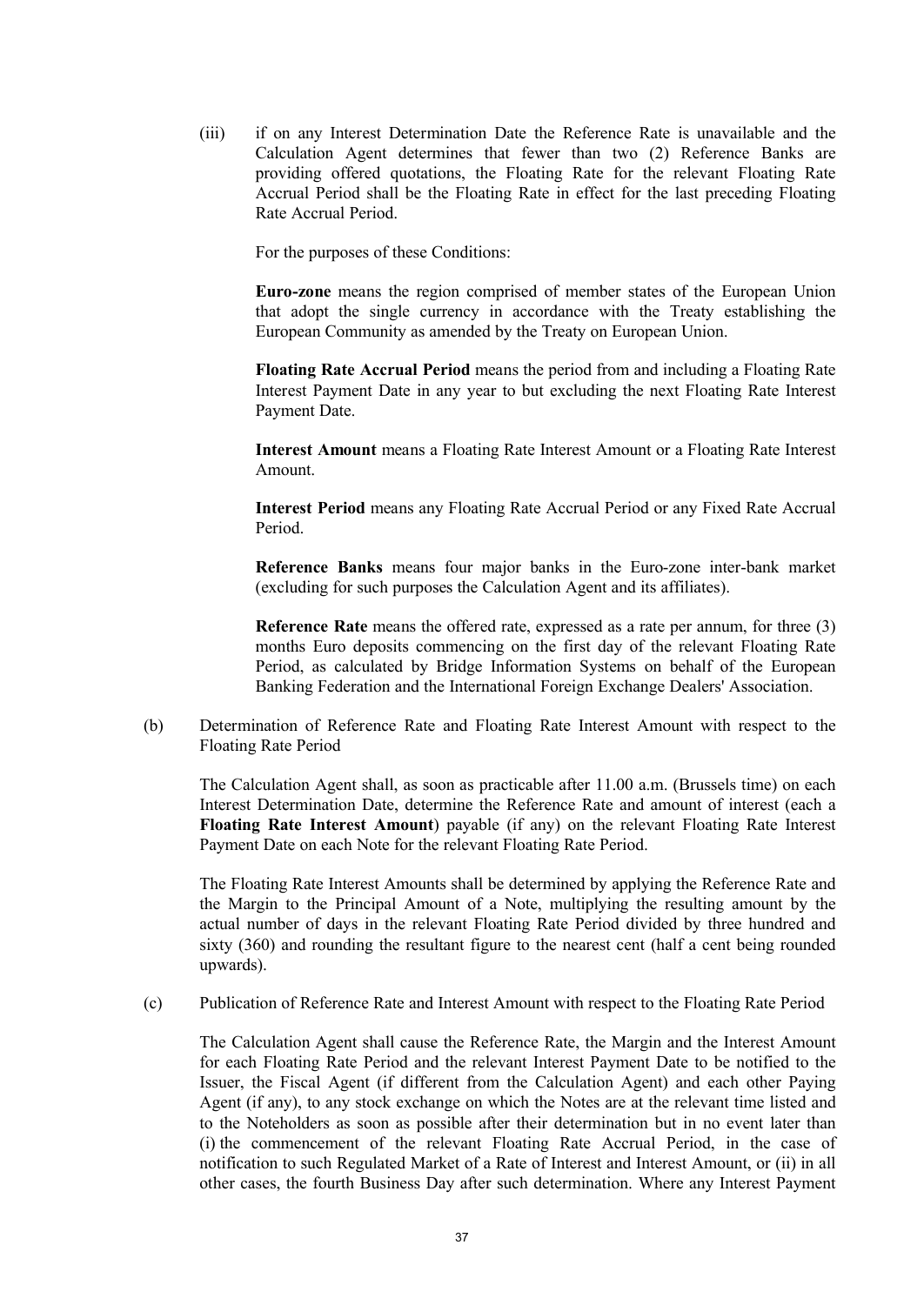(iii) if on any Interest Determination Date the Reference Rate is unavailable and the Calculation Agent determines that fewer than two (2) Reference Banks are providing offered quotations, the Floating Rate for the relevant Floating Rate Accrual Period shall be the Floating Rate in effect for the last preceding Floating Rate Accrual Period.

For the purposes of these Conditions:

**Euro-zone** means the region comprised of member states of the European Union that adopt the single currency in accordance with the Treaty establishing the European Community as amended by the Treaty on European Union.

**Floating Rate Accrual Period** means the period from and including a Floating Rate Interest Payment Date in any year to but excluding the next Floating Rate Interest Payment Date.

**Interest Amount** means a Floating Rate Interest Amount or a Floating Rate Interest Amount.

**Interest Period** means any Floating Rate Accrual Period or any Fixed Rate Accrual Period.

**Reference Banks** means four major banks in the Euro-zone inter-bank market (excluding for such purposes the Calculation Agent and its affiliates).

**Reference Rate** means the offered rate, expressed as a rate per annum, for three (3) months Euro deposits commencing on the first day of the relevant Floating Rate Period, as calculated by Bridge Information Systems on behalf of the European Banking Federation and the International Foreign Exchange Dealers' Association.

(b) Determination of Reference Rate and Floating Rate Interest Amount with respect to the Floating Rate Period

The Calculation Agent shall, as soon as practicable after 11.00 a.m. (Brussels time) on each Interest Determination Date, determine the Reference Rate and amount of interest (each a **Floating Rate Interest Amount**) payable (if any) on the relevant Floating Rate Interest Payment Date on each Note for the relevant Floating Rate Period.

The Floating Rate Interest Amounts shall be determined by applying the Reference Rate and the Margin to the Principal Amount of a Note, multiplying the resulting amount by the actual number of days in the relevant Floating Rate Period divided by three hundred and sixty (360) and rounding the resultant figure to the nearest cent (half a cent being rounded upwards).

(c) Publication of Reference Rate and Interest Amount with respect to the Floating Rate Period

The Calculation Agent shall cause the Reference Rate, the Margin and the Interest Amount for each Floating Rate Period and the relevant Interest Payment Date to be notified to the Issuer, the Fiscal Agent (if different from the Calculation Agent) and each other Paying Agent (if any), to any stock exchange on which the Notes are at the relevant time listed and to the Noteholders as soon as possible after their determination but in no event later than (i) the commencement of the relevant Floating Rate Accrual Period, in the case of notification to such Regulated Market of a Rate of Interest and Interest Amount, or (ii) in all other cases, the fourth Business Day after such determination. Where any Interest Payment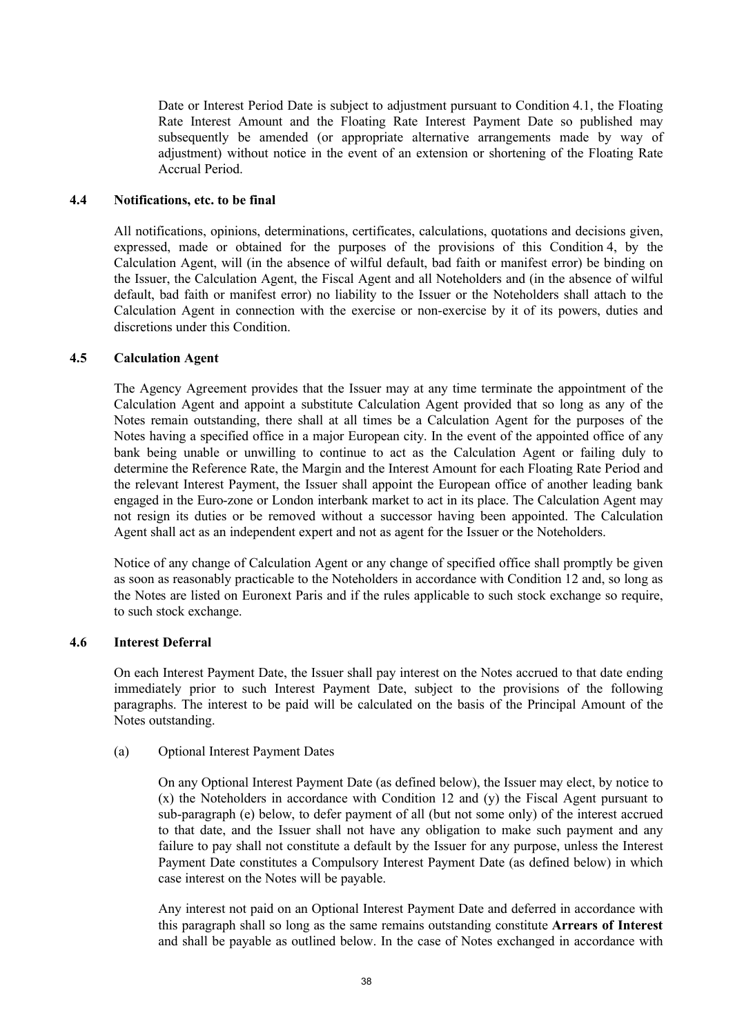Date or Interest Period Date is subject to adjustment pursuant to Condition 4.1, the Floating Rate Interest Amount and the Floating Rate Interest Payment Date so published may subsequently be amended (or appropriate alternative arrangements made by way of adjustment) without notice in the event of an extension or shortening of the Floating Rate Accrual Period.

### 4.4 Notifications, etc. to be final

All notifications, opinions, determinations, certificates, calculations, quotations and decisions given, expressed, made or obtained for the purposes of the provisions of this Condition 4, by the Calculation Agent, will (in the absence of wilful default, bad faith or manifest error) be binding on the Issuer, the Calculation Agent, the Fiscal Agent and all Noteholders and (in the absence of wilful default, bad faith or manifest error) no liability to the Issuer or the Noteholders shall attach to the Calculation Agent in connection with the exercise or non-exercise by it of its powers, duties and discretions under this Condition.

### 4.5 Calculation Agent

The Agency Agreement provides that the Issuer may at any time terminate the appointment of the Calculation Agent and appoint a substitute Calculation Agent provided that so long as any of the Notes remain outstanding, there shall at all times be a Calculation Agent for the purposes of the Notes having a specified office in a major European city. In the event of the appointed office of any bank being unable or unwilling to continue to act as the Calculation Agent or failing duly to determine the Reference Rate, the Margin and the Interest Amount for each Floating Rate Period and the relevant Interest Payment, the Issuer shall appoint the European office of another leading bank engaged in the Euro-zone or London interbank market to act in its place. The Calculation Agent may not resign its duties or be removed without a successor having been appointed. The Calculation Agent shall act as an independent expert and not as agent for the Issuer or the Noteholders.

Notice of any change of Calculation Agent or any change of specified office shall promptly be given as soon as reasonably practicable to the Noteholders in accordance with Condition 12 and, so long as the Notes are listed on Euronext Paris and if the rules applicable to such stock exchange so require, to such stock exchange.

### 4.6 Interest Deferral

On each Interest Payment Date, the Issuer shall pay interest on the Notes accrued to that date ending immediately prior to such Interest Payment Date, subject to the provisions of the following paragraphs. The interest to be paid will be calculated on the basis of the Principal Amount of the Notes outstanding.

(a) Optional Interest Payment Dates

On any Optional Interest Payment Date (as defined below), the Issuer may elect, by notice to (x) the Noteholders in accordance with Condition 12 and (y) the Fiscal Agent pursuant to sub-paragraph (e) below, to defer payment of all (but not some only) of the interest accrued to that date, and the Issuer shall not have any obligation to make such payment and any failure to pay shall not constitute a default by the Issuer for any purpose, unless the Interest Payment Date constitutes a Compulsory Interest Payment Date (as defined below) in which case interest on the Notes will be payable.

Any interest not paid on an Optional Interest Payment Date and deferred in accordance with this paragraph shall so long as the same remains outstanding constitute **Arrears of Interest** and shall be payable as outlined below. In the case of Notes exchanged in accordance with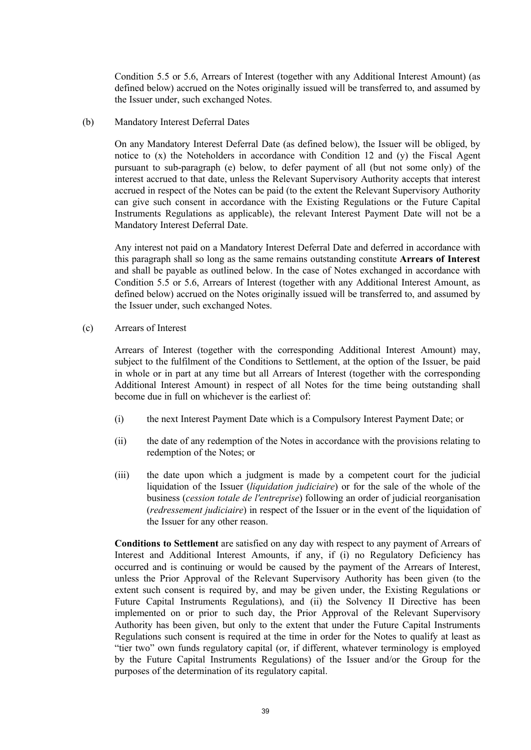Condition 5.5 or 5.6, Arrears of Interest (together with any Additional Interest Amount) (as defined below) accrued on the Notes originally issued will be transferred to, and assumed by the Issuer under, such exchanged Notes.

(b) Mandatory Interest Deferral Dates

On any Mandatory Interest Deferral Date (as defined below), the Issuer will be obliged, by notice to (x) the Noteholders in accordance with Condition 12 and (y) the Fiscal Agent pursuant to sub-paragraph (e) below, to defer payment of all (but not some only) of the interest accrued to that date, unless the Relevant Supervisory Authority accepts that interest accrued in respect of the Notes can be paid (to the extent the Relevant Supervisory Authority can give such consent in accordance with the Existing Regulations or the Future Capital Instruments Regulations as applicable), the relevant Interest Payment Date will not be a Mandatory Interest Deferral Date.

Any interest not paid on a Mandatory Interest Deferral Date and deferred in accordance with this paragraph shall so long as the same remains outstanding constitute **Arrears of Interest** and shall be payable as outlined below. In the case of Notes exchanged in accordance with Condition 5.5 or 5.6, Arrears of Interest (together with any Additional Interest Amount, as defined below) accrued on the Notes originally issued will be transferred to, and assumed by the Issuer under, such exchanged Notes.

(c) Arrears of Interest

Arrears of Interest (together with the corresponding Additional Interest Amount) may, subject to the fulfilment of the Conditions to Settlement, at the option of the Issuer, be paid in whole or in part at any time but all Arrears of Interest (together with the corresponding Additional Interest Amount) in respect of all Notes for the time being outstanding shall become due in full on whichever is the earliest of:

(i) the next Interest Payment Date which is a Compulsory Interest Payment Date; or

(ii) the date of any redemption of the Notes in accordance with the provisions relating to redemption of the Notes; or

(iii) the date upon which a judgment is made by a competent court for the judicial liquidation of the Issuer (*liquidation judiciaire*) or for the sale of the whole of the business (*cession totale de l'entreprise*) following an order of judicial reorganisation (*redressement judiciaire*) in respect of the Issuer or in the event of the liquidation of the Issuer for any other reason.

**Conditions to Settlement** are satisfied on any day with respect to any payment of Arrears of Interest and Additional Interest Amounts, if any, if (i) no Regulatory Deficiency has occurred and is continuing or would be caused by the payment of the Arrears of Interest, unless the Prior Approval of the Relevant Supervisory Authority has been given (to the extent such consent is required by, and may be given under, the Existing Regulations or Future Capital Instruments Regulations), and (ii) the Solvency II Directive has been implemented on or prior to such day, the Prior Approval of the Relevant Supervisory Authority has been given, but only to the extent that under the Future Capital Instruments Regulations such consent is required at the time in order for the Notes to qualify at least as "tier two" own funds regulatory capital (or, if different, whatever terminology is employed by the Future Capital Instruments Regulations) of the Issuer and/or the Group for the purposes of the determination of its regulatory capital.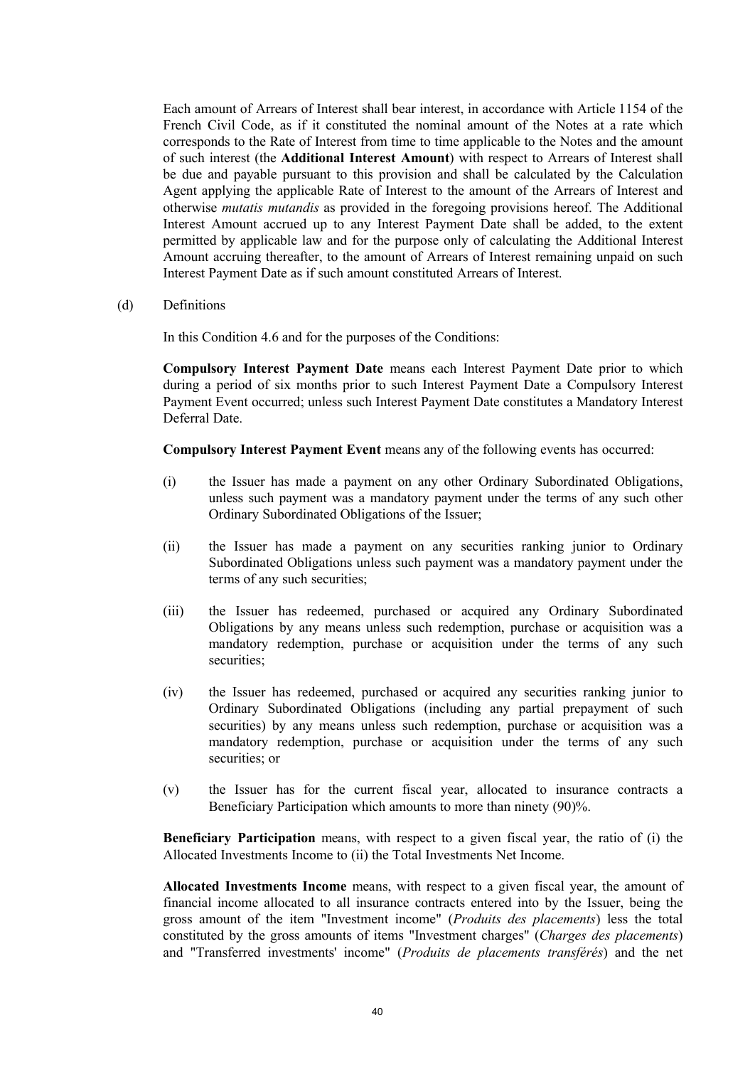Each amount of Arrears of Interest shall bear interest, in accordance with Article 1154 of the French Civil Code, as if it constituted the nominal amount of the Notes at a rate which corresponds to the Rate of Interest from time to time applicable to the Notes and the amount of such interest (the **Additional Interest Amount**) with respect to Arrears of Interest shall be due and payable pursuant to this provision and shall be calculated by the Calculation Agent applying the applicable Rate of Interest to the amount of the Arrears of Interest and otherwise *mutatis mutandis* as provided in the foregoing provisions hereof. The Additional Interest Amount accrued up to any Interest Payment Date shall be added, to the extent permitted by applicable law and for the purpose only of calculating the Additional Interest Amount accruing thereafter, to the amount of Arrears of Interest remaining unpaid on such Interest Payment Date as if such amount constituted Arrears of Interest.

(d) Definitions

In this Condition 4.6 and for the purposes of the Conditions:

**Compulsory Interest Payment Date** means each Interest Payment Date prior to which during a period of six months prior to such Interest Payment Date a Compulsory Interest Payment Event occurred; unless such Interest Payment Date constitutes a Mandatory Interest Deferral Date.

**Compulsory Interest Payment Event** means any of the following events has occurred:

(i) the Issuer has made a payment on any other Ordinary Subordinated Obligations, unless such payment was a mandatory payment under the terms of any such other Ordinary Subordinated Obligations of the Issuer;

(ii) the Issuer has made a payment on any securities ranking junior to Ordinary Subordinated Obligations unless such payment was a mandatory payment under the terms of any such securities;

(iii) the Issuer has redeemed, purchased or acquired any Ordinary Subordinated Obligations by any means unless such redemption, purchase or acquisition was a mandatory redemption, purchase or acquisition under the terms of any such securities;

(iv) the Issuer has redeemed, purchased or acquired any securities ranking junior to Ordinary Subordinated Obligations (including any partial prepayment of such securities) by any means unless such redemption, purchase or acquisition was a mandatory redemption, purchase or acquisition under the terms of any such securities; or

(v) the Issuer has for the current fiscal year, allocated to insurance contracts a Beneficiary Participation which amounts to more than ninety (90)%.

**Beneficiary Participation** means, with respect to a given fiscal year, the ratio of (i) the Allocated Investments Income to (ii) the Total Investments Net Income.

**Allocated Investments Income** means, with respect to a given fiscal year, the amount of financial income allocated to all insurance contracts entered into by the Issuer, being the gross amount of the item "Investment income" (*Produits des placements*) less the total constituted by the gross amounts of items "Investment charges" (*Charges des placements*) and "Transferred investments' income" (*Produits de placements transférés*) and the net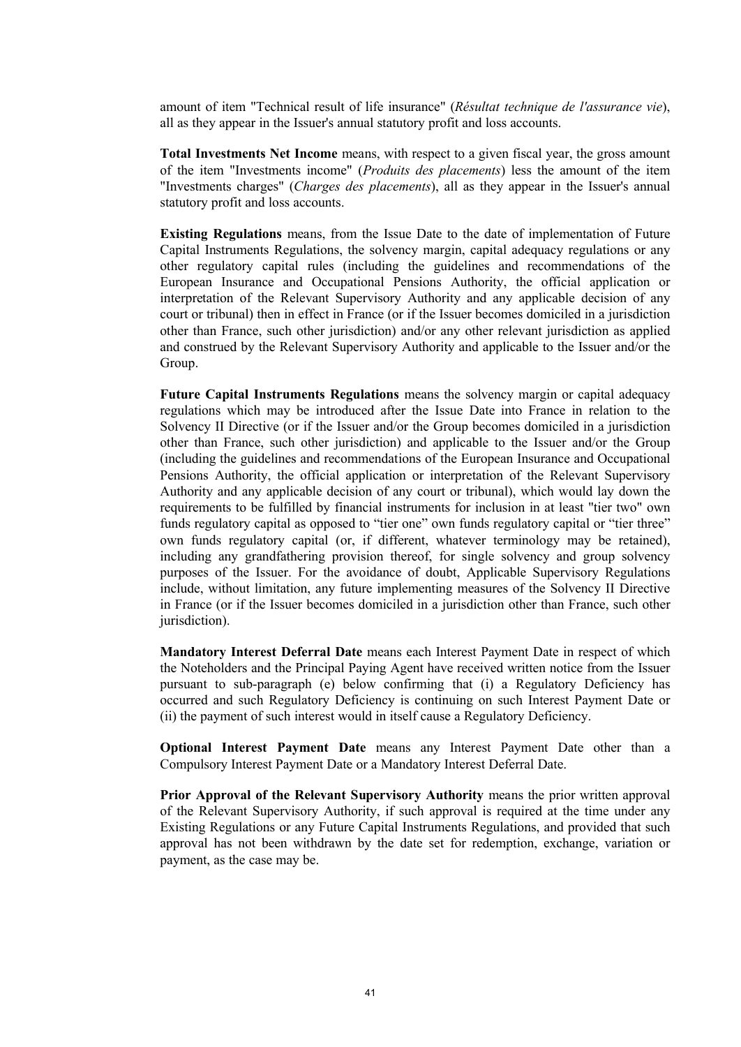amount of item "Technical result of life insurance" (*Résultat technique de l'assurance vie*), all as they appear in the Issuer's annual statutory profit and loss accounts.

**Total Investments Net Income** means, with respect to a given fiscal year, the gross amount of the item "Investments income" (*Produits des placements*) less the amount of the item "Investments charges" (*Charges des placements*), all as they appear in the Issuer's annual statutory profit and loss accounts.

**Existing Regulations** means, from the Issue Date to the date of implementation of Future Capital Instruments Regulations, the solvency margin, capital adequacy regulations or any other regulatory capital rules (including the guidelines and recommendations of the European Insurance and Occupational Pensions Authority, the official application or interpretation of the Relevant Supervisory Authority and any applicable decision of any court or tribunal) then in effect in France (or if the Issuer becomes domiciled in a jurisdiction other than France, such other jurisdiction) and/or any other relevant jurisdiction as applied and construed by the Relevant Supervisory Authority and applicable to the Issuer and/or the Group.

**Future Capital Instruments Regulations** means the solvency margin or capital adequacy regulations which may be introduced after the Issue Date into France in relation to the Solvency II Directive (or if the Issuer and/or the Group becomes domiciled in a jurisdiction other than France, such other jurisdiction) and applicable to the Issuer and/or the Group (including the guidelines and recommendations of the European Insurance and Occupational Pensions Authority, the official application or interpretation of the Relevant Supervisory Authority and any applicable decision of any court or tribunal), which would lay down the requirements to be fulfilled by financial instruments for inclusion in at least "tier two" own funds regulatory capital as opposed to "tier one" own funds regulatory capital or "tier three" own funds regulatory capital (or, if different, whatever terminology may be retained), including any grandfathering provision thereof, for single solvency and group solvency purposes of the Issuer. For the avoidance of doubt, Applicable Supervisory Regulations include, without limitation, any future implementing measures of the Solvency II Directive in France (or if the Issuer becomes domiciled in a jurisdiction other than France, such other jurisdiction).

**Mandatory Interest Deferral Date** means each Interest Payment Date in respect of which the Noteholders and the Principal Paying Agent have received written notice from the Issuer pursuant to sub-paragraph (e) below confirming that (i) a Regulatory Deficiency has occurred and such Regulatory Deficiency is continuing on such Interest Payment Date or (ii) the payment of such interest would in itself cause a Regulatory Deficiency.

**Optional Interest Payment Date** means any Interest Payment Date other than a Compulsory Interest Payment Date or a Mandatory Interest Deferral Date.

**Prior Approval of the Relevant Supervisory Authority** means the prior written approval of the Relevant Supervisory Authority, if such approval is required at the time under any Existing Regulations or any Future Capital Instruments Regulations, and provided that such approval has not been withdrawn by the date set for redemption, exchange, variation or payment, as the case may be.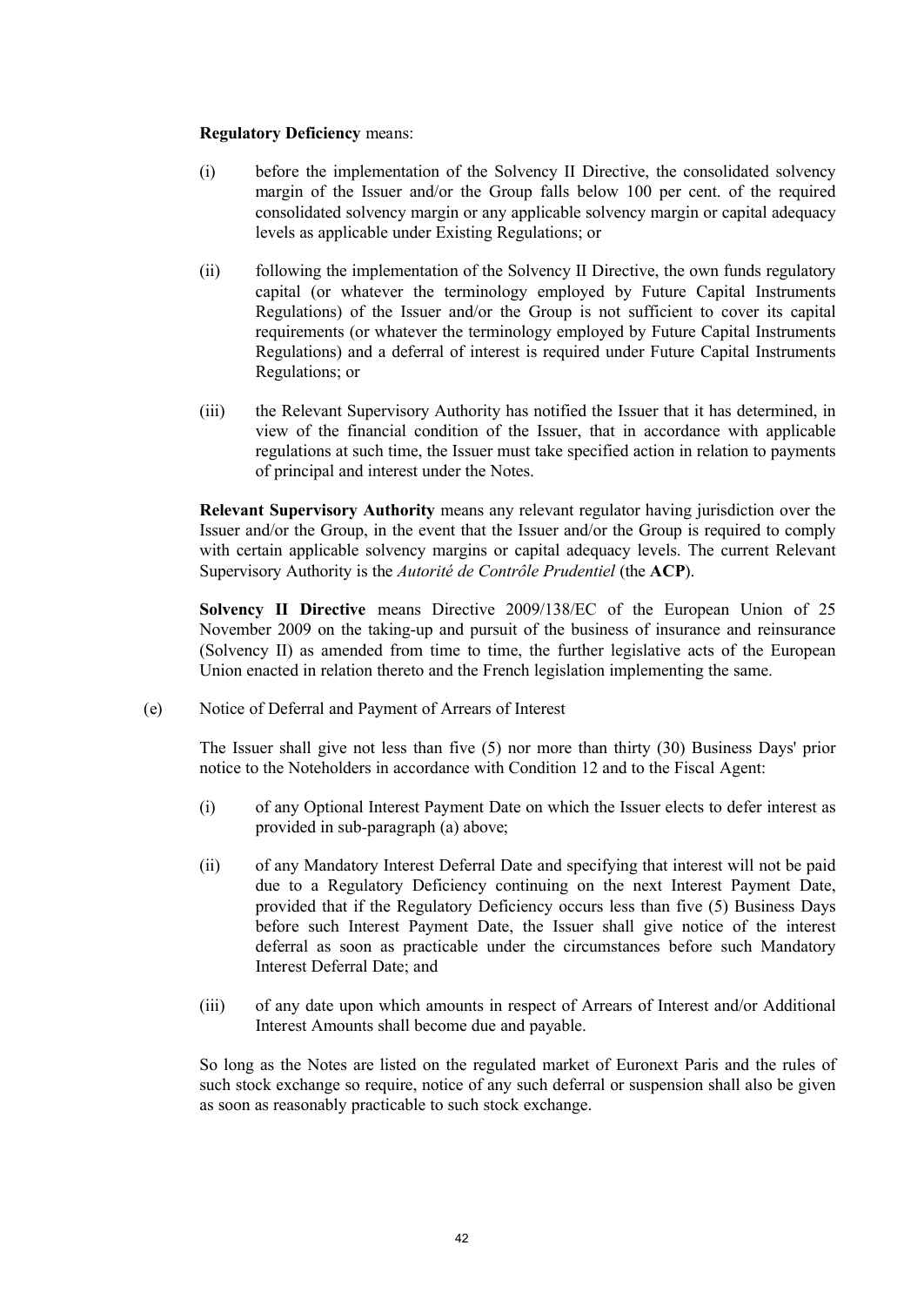**Regulatory Deficiency** means:

(i) before the implementation of the Solvency II Directive, the consolidated solvency margin of the Issuer and/or the Group falls below 100 per cent. of the required consolidated solvency margin or any applicable solvency margin or capital adequacy levels as applicable under Existing Regulations; or

(ii) following the implementation of the Solvency II Directive, the own funds regulatory capital (or whatever the terminology employed by Future Capital Instruments Regulations) of the Issuer and/or the Group is not sufficient to cover its capital requirements (or whatever the terminology employed by Future Capital Instruments Regulations) and a deferral of interest is required under Future Capital Instruments Regulations; or

(iii) the Relevant Supervisory Authority has notified the Issuer that it has determined, in view of the financial condition of the Issuer, that in accordance with applicable regulations at such time, the Issuer must take specified action in relation to payments of principal and interest under the Notes.

**Relevant Supervisory Authority** means any relevant regulator having jurisdiction over the Issuer and/or the Group, in the event that the Issuer and/or the Group is required to comply with certain applicable solvency margins or capital adequacy levels. The current Relevant Supervisory Authority is the *Autorité de Contrôle Prudentiel* (the **ACP**).

**Solvency II Directive** means Directive 2009/138/EC of the European Union of 25 November 2009 on the taking-up and pursuit of the business of insurance and reinsurance (Solvency II) as amended from time to time, the further legislative acts of the European Union enacted in relation thereto and the French legislation implementing the same.

(e) Notice of Deferral and Payment of Arrears of Interest

The Issuer shall give not less than five (5) nor more than thirty (30) Business Days' prior notice to the Noteholders in accordance with Condition 12 and to the Fiscal Agent:

(i) of any Optional Interest Payment Date on which the Issuer elects to defer interest as provided in sub-paragraph (a) above;

(ii) of any Mandatory Interest Deferral Date and specifying that interest will not be paid due to a Regulatory Deficiency continuing on the next Interest Payment Date, provided that if the Regulatory Deficiency occurs less than five (5) Business Days before such Interest Payment Date, the Issuer shall give notice of the interest deferral as soon as practicable under the circumstances before such Mandatory Interest Deferral Date; and

(iii) of any date upon which amounts in respect of Arrears of Interest and/or Additional Interest Amounts shall become due and payable.

So long as the Notes are listed on the regulated market of Euronext Paris and the rules of such stock exchange so require, notice of any such deferral or suspension shall also be given as soon as reasonably practicable to such stock exchange.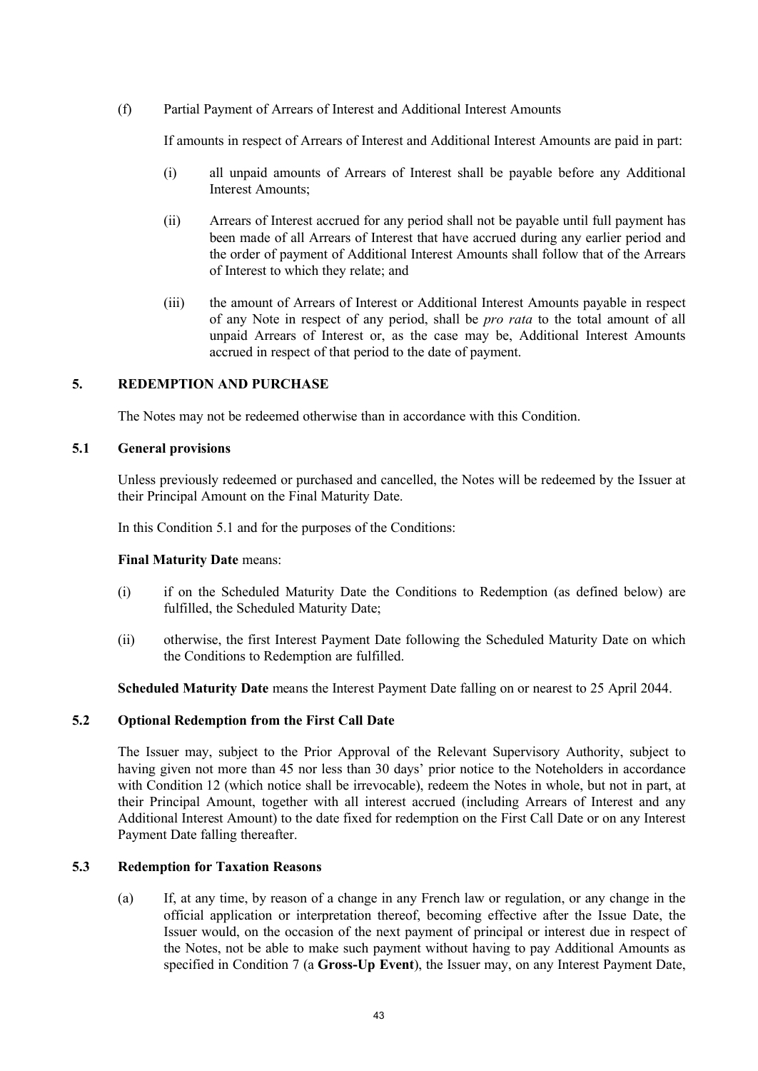(f) Partial Payment of Arrears of Interest and Additional Interest Amounts

If amounts in respect of Arrears of Interest and Additional Interest Amounts are paid in part:

(i) all unpaid amounts of Arrears of Interest shall be payable before any Additional Interest Amounts;

(ii) Arrears of Interest accrued for any period shall not be payable until full payment has been made of all Arrears of Interest that have accrued during any earlier period and the order of payment of Additional Interest Amounts shall follow that of the Arrears of Interest to which they relate; and

(iii) the amount of Arrears of Interest or Additional Interest Amounts payable in respect of any Note in respect of any period, shall be *pro rata* to the total amount of all unpaid Arrears of Interest or, as the case may be, Additional Interest Amounts accrued in respect of that period to the date of payment.

## 5. REDEMPTION AND PURCHASE

The Notes may not be redeemed otherwise than in accordance with this Condition.

### 5.1 General provisions

Unless previously redeemed or purchased and cancelled, the Notes will be redeemed by the Issuer at their Principal Amount on the Final Maturity Date.

In this Condition 5.1 and for the purposes of the Conditions:

**Final Maturity Date** means:

(i) if on the Scheduled Maturity Date the Conditions to Redemption (as defined below) are fulfilled, the Scheduled Maturity Date;

(ii) otherwise, the first Interest Payment Date following the Scheduled Maturity Date on which the Conditions to Redemption are fulfilled.

**Scheduled Maturity Date** means the Interest Payment Date falling on or nearest to 25 April 2044.

### 5.2 Optional Redemption from the First Call Date

The Issuer may, subject to the Prior Approval of the Relevant Supervisory Authority, subject to having given not more than 45 nor less than 30 days' prior notice to the Noteholders in accordance with Condition 12 (which notice shall be irrevocable), redeem the Notes in whole, but not in part, at their Principal Amount, together with all interest accrued (including Arrears of Interest and any Additional Interest Amount) to the date fixed for redemption on the First Call Date or on any Interest Payment Date falling thereafter.

### 5.3 Redemption for Taxation Reasons

(a) If, at any time, by reason of a change in any French law or regulation, or any change in the official application or interpretation thereof, becoming effective after the Issue Date, the Issuer would, on the occasion of the next payment of principal or interest due in respect of the Notes, not be able to make such payment without having to pay Additional Amounts as specified in Condition 7 (a **Gross-Up Event**), the Issuer may, on any Interest Payment Date,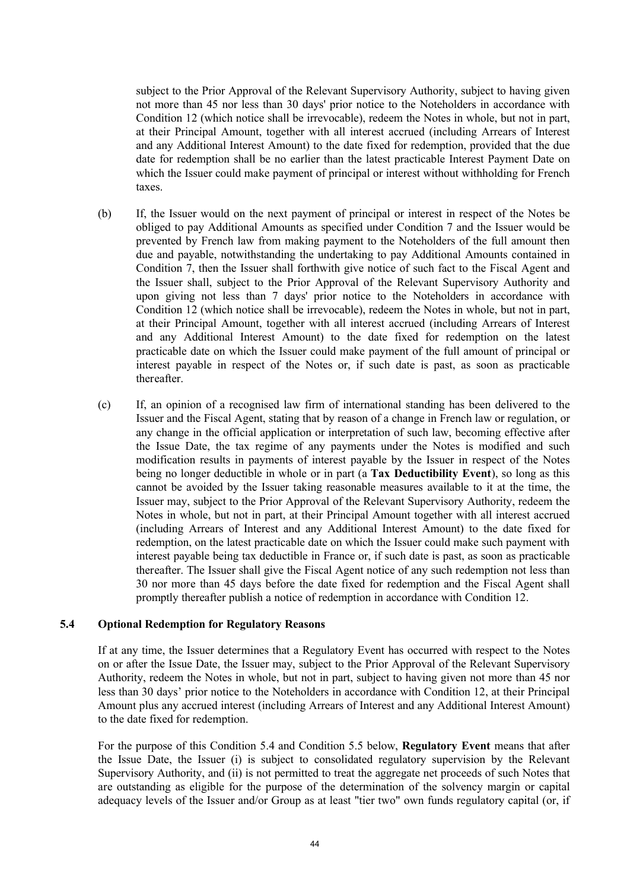subject to the Prior Approval of the Relevant Supervisory Authority, subject to having given not more than 45 nor less than 30 days' prior notice to the Noteholders in accordance with Condition 12 (which notice shall be irrevocable), redeem the Notes in whole, but not in part, at their Principal Amount, together with all interest accrued (including Arrears of Interest and any Additional Interest Amount) to the date fixed for redemption, provided that the due date for redemption shall be no earlier than the latest practicable Interest Payment Date on which the Issuer could make payment of principal or interest without withholding for French taxes.

(b) If, the Issuer would on the next payment of principal or interest in respect of the Notes be obliged to pay Additional Amounts as specified under Condition 7 and the Issuer would be prevented by French law from making payment to the Noteholders of the full amount then due and payable, notwithstanding the undertaking to pay Additional Amounts contained in Condition 7, then the Issuer shall forthwith give notice of such fact to the Fiscal Agent and the Issuer shall, subject to the Prior Approval of the Relevant Supervisory Authority and upon giving not less than 7 days' prior notice to the Noteholders in accordance with Condition 12 (which notice shall be irrevocable), redeem the Notes in whole, but not in part, at their Principal Amount, together with all interest accrued (including Arrears of Interest and any Additional Interest Amount) to the date fixed for redemption on the latest practicable date on which the Issuer could make payment of the full amount of principal or interest payable in respect of the Notes or, if such date is past, as soon as practicable thereafter.

(c) If, an opinion of a recognised law firm of international standing has been delivered to the Issuer and the Fiscal Agent, stating that by reason of a change in French law or regulation, or any change in the official application or interpretation of such law, becoming effective after the Issue Date, the tax regime of any payments under the Notes is modified and such modification results in payments of interest payable by the Issuer in respect of the Notes being no longer deductible in whole or in part (a **Tax Deductibility Event**), so long as this cannot be avoided by the Issuer taking reasonable measures available to it at the time, the Issuer may, subject to the Prior Approval of the Relevant Supervisory Authority, redeem the Notes in whole, but not in part, at their Principal Amount together with all interest accrued (including Arrears of Interest and any Additional Interest Amount) to the date fixed for redemption, on the latest practicable date on which the Issuer could make such payment with interest payable being tax deductible in France or, if such date is past, as soon as practicable thereafter. The Issuer shall give the Fiscal Agent notice of any such redemption not less than 30 nor more than 45 days before the date fixed for redemption and the Fiscal Agent shall promptly thereafter publish a notice of redemption in accordance with Condition 12.

### 5.4 Optional Redemption for Regulatory Reasons

If at any time, the Issuer determines that a Regulatory Event has occurred with respect to the Notes on or after the Issue Date, the Issuer may, subject to the Prior Approval of the Relevant Supervisory Authority, redeem the Notes in whole, but not in part, subject to having given not more than 45 nor less than 30 days' prior notice to the Noteholders in accordance with Condition 12, at their Principal Amount plus any accrued interest (including Arrears of Interest and any Additional Interest Amount) to the date fixed for redemption.

For the purpose of this Condition 5.4 and Condition 5.5 below, **Regulatory Event** means that after the Issue Date, the Issuer (i) is subject to consolidated regulatory supervision by the Relevant Supervisory Authority, and (ii) is not permitted to treat the aggregate net proceeds of such Notes that are outstanding as eligible for the purpose of the determination of the solvency margin or capital adequacy levels of the Issuer and/or Group as at least "tier two" own funds regulatory capital (or, if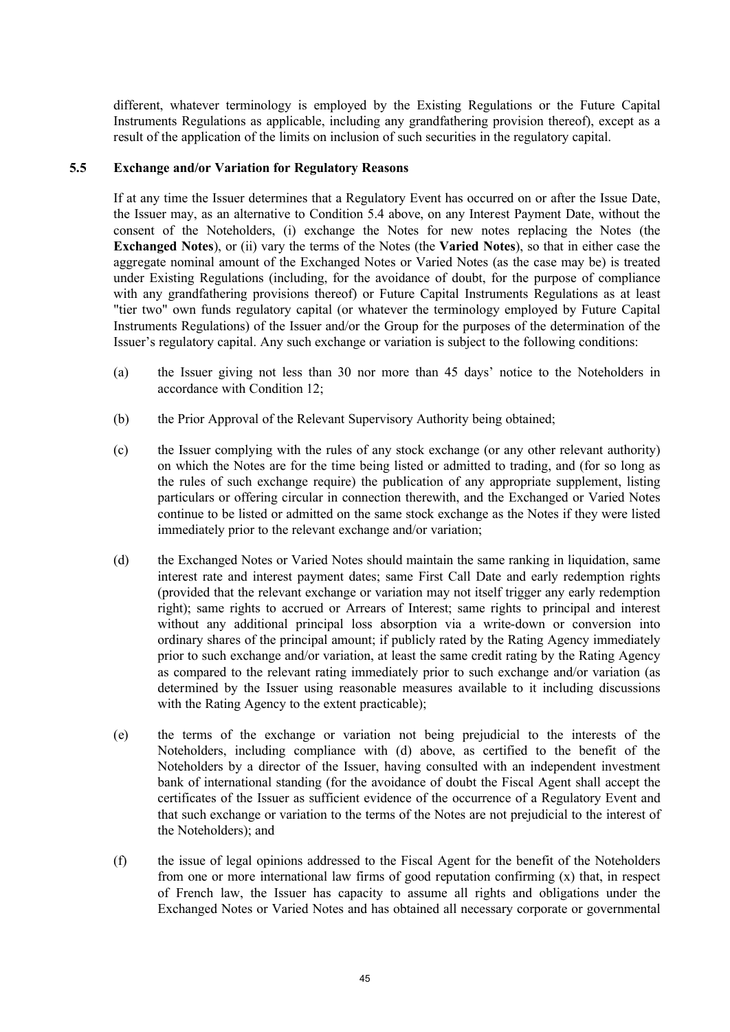different, whatever terminology is employed by the Existing Regulations or the Future Capital Instruments Regulations as applicable, including any grandfathering provision thereof), except as a result of the application of the limits on inclusion of such securities in the regulatory capital.

### 5.5 Exchange and/or Variation for Regulatory Reasons

If at any time the Issuer determines that a Regulatory Event has occurred on or after the Issue Date, the Issuer may, as an alternative to Condition 5.4 above, on any Interest Payment Date, without the consent of the Noteholders, (i) exchange the Notes for new notes replacing the Notes (the **Exchanged Notes**), or (ii) vary the terms of the Notes (the **Varied Notes**), so that in either case the aggregate nominal amount of the Exchanged Notes or Varied Notes (as the case may be) is treated under Existing Regulations (including, for the avoidance of doubt, for the purpose of compliance with any grandfathering provisions thereof) or Future Capital Instruments Regulations as at least "tier two" own funds regulatory capital (or whatever the terminology employed by Future Capital Instruments Regulations) of the Issuer and/or the Group for the purposes of the determination of the Issuer's regulatory capital. Any such exchange or variation is subject to the following conditions:

(a) the Issuer giving not less than 30 nor more than 45 days' notice to the Noteholders in accordance with Condition 12;

(b) the Prior Approval of the Relevant Supervisory Authority being obtained;

(c) the Issuer complying with the rules of any stock exchange (or any other relevant authority) on which the Notes are for the time being listed or admitted to trading, and (for so long as the rules of such exchange require) the publication of any appropriate supplement, listing particulars or offering circular in connection therewith, and the Exchanged or Varied Notes continue to be listed or admitted on the same stock exchange as the Notes if they were listed immediately prior to the relevant exchange and/or variation;

(d) the Exchanged Notes or Varied Notes should maintain the same ranking in liquidation, same interest rate and interest payment dates; same First Call Date and early redemption rights (provided that the relevant exchange or variation may not itself trigger any early redemption right); same rights to accrued or Arrears of Interest; same rights to principal and interest without any additional principal loss absorption via a write-down or conversion into ordinary shares of the principal amount; if publicly rated by the Rating Agency immediately prior to such exchange and/or variation, at least the same credit rating by the Rating Agency as compared to the relevant rating immediately prior to such exchange and/or variation (as determined by the Issuer using reasonable measures available to it including discussions with the Rating Agency to the extent practicable);

(e) the terms of the exchange or variation not being prejudicial to the interests of the Noteholders, including compliance with (d) above, as certified to the benefit of the Noteholders by a director of the Issuer, having consulted with an independent investment bank of international standing (for the avoidance of doubt the Fiscal Agent shall accept the certificates of the Issuer as sufficient evidence of the occurrence of a Regulatory Event and that such exchange or variation to the terms of the Notes are not prejudicial to the interest of the Noteholders); and

(f) the issue of legal opinions addressed to the Fiscal Agent for the benefit of the Noteholders from one or more international law firms of good reputation confirming (x) that, in respect of French law, the Issuer has capacity to assume all rights and obligations under the Exchanged Notes or Varied Notes and has obtained all necessary corporate or governmental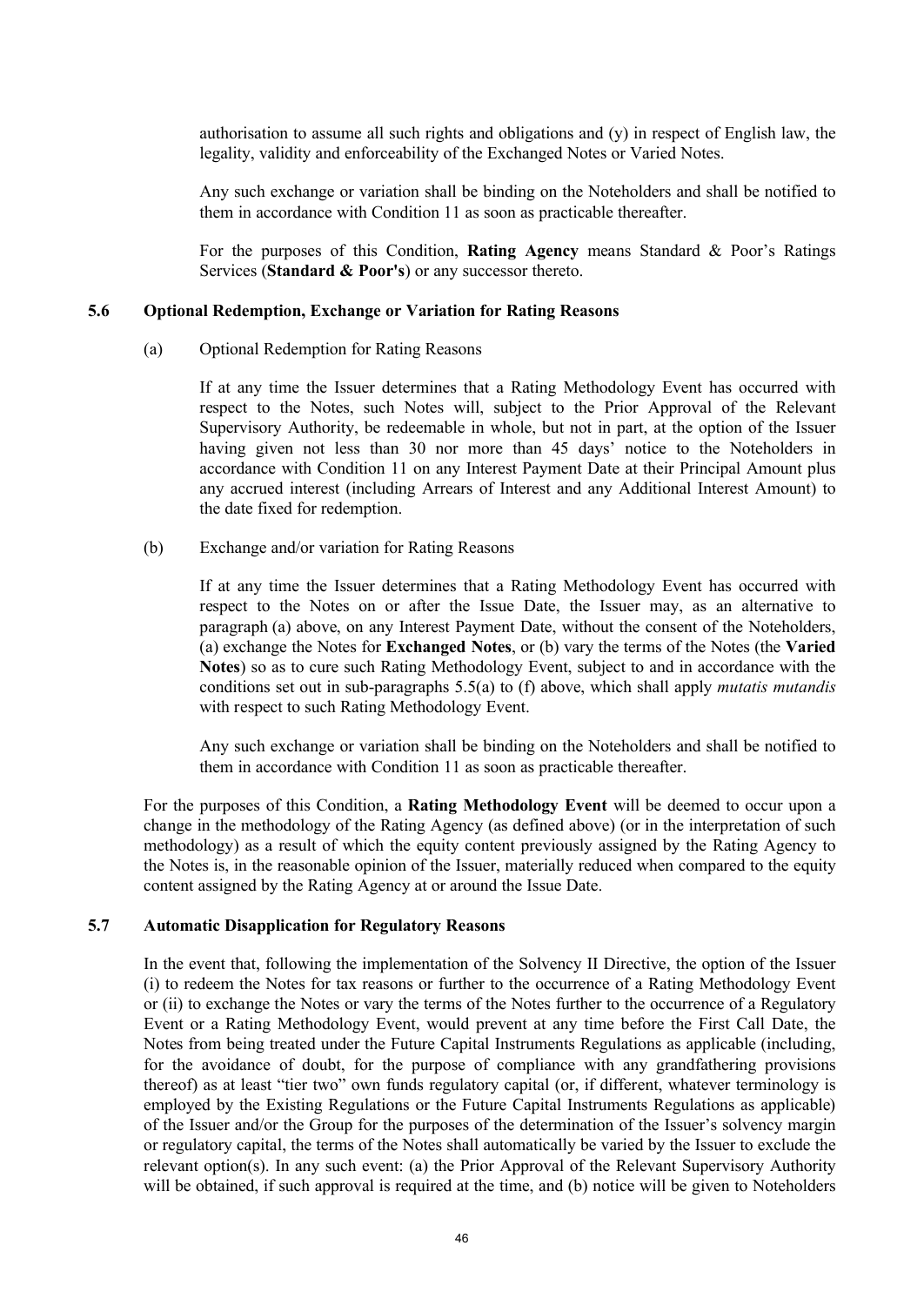authorisation to assume all such rights and obligations and (y) in respect of English law, the legality, validity and enforceability of the Exchanged Notes or Varied Notes.

Any such exchange or variation shall be binding on the Noteholders and shall be notified to them in accordance with Condition 11 as soon as practicable thereafter.

For the purposes of this Condition, **Rating Agency** means Standard & Poor's Ratings Services (**Standard & Poor's**) or any successor thereto.

### 5.6 Optional Redemption, Exchange or Variation for Rating Reasons

(a) Optional Redemption for Rating Reasons

If at any time the Issuer determines that a Rating Methodology Event has occurred with respect to the Notes, such Notes will, subject to the Prior Approval of the Relevant Supervisory Authority, be redeemable in whole, but not in part, at the option of the Issuer having given not less than 30 nor more than 45 days' notice to the Noteholders in accordance with Condition 11 on any Interest Payment Date at their Principal Amount plus any accrued interest (including Arrears of Interest and any Additional Interest Amount) to the date fixed for redemption.

(b) Exchange and/or variation for Rating Reasons

If at any time the Issuer determines that a Rating Methodology Event has occurred with respect to the Notes on or after the Issue Date, the Issuer may, as an alternative to paragraph (a) above, on any Interest Payment Date, without the consent of the Noteholders, (a) exchange the Notes for **Exchanged Notes**, or (b) vary the terms of the Notes (the **Varied Notes**) so as to cure such Rating Methodology Event, subject to and in accordance with the conditions set out in sub-paragraphs 5.5(a) to (f) above, which shall apply *mutatis mutandis* with respect to such Rating Methodology Event.

Any such exchange or variation shall be binding on the Noteholders and shall be notified to them in accordance with Condition 11 as soon as practicable thereafter.

For the purposes of this Condition, a **Rating Methodology Event** will be deemed to occur upon a change in the methodology of the Rating Agency (as defined above) (or in the interpretation of such methodology) as a result of which the equity content previously assigned by the Rating Agency to the Notes is, in the reasonable opinion of the Issuer, materially reduced when compared to the equity content assigned by the Rating Agency at or around the Issue Date.

### 5.7 Automatic Disapplication for Regulatory Reasons

In the event that, following the implementation of the Solvency II Directive, the option of the Issuer (i) to redeem the Notes for tax reasons or further to the occurrence of a Rating Methodology Event or (ii) to exchange the Notes or vary the terms of the Notes further to the occurrence of a Regulatory Event or a Rating Methodology Event, would prevent at any time before the First Call Date, the Notes from being treated under the Future Capital Instruments Regulations as applicable (including, for the avoidance of doubt, for the purpose of compliance with any grandfathering provisions thereof) as at least "tier two" own funds regulatory capital (or, if different, whatever terminology is employed by the Existing Regulations or the Future Capital Instruments Regulations as applicable) of the Issuer and/or the Group for the purposes of the determination of the Issuer's solvency margin or regulatory capital, the terms of the Notes shall automatically be varied by the Issuer to exclude the relevant option(s). In any such event: (a) the Prior Approval of the Relevant Supervisory Authority will be obtained, if such approval is required at the time, and (b) notice will be given to Noteholders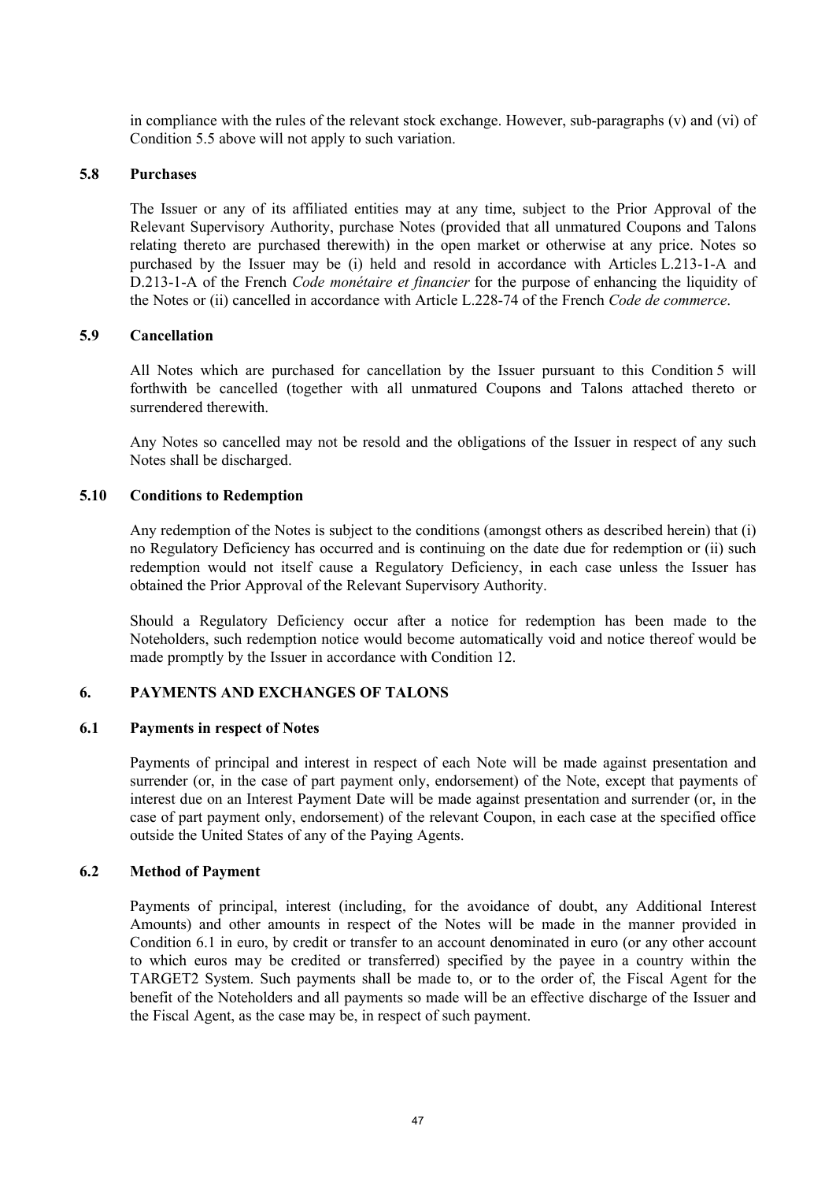in compliance with the rules of the relevant stock exchange. However, sub-paragraphs (v) and (vi) of Condition 5.5 above will not apply to such variation.

### 5.8 Purchases

The Issuer or any of its affiliated entities may at any time, subject to the Prior Approval of the Relevant Supervisory Authority, purchase Notes (provided that all unmatured Coupons and Talons relating thereto are purchased therewith) in the open market or otherwise at any price. Notes so purchased by the Issuer may be (i) held and resold in accordance with Articles L.213-1-A and D.213-1-A of the French *Code monétaire et financier* for the purpose of enhancing the liquidity of the Notes or (ii) cancelled in accordance with Article L.228-74 of the French *Code de commerce*.

### 5.9 Cancellation

All Notes which are purchased for cancellation by the Issuer pursuant to this Condition 5 will forthwith be cancelled (together with all unmatured Coupons and Talons attached thereto or surrendered therewith.

Any Notes so cancelled may not be resold and the obligations of the Issuer in respect of any such Notes shall be discharged.

### 5.10 Conditions to Redemption

Any redemption of the Notes is subject to the conditions (amongst others as described herein) that (i) no Regulatory Deficiency has occurred and is continuing on the date due for redemption or (ii) such redemption would not itself cause a Regulatory Deficiency, in each case unless the Issuer has obtained the Prior Approval of the Relevant Supervisory Authority.

Should a Regulatory Deficiency occur after a notice for redemption has been made to the Noteholders, such redemption notice would become automatically void and notice thereof would be made promptly by the Issuer in accordance with Condition 12.

## 6. PAYMENTS AND EXCHANGES OF TALONS

### 6.1 Payments in respect of Notes

Payments of principal and interest in respect of each Note will be made against presentation and surrender (or, in the case of part payment only, endorsement) of the Note, except that payments of interest due on an Interest Payment Date will be made against presentation and surrender (or, in the case of part payment only, endorsement) of the relevant Coupon, in each case at the specified office outside the United States of any of the Paying Agents.

### 6.2 Method of Payment

Payments of principal, interest (including, for the avoidance of doubt, any Additional Interest Amounts) and other amounts in respect of the Notes will be made in the manner provided in Condition 6.1 in euro, by credit or transfer to an account denominated in euro (or any other account to which euros may be credited or transferred) specified by the payee in a country within the TARGET2 System. Such payments shall be made to, or to the order of, the Fiscal Agent for the benefit of the Noteholders and all payments so made will be an effective discharge of the Issuer and the Fiscal Agent, as the case may be, in respect of such payment.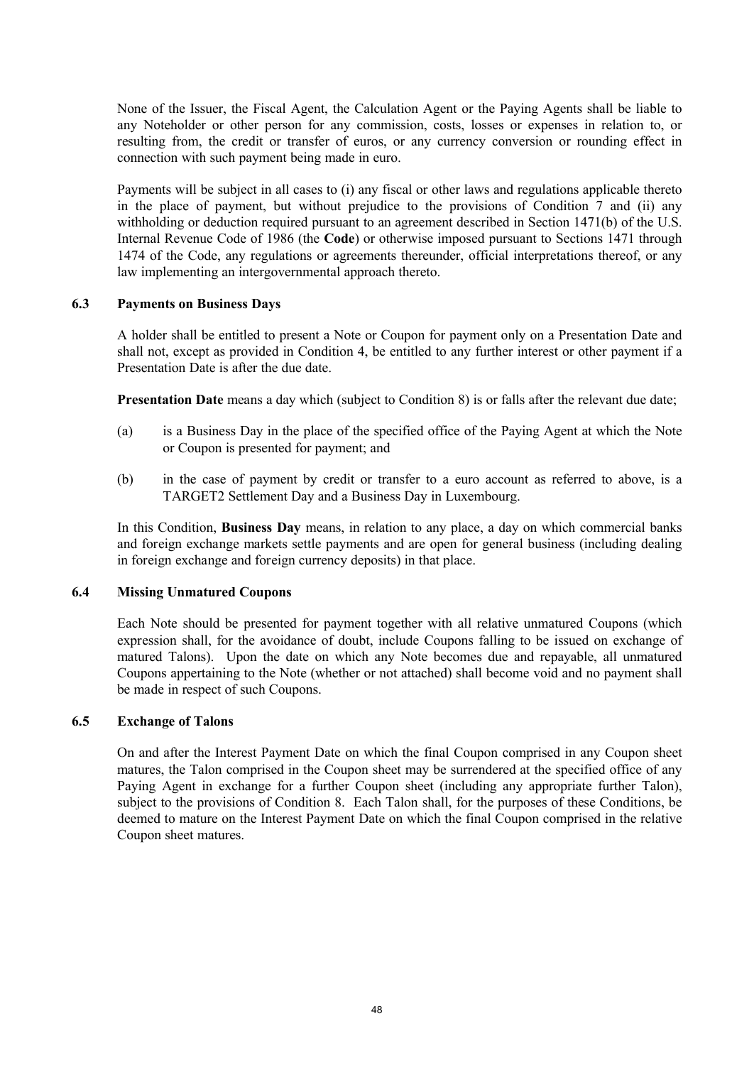None of the Issuer, the Fiscal Agent, the Calculation Agent or the Paying Agents shall be liable to any Noteholder or other person for any commission, costs, losses or expenses in relation to, or resulting from, the credit or transfer of euros, or any currency conversion or rounding effect in connection with such payment being made in euro.

Payments will be subject in all cases to (i) any fiscal or other laws and regulations applicable thereto in the place of payment, but without prejudice to the provisions of Condition 7 and (ii) any withholding or deduction required pursuant to an agreement described in Section 1471(b) of the U.S. Internal Revenue Code of 1986 (the **Code**) or otherwise imposed pursuant to Sections 1471 through 1474 of the Code, any regulations or agreements thereunder, official interpretations thereof, or any law implementing an intergovernmental approach thereto.

### 6.3 Payments on Business Days

A holder shall be entitled to present a Note or Coupon for payment only on a Presentation Date and shall not, except as provided in Condition 4, be entitled to any further interest or other payment if a Presentation Date is after the due date.

**Presentation Date** means a day which (subject to Condition 8) is or falls after the relevant due date;

(a) is a Business Day in the place of the specified office of the Paying Agent at which the Note or Coupon is presented for payment; and

(b) in the case of payment by credit or transfer to a euro account as referred to above, is a TARGET2 Settlement Day and a Business Day in Luxembourg.

In this Condition, **Business Day** means, in relation to any place, a day on which commercial banks and foreign exchange markets settle payments and are open for general business (including dealing in foreign exchange and foreign currency deposits) in that place.

### 6.4 Missing Unmatured Coupons

Each Note should be presented for payment together with all relative unmatured Coupons (which expression shall, for the avoidance of doubt, include Coupons falling to be issued on exchange of matured Talons). Upon the date on which any Note becomes due and repayable, all unmatured Coupons appertaining to the Note (whether or not attached) shall become void and no payment shall be made in respect of such Coupons.

### 6.5 Exchange of Talons

On and after the Interest Payment Date on which the final Coupon comprised in any Coupon sheet matures, the Talon comprised in the Coupon sheet may be surrendered at the specified office of any Paying Agent in exchange for a further Coupon sheet (including any appropriate further Talon), subject to the provisions of Condition 8. Each Talon shall, for the purposes of these Conditions, be deemed to mature on the Interest Payment Date on which the final Coupon comprised in the relative Coupon sheet matures.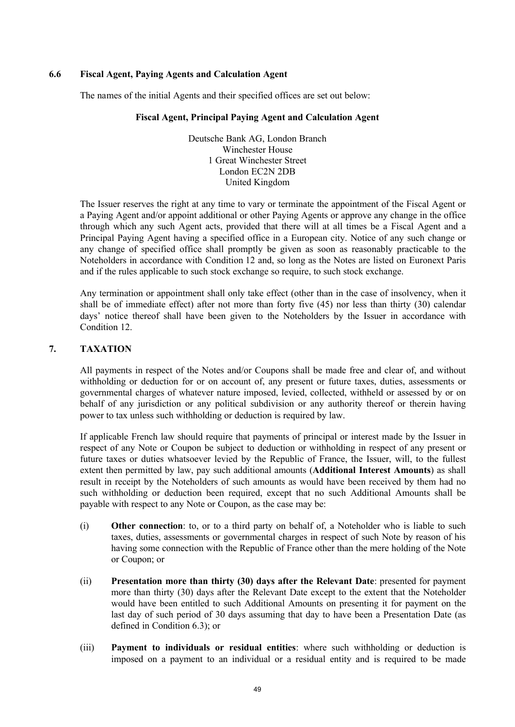### 6.6 Fiscal Agent, Paying Agents and Calculation Agent

The names of the initial Agents and their specified offices are set out below:

**Fiscal Agent, Principal Paying Agent and Calculation Agent**

Deutsche Bank AG, London Branch
Winchester House
1 Great Winchester Street
London EC2N 2DB
United Kingdom

The Issuer reserves the right at any time to vary or terminate the appointment of the Fiscal Agent or a Paying Agent and/or appoint additional or other Paying Agents or approve any change in the office through which any such Agent acts, provided that there will at all times be a Fiscal Agent and a Principal Paying Agent having a specified office in a European city. Notice of any such change or any change of specified office shall promptly be given as soon as reasonably practicable to the Noteholders in accordance with Condition 12 and, so long as the Notes are listed on Euronext Paris and if the rules applicable to such stock exchange so require, to such stock exchange.

Any termination or appointment shall only take effect (other than in the case of insolvency, when it shall be of immediate effect) after not more than forty five (45) nor less than thirty (30) calendar days' notice thereof shall have been given to the Noteholders by the Issuer in accordance with Condition 12.

## 7. TAXATION

All payments in respect of the Notes and/or Coupons shall be made free and clear of, and without withholding or deduction for or on account of, any present or future taxes, duties, assessments or governmental charges of whatever nature imposed, levied, collected, withheld or assessed by or on behalf of any jurisdiction or any political subdivision or any authority thereof or therein having power to tax unless such withholding or deduction is required by law.

If applicable French law should require that payments of principal or interest made by the Issuer in respect of any Note or Coupon be subject to deduction or withholding in respect of any present or future taxes or duties whatsoever levied by the Republic of France, the Issuer, will, to the fullest extent then permitted by law, pay such additional amounts (**Additional Interest Amounts**) as shall result in receipt by the Noteholders of such amounts as would have been received by them had no such withholding or deduction been required, except that no such Additional Amounts shall be payable with respect to any Note or Coupon, as the case may be:

(i) **Other connection**: to, or to a third party on behalf of, a Noteholder who is liable to such taxes, duties, assessments or governmental charges in respect of such Note by reason of his having some connection with the Republic of France other than the mere holding of the Note or Coupon; or

(ii) **Presentation more than thirty (30) days after the Relevant Date**: presented for payment more than thirty (30) days after the Relevant Date except to the extent that the Noteholder would have been entitled to such Additional Amounts on presenting it for payment on the last day of such period of 30 days assuming that day to have been a Presentation Date (as defined in Condition 6.3); or

(iii) **Payment to individuals or residual entities**: where such withholding or deduction is imposed on a payment to an individual or a residual entity and is required to be made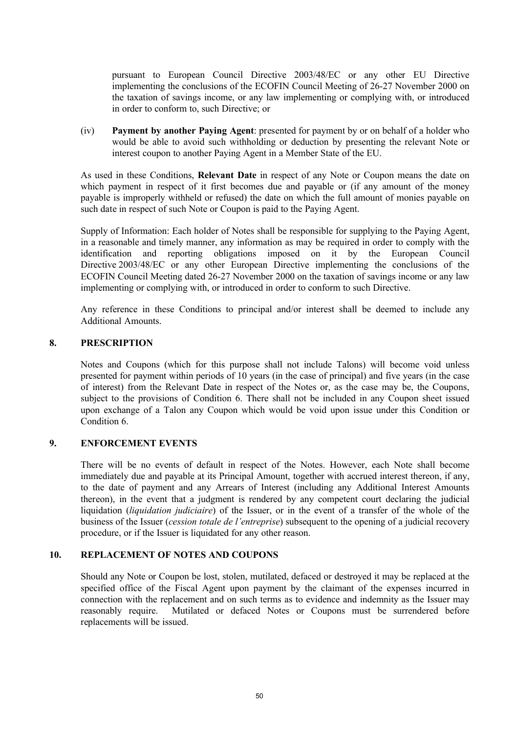pursuant to European Council Directive 2003/48/EC or any other EU Directive implementing the conclusions of the ECOFIN Council Meeting of 26-27 November 2000 on the taxation of savings income, or any law implementing or complying with, or introduced in order to conform to, such Directive; or

(iv) **Payment by another Paying Agent**: presented for payment by or on behalf of a holder who would be able to avoid such withholding or deduction by presenting the relevant Note or interest coupon to another Paying Agent in a Member State of the EU.

As used in these Conditions, **Relevant Date** in respect of any Note or Coupon means the date on which payment in respect of it first becomes due and payable or (if any amount of the money payable is improperly withheld or refused) the date on which the full amount of monies payable on such date in respect of such Note or Coupon is paid to the Paying Agent.

Supply of Information: Each holder of Notes shall be responsible for supplying to the Paying Agent, in a reasonable and timely manner, any information as may be required in order to comply with the identification and reporting obligations imposed on it by the European Council Directive 2003/48/EC or any other European Directive implementing the conclusions of the ECOFIN Council Meeting dated 26-27 November 2000 on the taxation of savings income or any law implementing or complying with, or introduced in order to conform to such Directive.

Any reference in these Conditions to principal and/or interest shall be deemed to include any Additional Amounts.

## 8. PRESCRIPTION

Notes and Coupons (which for this purpose shall not include Talons) will become void unless presented for payment within periods of 10 years (in the case of principal) and five years (in the case of interest) from the Relevant Date in respect of the Notes or, as the case may be, the Coupons, subject to the provisions of Condition 6. There shall not be included in any Coupon sheet issued upon exchange of a Talon any Coupon which would be void upon issue under this Condition or Condition 6.

## 9. ENFORCEMENT EVENTS

There will be no events of default in respect of the Notes. However, each Note shall become immediately due and payable at its Principal Amount, together with accrued interest thereon, if any, to the date of payment and any Arrears of Interest (including any Additional Interest Amounts thereon), in the event that a judgment is rendered by any competent court declaring the judicial liquidation (*liquidation judiciaire*) of the Issuer, or in the event of a transfer of the whole of the business of the Issuer (*cession totale de l'entreprise*) subsequent to the opening of a judicial recovery procedure, or if the Issuer is liquidated for any other reason.

## 10. REPLACEMENT OF NOTES AND COUPONS

Should any Note or Coupon be lost, stolen, mutilated, defaced or destroyed it may be replaced at the specified office of the Fiscal Agent upon payment by the claimant of the expenses incurred in connection with the replacement and on such terms as to evidence and indemnity as the Issuer may reasonably require. Mutilated or defaced Notes or Coupons must be surrendered before replacements will be issued.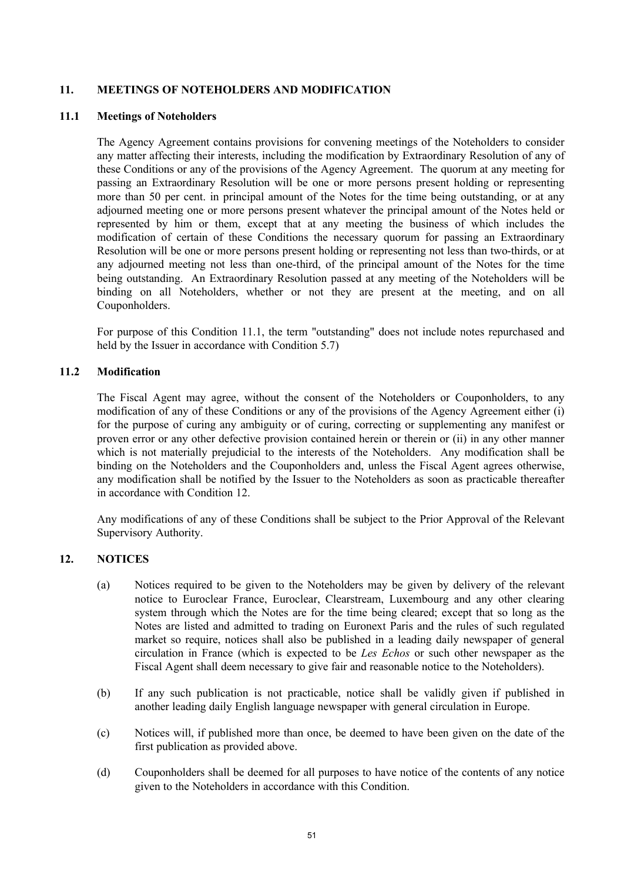## 11. MEETINGS OF NOTEHOLDERS AND MODIFICATION

### 11.1 Meetings of Noteholders

The Agency Agreement contains provisions for convening meetings of the Noteholders to consider any matter affecting their interests, including the modification by Extraordinary Resolution of any of these Conditions or any of the provisions of the Agency Agreement. The quorum at any meeting for passing an Extraordinary Resolution will be one or more persons present holding or representing more than 50 per cent. in principal amount of the Notes for the time being outstanding, or at any adjourned meeting one or more persons present whatever the principal amount of the Notes held or represented by him or them, except that at any meeting the business of which includes the modification of certain of these Conditions the necessary quorum for passing an Extraordinary Resolution will be one or more persons present holding or representing not less than two-thirds, or at any adjourned meeting not less than one-third, of the principal amount of the Notes for the time being outstanding. An Extraordinary Resolution passed at any meeting of the Noteholders will be binding on all Noteholders, whether or not they are present at the meeting, and on all Couponholders.

For purpose of this Condition 11.1, the term "outstanding" does not include notes repurchased and held by the Issuer in accordance with Condition 5.7)

### 11.2 Modification

The Fiscal Agent may agree, without the consent of the Noteholders or Couponholders, to any modification of any of these Conditions or any of the provisions of the Agency Agreement either (i) for the purpose of curing any ambiguity or of curing, correcting or supplementing any manifest or proven error or any other defective provision contained herein or therein or (ii) in any other manner which is not materially prejudicial to the interests of the Noteholders. Any modification shall be binding on the Noteholders and the Couponholders and, unless the Fiscal Agent agrees otherwise, any modification shall be notified by the Issuer to the Noteholders as soon as practicable thereafter in accordance with Condition 12.

Any modifications of any of these Conditions shall be subject to the Prior Approval of the Relevant Supervisory Authority.

## 12. NOTICES

(a) Notices required to be given to the Noteholders may be given by delivery of the relevant notice to Euroclear France, Euroclear, Clearstream, Luxembourg and any other clearing system through which the Notes are for the time being cleared; except that so long as the Notes are listed and admitted to trading on Euronext Paris and the rules of such regulated market so require, notices shall also be published in a leading daily newspaper of general circulation in France (which is expected to be *Les Echos* or such other newspaper as the Fiscal Agent shall deem necessary to give fair and reasonable notice to the Noteholders).

(b) If any such publication is not practicable, notice shall be validly given if published in another leading daily English language newspaper with general circulation in Europe.

(c) Notices will, if published more than once, be deemed to have been given on the date of the first publication as provided above.

(d) Couponholders shall be deemed for all purposes to have notice of the contents of any notice given to the Noteholders in accordance with this Condition.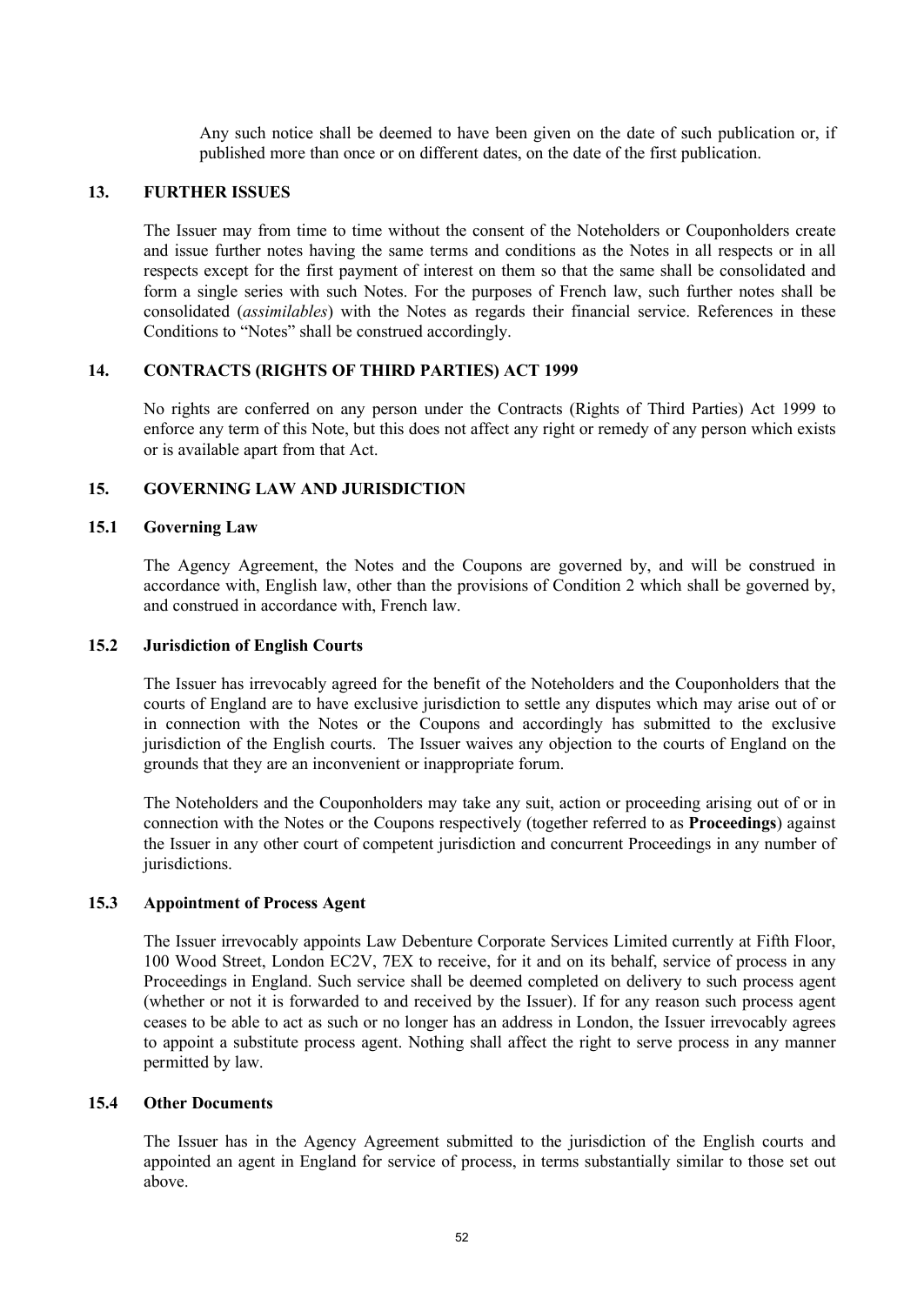Any such notice shall be deemed to have been given on the date of such publication or, if published more than once or on different dates, on the date of the first publication.

## 13. FURTHER ISSUES

The Issuer may from time to time without the consent of the Noteholders or Couponholders create and issue further notes having the same terms and conditions as the Notes in all respects or in all respects except for the first payment of interest on them so that the same shall be consolidated and form a single series with such Notes. For the purposes of French law, such further notes shall be consolidated (*assimilables*) with the Notes as regards their financial service. References in these Conditions to "Notes" shall be construed accordingly.

## 14. CONTRACTS (RIGHTS OF THIRD PARTIES) ACT 1999

No rights are conferred on any person under the Contracts (Rights of Third Parties) Act 1999 to enforce any term of this Note, but this does not affect any right or remedy of any person which exists or is available apart from that Act.

## 15. GOVERNING LAW AND JURISDICTION

### 15.1 Governing Law

The Agency Agreement, the Notes and the Coupons are governed by, and will be construed in accordance with, English law, other than the provisions of Condition 2 which shall be governed by, and construed in accordance with, French law.

### 15.2 Jurisdiction of English Courts

The Issuer has irrevocably agreed for the benefit of the Noteholders and the Couponholders that the courts of England are to have exclusive jurisdiction to settle any disputes which may arise out of or in connection with the Notes or the Coupons and accordingly has submitted to the exclusive jurisdiction of the English courts. The Issuer waives any objection to the courts of England on the grounds that they are an inconvenient or inappropriate forum.

The Noteholders and the Couponholders may take any suit, action or proceeding arising out of or in connection with the Notes or the Coupons respectively (together referred to as **Proceedings**) against the Issuer in any other court of competent jurisdiction and concurrent Proceedings in any number of jurisdictions.

### 15.3 Appointment of Process Agent

The Issuer irrevocably appoints Law Debenture Corporate Services Limited currently at Fifth Floor, 100 Wood Street, London EC2V, 7EX to receive, for it and on its behalf, service of process in any Proceedings in England. Such service shall be deemed completed on delivery to such process agent (whether or not it is forwarded to and received by the Issuer). If for any reason such process agent ceases to be able to act as such or no longer has an address in London, the Issuer irrevocably agrees to appoint a substitute process agent. Nothing shall affect the right to serve process in any manner permitted by law.

### 15.4 Other Documents

The Issuer has in the Agency Agreement submitted to the jurisdiction of the English courts and appointed an agent in England for service of process, in terms substantially similar to those set out above.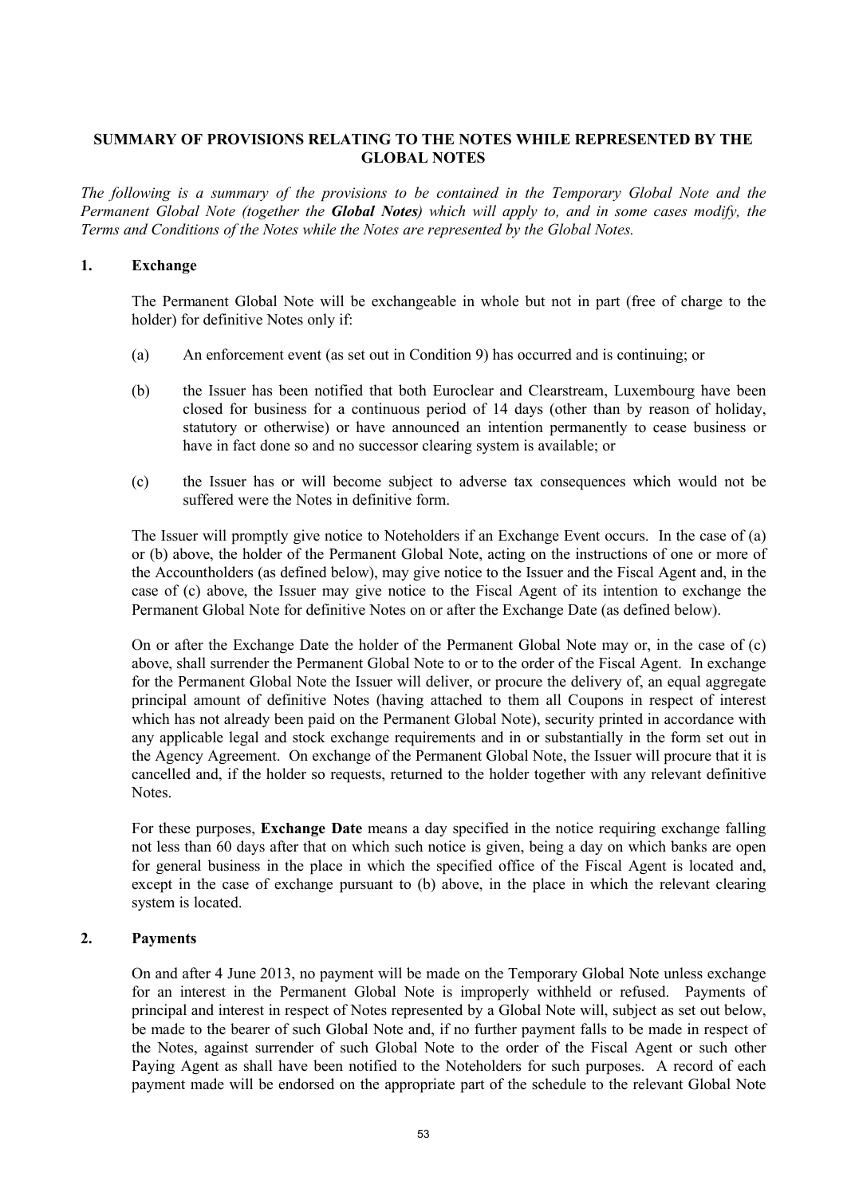## SUMMARY OF PROVISIONS RELATING TO THE NOTES WHILE REPRESENTED BY THE GLOBAL NOTES

*The following is a summary of the provisions to be contained in the Temporary Global Note and the Permanent Global Note (together the **Global Notes**) which will apply to, and in some cases modify, the Terms and Conditions of the Notes while the Notes are represented by the Global Notes.*

### 1. Exchange

The Permanent Global Note will be exchangeable in whole but not in part (free of charge to the holder) for definitive Notes only if:

(a) An enforcement event (as set out in Condition 9) has occurred and is continuing; or

(b) the Issuer has been notified that both Euroclear and Clearstream, Luxembourg have been closed for business for a continuous period of 14 days (other than by reason of holiday, statutory or otherwise) or have announced an intention permanently to cease business or have in fact done so and no successor clearing system is available; or

(c) the Issuer has or will become subject to adverse tax consequences which would not be suffered were the Notes in definitive form.

The Issuer will promptly give notice to Noteholders if an Exchange Event occurs. In the case of (a) or (b) above, the holder of the Permanent Global Note, acting on the instructions of one or more of the Accountholders (as defined below), may give notice to the Issuer and the Fiscal Agent and, in the case of (c) above, the Issuer may give notice to the Fiscal Agent of its intention to exchange the Permanent Global Note for definitive Notes on or after the Exchange Date (as defined below).

On or after the Exchange Date the holder of the Permanent Global Note may or, in the case of (c) above, shall surrender the Permanent Global Note to or to the order of the Fiscal Agent. In exchange for the Permanent Global Note the Issuer will deliver, or procure the delivery of, an equal aggregate principal amount of definitive Notes (having attached to them all Coupons in respect of interest which has not already been paid on the Permanent Global Note), security printed in accordance with any applicable legal and stock exchange requirements and in or substantially in the form set out in the Agency Agreement. On exchange of the Permanent Global Note, the Issuer will procure that it is cancelled and, if the holder so requests, returned to the holder together with any relevant definitive Notes.

For these purposes, **Exchange Date** means a day specified in the notice requiring exchange falling not less than 60 days after that on which such notice is given, being a day on which banks are open for general business in the place in which the specified office of the Fiscal Agent is located and, except in the case of exchange pursuant to (b) above, in the place in which the relevant clearing system is located.

### 2. Payments

On and after 4 June 2013, no payment will be made on the Temporary Global Note unless exchange for an interest in the Permanent Global Note is improperly withheld or refused. Payments of principal and interest in respect of Notes represented by a Global Note will, subject as set out below, be made to the bearer of such Global Note and, if no further payment falls to be made in respect of the Notes, against surrender of such Global Note to the order of the Fiscal Agent or such other Paying Agent as shall have been notified to the Noteholders for such purposes. A record of each payment made will be endorsed on the appropriate part of the schedule to the relevant Global Note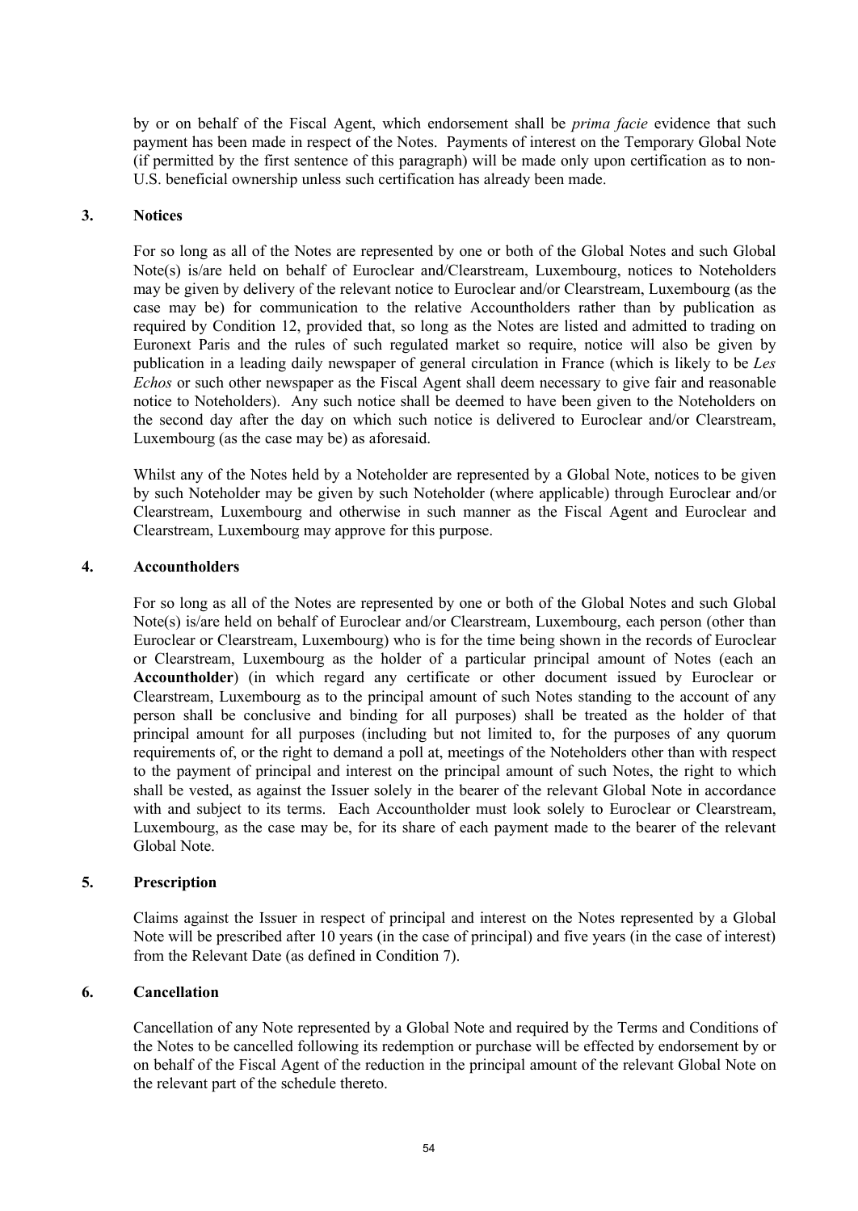by or on behalf of the Fiscal Agent, which endorsement shall be *prima facie* evidence that such payment has been made in respect of the Notes. Payments of interest on the Temporary Global Note (if permitted by the first sentence of this paragraph) will be made only upon certification as to non-U.S. beneficial ownership unless such certification has already been made.

### 3. Notices

For so long as all of the Notes are represented by one or both of the Global Notes and such Global Note(s) is/are held on behalf of Euroclear and/Clearstream, Luxembourg, notices to Noteholders may be given by delivery of the relevant notice to Euroclear and/or Clearstream, Luxembourg (as the case may be) for communication to the relative Accountholders rather than by publication as required by Condition 12, provided that, so long as the Notes are listed and admitted to trading on Euronext Paris and the rules of such regulated market so require, notice will also be given by publication in a leading daily newspaper of general circulation in France (which is likely to be *Les Echos* or such other newspaper as the Fiscal Agent shall deem necessary to give fair and reasonable notice to Noteholders). Any such notice shall be deemed to have been given to the Noteholders on the second day after the day on which such notice is delivered to Euroclear and/or Clearstream, Luxembourg (as the case may be) as aforesaid.

Whilst any of the Notes held by a Noteholder are represented by a Global Note, notices to be given by such Noteholder may be given by such Noteholder (where applicable) through Euroclear and/or Clearstream, Luxembourg and otherwise in such manner as the Fiscal Agent and Euroclear and Clearstream, Luxembourg may approve for this purpose.

### 4. Accountholders

For so long as all of the Notes are represented by one or both of the Global Notes and such Global Note(s) is/are held on behalf of Euroclear and/or Clearstream, Luxembourg, each person (other than Euroclear or Clearstream, Luxembourg) who is for the time being shown in the records of Euroclear or Clearstream, Luxembourg as the holder of a particular principal amount of Notes (each an **Accountholder**) (in which regard any certificate or other document issued by Euroclear or Clearstream, Luxembourg as to the principal amount of such Notes standing to the account of any person shall be conclusive and binding for all purposes) shall be treated as the holder of that principal amount for all purposes (including but not limited to, for the purposes of any quorum requirements of, or the right to demand a poll at, meetings of the Noteholders other than with respect to the payment of principal and interest on the principal amount of such Notes, the right to which shall be vested, as against the Issuer solely in the bearer of the relevant Global Note in accordance with and subject to its terms. Each Accountholder must look solely to Euroclear or Clearstream, Luxembourg, as the case may be, for its share of each payment made to the bearer of the relevant Global Note.

### 5. Prescription

Claims against the Issuer in respect of principal and interest on the Notes represented by a Global Note will be prescribed after 10 years (in the case of principal) and five years (in the case of interest) from the Relevant Date (as defined in Condition 7).

### 6. Cancellation

Cancellation of any Note represented by a Global Note and required by the Terms and Conditions of the Notes to be cancelled following its redemption or purchase will be effected by endorsement by or on behalf of the Fiscal Agent of the reduction in the principal amount of the relevant Global Note on the relevant part of the schedule thereto.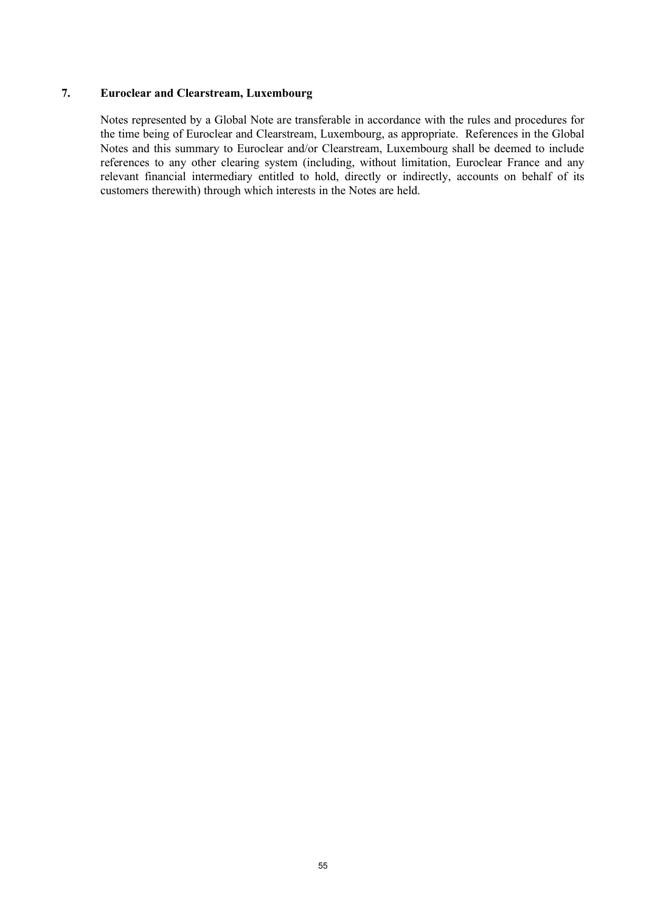## 7. Euroclear and Clearstream, Luxembourg

Notes represented by a Global Note are transferable in accordance with the rules and procedures for the time being of Euroclear and Clearstream, Luxembourg, as appropriate. References in the Global Notes and this summary to Euroclear and/or Clearstream, Luxembourg shall be deemed to include references to any other clearing system (including, without limitation, Euroclear France and any relevant financial intermediary entitled to hold, directly or indirectly, accounts on behalf of its customers therewith) through which interests in the Notes are held.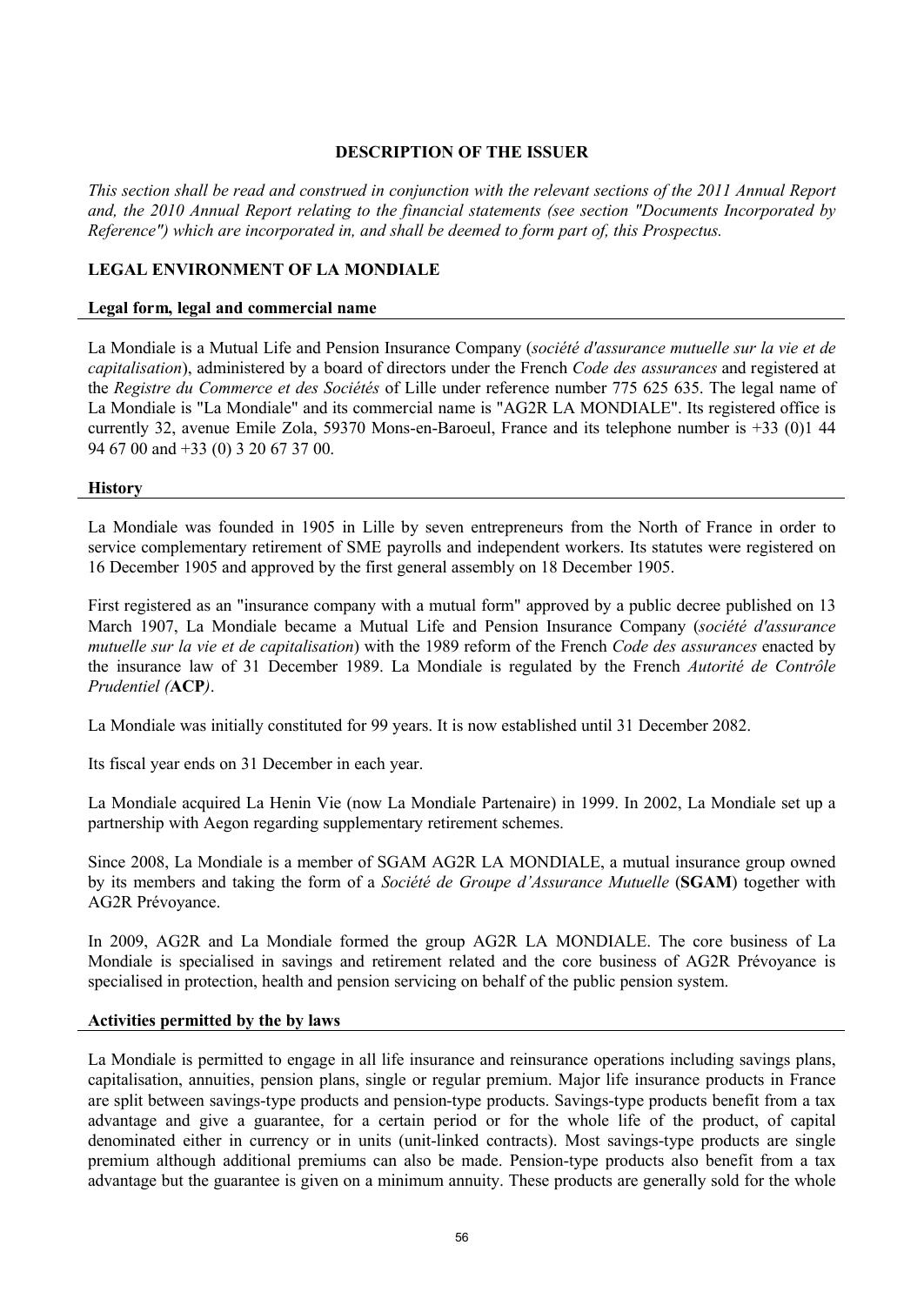## DESCRIPTION OF THE ISSUER

*This section shall be read and construed in conjunction with the relevant sections of the 2011 Annual Report and, the 2010 Annual Report relating to the financial statements (see section "Documents Incorporated by Reference") which are incorporated in, and shall be deemed to form part of, this Prospectus.*

### LEGAL ENVIRONMENT OF LA MONDIALE

#### Legal form, legal and commercial name

La Mondiale is a Mutual Life and Pension Insurance Company (*société d'assurance mutuelle sur la vie et de capitalisation*), administered by a board of directors under the French *Code des assurances* and registered at the *Registre du Commerce et des Sociétés* of Lille under reference number 775 625 635. The legal name of La Mondiale is "La Mondiale" and its commercial name is "AG2R LA MONDIALE". Its registered office is currently 32, avenue Emile Zola, 59370 Mons-en-Baroeul, France and its telephone number is +33 (0)1 44 94 67 00 and +33 (0) 3 20 67 37 00.

#### History

La Mondiale was founded in 1905 in Lille by seven entrepreneurs from the North of France in order to service complementary retirement of SME payrolls and independent workers. Its statutes were registered on 16 December 1905 and approved by the first general assembly on 18 December 1905.

First registered as an "insurance company with a mutual form" approved by a public decree published on 13 March 1907, La Mondiale became a Mutual Life and Pension Insurance Company (*société d'assurance mutuelle sur la vie et de capitalisation*) with the 1989 reform of the French *Code des assurances* enacted by the insurance law of 31 December 1989. La Mondiale is regulated by the French *Autorité de Contrôle Prudentiel (***ACP***)*.

La Mondiale was initially constituted for 99 years. It is now established until 31 December 2082.

Its fiscal year ends on 31 December in each year.

La Mondiale acquired La Henin Vie (now La Mondiale Partenaire) in 1999. In 2002, La Mondiale set up a partnership with Aegon regarding supplementary retirement schemes.

Since 2008, La Mondiale is a member of SGAM AG2R LA MONDIALE, a mutual insurance group owned by its members and taking the form of a *Société de Groupe d'Assurance Mutuelle* (**SGAM**) together with AG2R Prévoyance.

In 2009, AG2R and La Mondiale formed the group AG2R LA MONDIALE. The core business of La Mondiale is specialised in savings and retirement related and the core business of AG2R Prévoyance is specialised in protection, health and pension servicing on behalf of the public pension system.

#### Activities permitted by the by laws

La Mondiale is permitted to engage in all life insurance and reinsurance operations including savings plans, capitalisation, annuities, pension plans, single or regular premium. Major life insurance products in France are split between savings-type products and pension-type products. Savings-type products benefit from a tax advantage and give a guarantee, for a certain period or for the whole life of the product, of capital denominated either in currency or in units (unit-linked contracts). Most savings-type products are single premium although additional premiums can also be made. Pension-type products also benefit from a tax advantage but the guarantee is given on a minimum annuity. These products are generally sold for the whole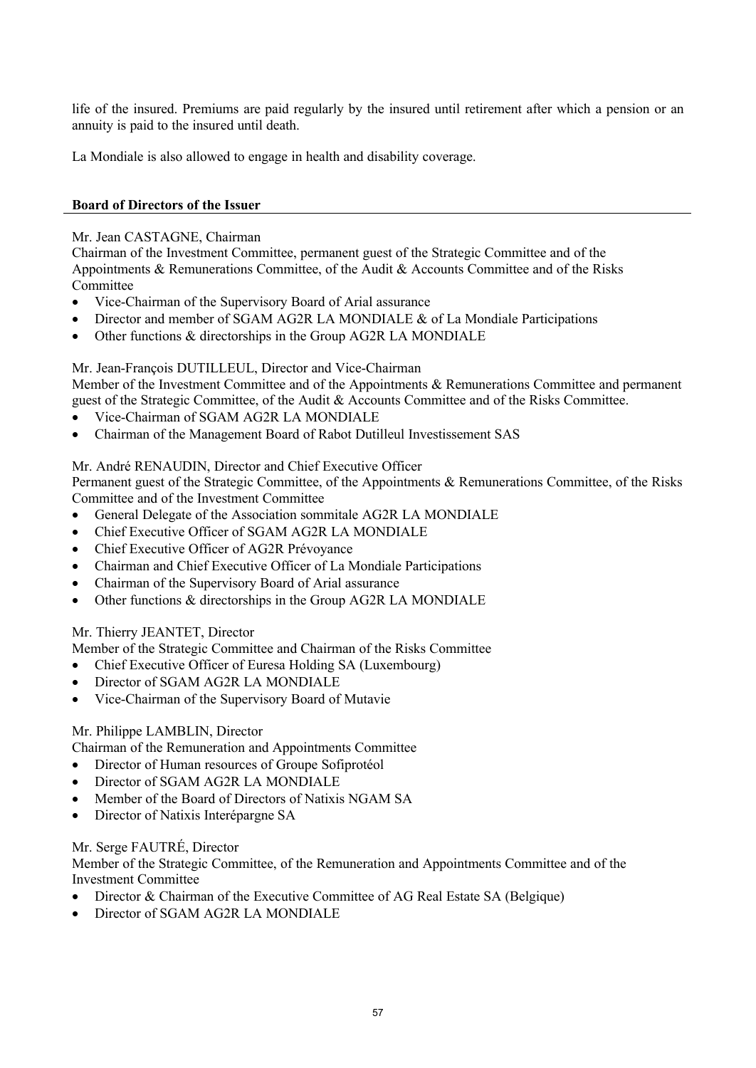life of the insured. Premiums are paid regularly by the insured until retirement after which a pension or an annuity is paid to the insured until death.

La Mondiale is also allowed to engage in health and disability coverage.

**Board of Directors of the Issuer**

Mr. Jean CASTAGNE, Chairman
Chairman of the Investment Committee, permanent guest of the Strategic Committee and of the Appointments & Remunerations Committee, of the Audit & Accounts Committee and of the Risks Committee

- Vice-Chairman of the Supervisory Board of Arial assurance
- Director and member of SGAM AG2R LA MONDIALE & of La Mondiale Participations
- Other functions & directorships in the Group AG2R LA MONDIALE

Mr. Jean-François DUTILLEUL, Director and Vice-Chairman
Member of the Investment Committee and of the Appointments & Remunerations Committee and permanent guest of the Strategic Committee, of the Audit & Accounts Committee and of the Risks Committee.

- Vice-Chairman of SGAM AG2R LA MONDIALE
- Chairman of the Management Board of Rabot Dutilleul Investissement SAS

Mr. André RENAUDIN, Director and Chief Executive Officer
Permanent guest of the Strategic Committee, of the Appointments & Remunerations Committee, of the Risks Committee and of the Investment Committee

- General Delegate of the Association sommitale AG2R LA MONDIALE
- Chief Executive Officer of SGAM AG2R LA MONDIALE
- Chief Executive Officer of AG2R Prévoyance
- Chairman and Chief Executive Officer of La Mondiale Participations
- Chairman of the Supervisory Board of Arial assurance
- Other functions & directorships in the Group AG2R LA MONDIALE

Mr. Thierry JEANTET, Director
Member of the Strategic Committee and Chairman of the Risks Committee

- Chief Executive Officer of Euresa Holding SA (Luxembourg)
- Director of SGAM AG2R LA MONDIALE
- Vice-Chairman of the Supervisory Board of Mutavie

Mr. Philippe LAMBLIN, Director
Chairman of the Remuneration and Appointments Committee

- Director of Human resources of Groupe Sofiprotéol
- Director of SGAM AG2R LA MONDIALE
- Member of the Board of Directors of Natixis NGAM SA
- Director of Natixis Interépargne SA

Mr. Serge FAUTRÉ, Director
Member of the Strategic Committee, of the Remuneration and Appointments Committee and of the Investment Committee

- Director & Chairman of the Executive Committee of AG Real Estate SA (Belgique)
- Director of SGAM AG2R LA MONDIALE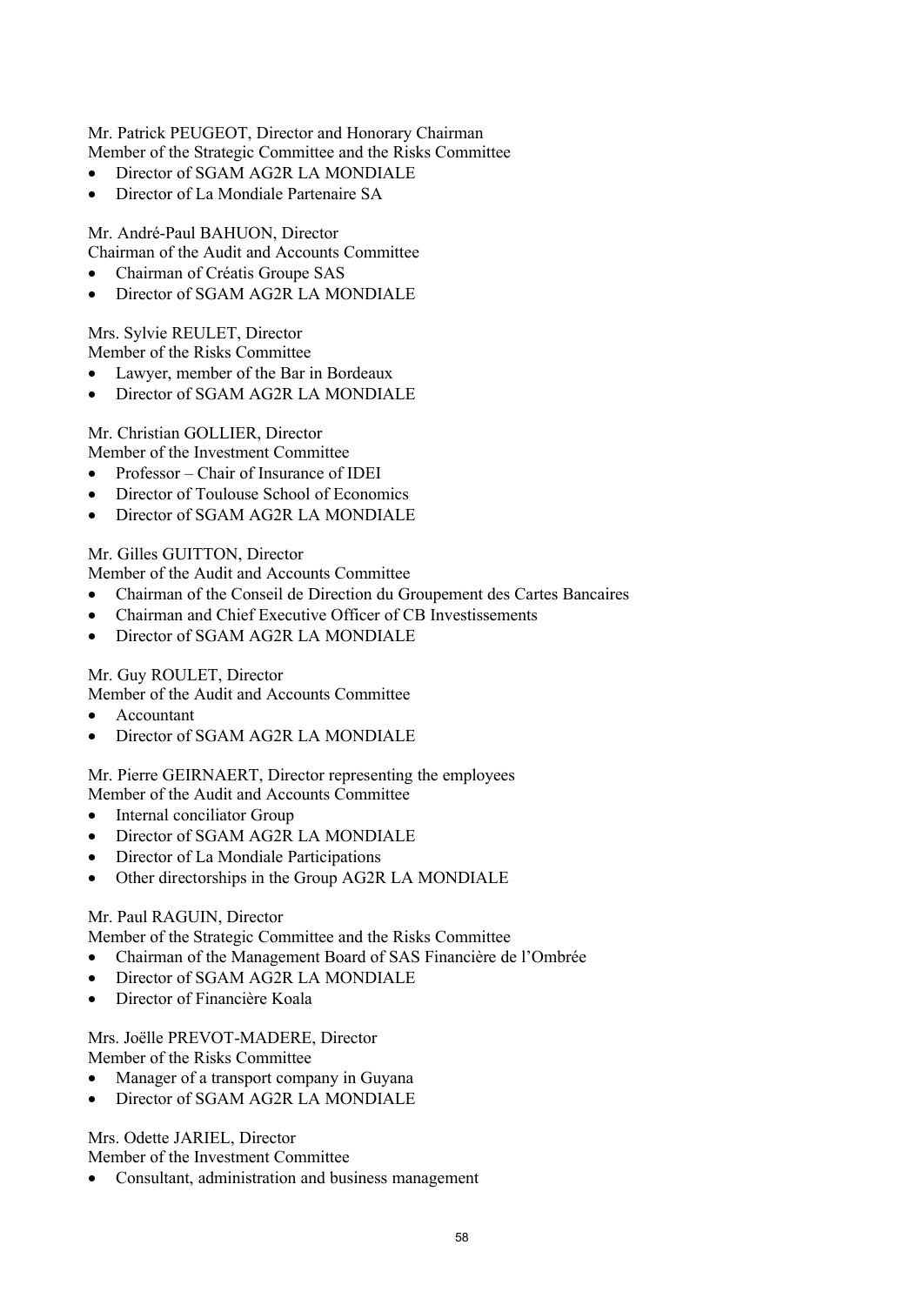Mr. Patrick PEUGEOT, Director and Honorary Chairman
Member of the Strategic Committee and the Risks Committee

- Director of SGAM AG2R LA MONDIALE
- Director of La Mondiale Partenaire SA

Mr. André-Paul BAHUON, Director
Chairman of the Audit and Accounts Committee

- Chairman of Créatis Groupe SAS
- Director of SGAM AG2R LA MONDIALE

Mrs. Sylvie REULET, Director
Member of the Risks Committee

- Lawyer, member of the Bar in Bordeaux
- Director of SGAM AG2R LA MONDIALE

Mr. Christian GOLLIER, Director
Member of the Investment Committee

- Professor – Chair of Insurance of IDEI
- Director of Toulouse School of Economics
- Director of SGAM AG2R LA MONDIALE

Mr. Gilles GUITTON, Director
Member of the Audit and Accounts Committee

- Chairman of the Conseil de Direction du Groupement des Cartes Bancaires
- Chairman and Chief Executive Officer of CB Investissements
- Director of SGAM AG2R LA MONDIALE

Mr. Guy ROULET, Director
Member of the Audit and Accounts Committee

- Accountant
- Director of SGAM AG2R LA MONDIALE

Mr. Pierre GEIRNAERT, Director representing the employees
Member of the Audit and Accounts Committee

- Internal conciliator Group
- Director of SGAM AG2R LA MONDIALE
- Director of La Mondiale Participations
- Other directorships in the Group AG2R LA MONDIALE

Mr. Paul RAGUIN, Director
Member of the Strategic Committee and the Risks Committee

- Chairman of the Management Board of SAS Financière de l'Ombrée
- Director of SGAM AG2R LA MONDIALE
- Director of Financière Koala

Mrs. Joëlle PREVOT-MADERE, Director
Member of the Risks Committee

- Manager of a transport company in Guyana
- Director of SGAM AG2R LA MONDIALE

Mrs. Odette JARIEL, Director
Member of the Investment Committee

- Consultant, administration and business management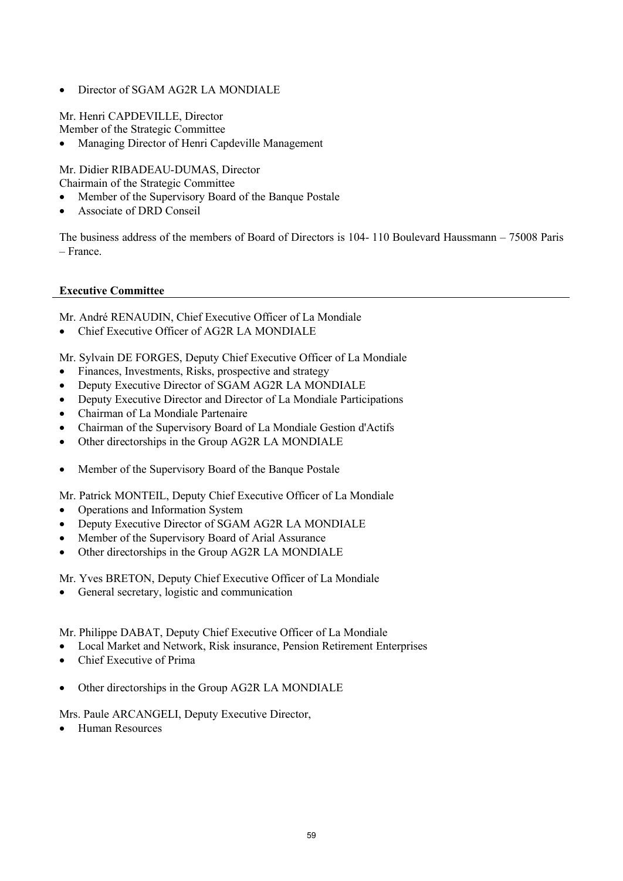- Director of SGAM AG2R LA MONDIALE

Mr. Henri CAPDEVILLE, Director
Member of the Strategic Committee

- Managing Director of Henri Capdeville Management

Mr. Didier RIBADEAU-DUMAS, Director
Chairmain of the Strategic Committee

- Member of the Supervisory Board of the Banque Postale
- Associate of DRD Conseil

The business address of the members of Board of Directors is 104- 110 Boulevard Haussmann – 75008 Paris – France.

**Executive Committee**

Mr. André RENAUDIN, Chief Executive Officer of La Mondiale

- Chief Executive Officer of AG2R LA MONDIALE

Mr. Sylvain DE FORGES, Deputy Chief Executive Officer of La Mondiale

- Finances, Investments, Risks, prospective and strategy
- Deputy Executive Director of SGAM AG2R LA MONDIALE
- Deputy Executive Director and Director of La Mondiale Participations
- Chairman of La Mondiale Partenaire
- Chairman of the Supervisory Board of La Mondiale Gestion d'Actifs
- Other directorships in the Group AG2R LA MONDIALE
- Member of the Supervisory Board of the Banque Postale

Mr. Patrick MONTEIL, Deputy Chief Executive Officer of La Mondiale

- Operations and Information System
- Deputy Executive Director of SGAM AG2R LA MONDIALE
- Member of the Supervisory Board of Arial Assurance
- Other directorships in the Group AG2R LA MONDIALE

Mr. Yves BRETON, Deputy Chief Executive Officer of La Mondiale

- General secretary, logistic and communication

Mr. Philippe DABAT, Deputy Chief Executive Officer of La Mondiale

- Local Market and Network, Risk insurance, Pension Retirement Enterprises
- Chief Executive of Prima
- Other directorships in the Group AG2R LA MONDIALE

Mrs. Paule ARCANGELI, Deputy Executive Director,

- Human Resources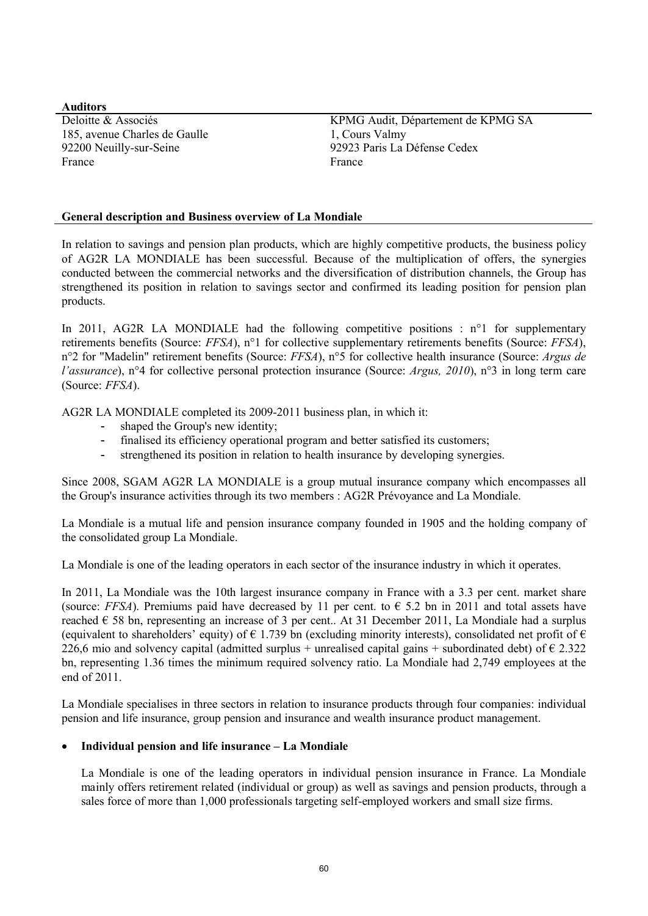**Auditors**

| | |
|---|---|
| Deloitte & Associés | KPMG Audit, Département de KPMG SA |
| 185, avenue Charles de Gaulle | 1, Cours Valmy |
| 92200 Neuilly-sur-Seine | 92923 Paris La Défense Cedex |
| France | France |

**General description and Business overview of La Mondiale**

In relation to savings and pension plan products, which are highly competitive products, the business policy of AG2R LA MONDIALE has been successful. Because of the multiplication of offers, the synergies conducted between the commercial networks and the diversification of distribution channels, the Group has strengthened its position in relation to savings sector and confirmed its leading position for pension plan products.

In 2011, AG2R LA MONDIALE had the following competitive positions : n°1 for supplementary retirements benefits (Source: *FFSA*), n°1 for collective supplementary retirements benefits (Source: *FFSA*), n°2 for "Madelin" retirement benefits (Source: *FFSA*), n°5 for collective health insurance (Source: *Argus de l'assurance*), n°4 for collective personal protection insurance (Source: *Argus, 2010*), n°3 in long term care (Source: *FFSA*).

AG2R LA MONDIALE completed its 2009-2011 business plan, in which it:

- shaped the Group's new identity;
- finalised its efficiency operational program and better satisfied its customers;
- strengthened its position in relation to health insurance by developing synergies.

Since 2008, SGAM AG2R LA MONDIALE is a group mutual insurance company which encompasses all the Group's insurance activities through its two members : AG2R Prévoyance and La Mondiale.

La Mondiale is a mutual life and pension insurance company founded in 1905 and the holding company of the consolidated group La Mondiale.

La Mondiale is one of the leading operators in each sector of the insurance industry in which it operates.

In 2011, La Mondiale was the 10th largest insurance company in France with a 3.3 per cent. market share (source: *FFSA*). Premiums paid have decreased by 11 per cent. to € 5.2 bn in 2011 and total assets have reached € 58 bn, representing an increase of 3 per cent.. At 31 December 2011, La Mondiale had a surplus (equivalent to shareholders' equity) of € 1.739 bn (excluding minority interests), consolidated net profit of € 226,6 mio and solvency capital (admitted surplus + unrealised capital gains + subordinated debt) of € 2.322 bn, representing 1.36 times the minimum required solvency ratio. La Mondiale had 2,749 employees at the end of 2011.

La Mondiale specialises in three sectors in relation to insurance products through four companies: individual pension and life insurance, group pension and insurance and wealth insurance product management.

- **Individual pension and life insurance – La Mondiale**

  La Mondiale is one of the leading operators in individual pension insurance in France. La Mondiale mainly offers retirement related (individual or group) as well as savings and pension products, through a sales force of more than 1,000 professionals targeting self-employed workers and small size firms.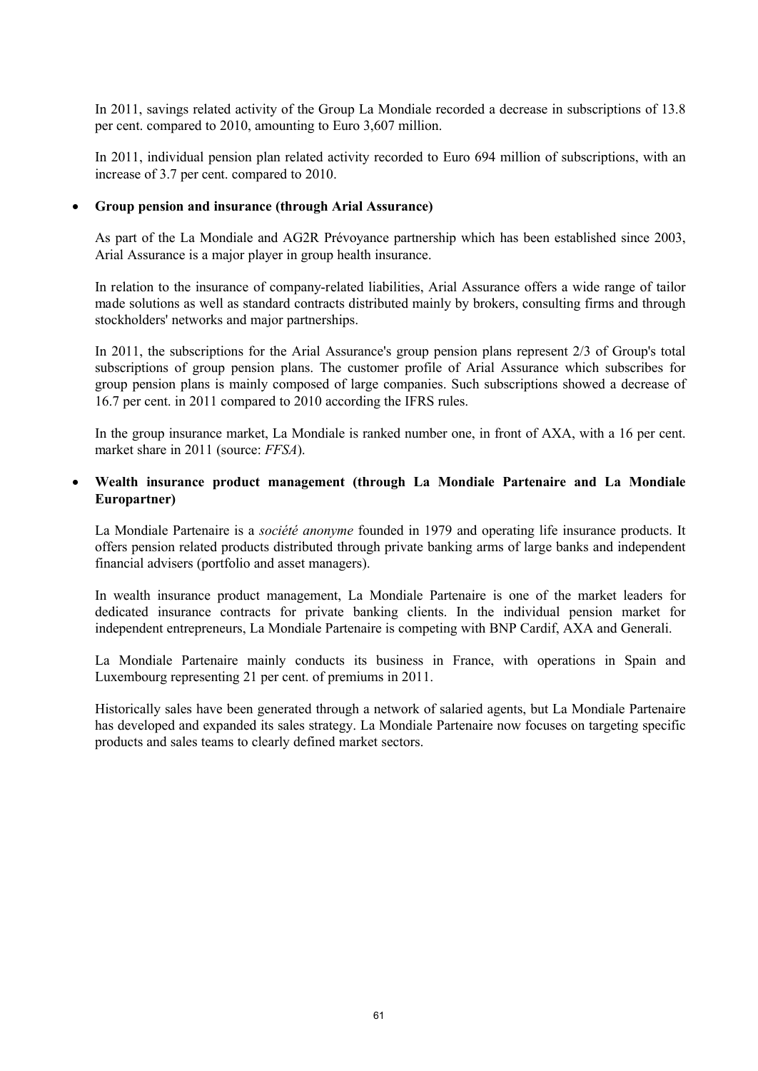In 2011, savings related activity of the Group La Mondiale recorded a decrease in subscriptions of 13.8 per cent. compared to 2010, amounting to Euro 3,607 million.

In 2011, individual pension plan related activity recorded to Euro 694 million of subscriptions, with an increase of 3.7 per cent. compared to 2010.

- **Group pension and insurance (through Arial Assurance)**

  As part of the La Mondiale and AG2R Prévoyance partnership which has been established since 2003, Arial Assurance is a major player in group health insurance.

  In relation to the insurance of company-related liabilities, Arial Assurance offers a wide range of tailor made solutions as well as standard contracts distributed mainly by brokers, consulting firms and through stockholders' networks and major partnerships.

  In 2011, the subscriptions for the Arial Assurance's group pension plans represent 2/3 of Group's total subscriptions of group pension plans. The customer profile of Arial Assurance which subscribes for group pension plans is mainly composed of large companies. Such subscriptions showed a decrease of 16.7 per cent. in 2011 compared to 2010 according the IFRS rules.

  In the group insurance market, La Mondiale is ranked number one, in front of AXA, with a 16 per cent. market share in 2011 (source: *FFSA*).

- **Wealth insurance product management (through La Mondiale Partenaire and La Mondiale Europartner)**

  La Mondiale Partenaire is a *société anonyme* founded in 1979 and operating life insurance products. It offers pension related products distributed through private banking arms of large banks and independent financial advisers (portfolio and asset managers).

  In wealth insurance product management, La Mondiale Partenaire is one of the market leaders for dedicated insurance contracts for private banking clients. In the individual pension market for independent entrepreneurs, La Mondiale Partenaire is competing with BNP Cardif, AXA and Generali.

  La Mondiale Partenaire mainly conducts its business in France, with operations in Spain and Luxembourg representing 21 per cent. of premiums in 2011.

  Historically sales have been generated through a network of salaried agents, but La Mondiale Partenaire has developed and expanded its sales strategy. La Mondiale Partenaire now focuses on targeting specific products and sales teams to clearly defined market sectors.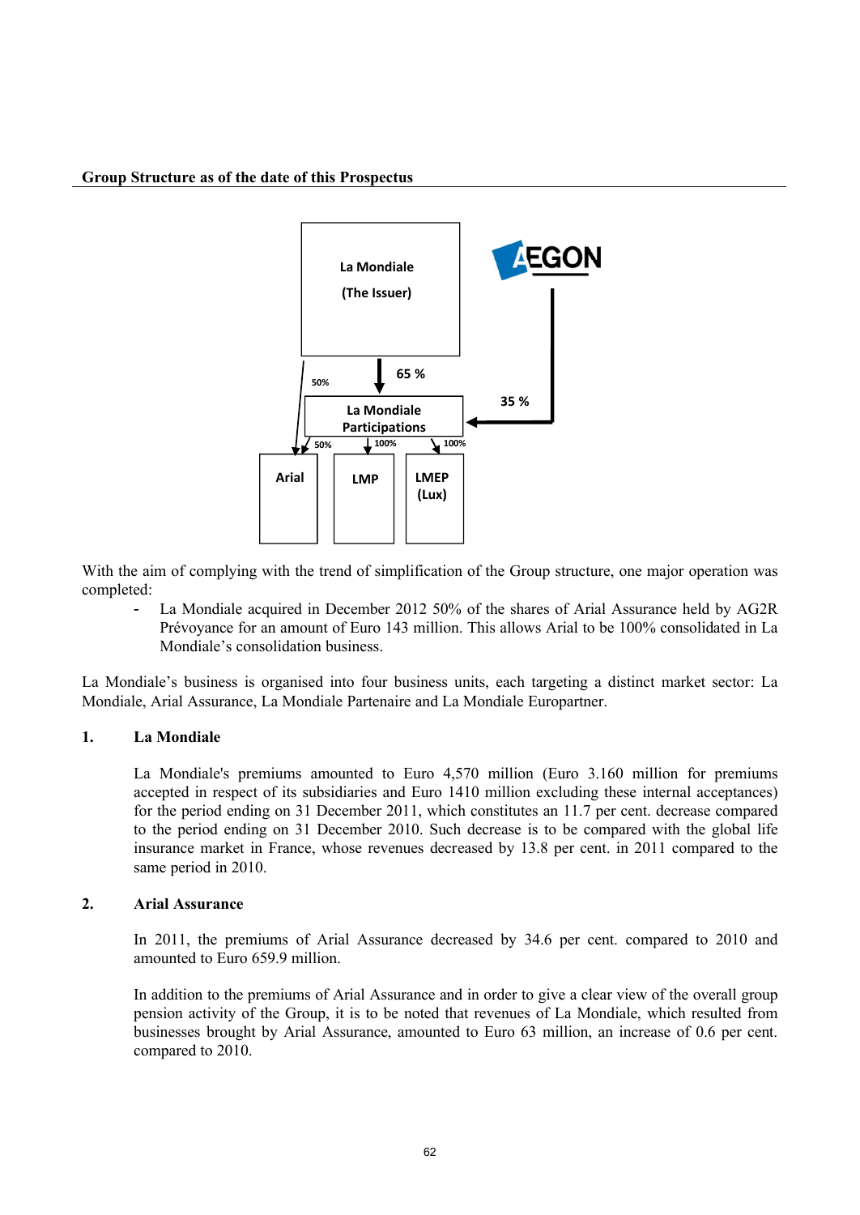**Group Structure as of the date of this Prospectus**

With the aim of complying with the trend of simplification of the Group structure, one major operation was completed:

- La Mondiale acquired in December 2012 50% of the shares of Arial Assurance held by AG2R Prévoyance for an amount of Euro 143 million. This allows Arial to be 100% consolidated in La Mondiale's consolidation business.

La Mondiale's business is organised into four business units, each targeting a distinct market sector: La Mondiale, Arial Assurance, La Mondiale Partenaire and La Mondiale Europartner.

### 1. La Mondiale

La Mondiale's premiums amounted to Euro 4,570 million (Euro 3.160 million for premiums accepted in respect of its subsidiaries and Euro 1410 million excluding these internal acceptances) for the period ending on 31 December 2011, which constitutes an 11.7 per cent. decrease compared to the period ending on 31 December 2010. Such decrease is to be compared with the global life insurance market in France, whose revenues decreased by 13.8 per cent. in 2011 compared to the same period in 2010.

### 2. Arial Assurance

In 2011, the premiums of Arial Assurance decreased by 34.6 per cent. compared to 2010 and amounted to Euro 659.9 million.

In addition to the premiums of Arial Assurance and in order to give a clear view of the overall group pension activity of the Group, it is to be noted that revenues of La Mondiale, which resulted from businesses brought by Arial Assurance, amounted to Euro 63 million, an increase of 0.6 per cent. compared to 2010.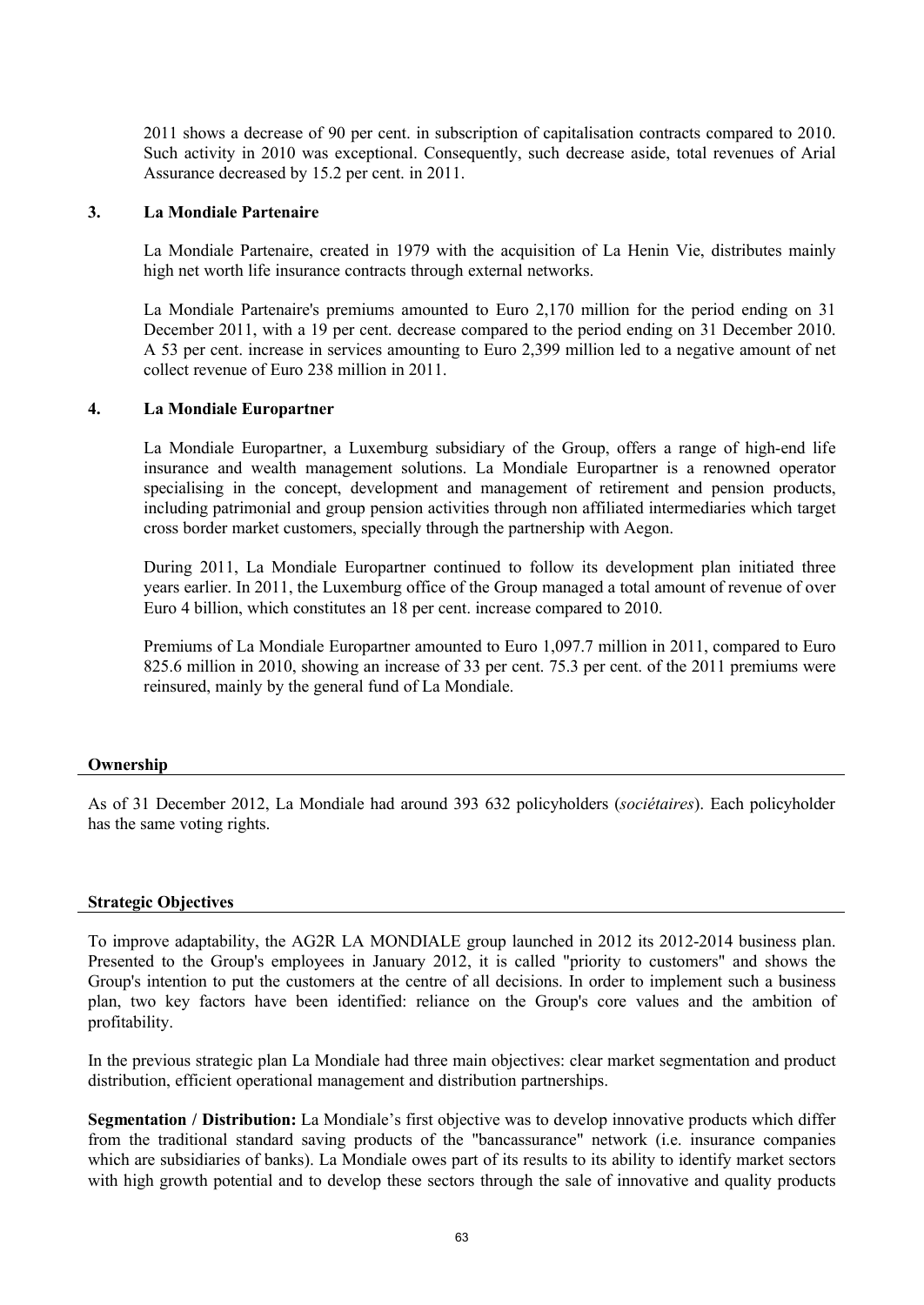2011 shows a decrease of 90 per cent. in subscription of capitalisation contracts compared to 2010. Such activity in 2010 was exceptional. Consequently, such decrease aside, total revenues of Arial Assurance decreased by 15.2 per cent. in 2011.

### 3. La Mondiale Partenaire

La Mondiale Partenaire, created in 1979 with the acquisition of La Henin Vie, distributes mainly high net worth life insurance contracts through external networks.

La Mondiale Partenaire's premiums amounted to Euro 2,170 million for the period ending on 31 December 2011, with a 19 per cent. decrease compared to the period ending on 31 December 2010. A 53 per cent. increase in services amounting to Euro 2,399 million led to a negative amount of net collect revenue of Euro 238 million in 2011.

### 4. La Mondiale Europartner

La Mondiale Europartner, a Luxemburg subsidiary of the Group, offers a range of high-end life insurance and wealth management solutions. La Mondiale Europartner is a renowned operator specialising in the concept, development and management of retirement and pension products, including patrimonial and group pension activities through non affiliated intermediaries which target cross border market customers, specially through the partnership with Aegon.

During 2011, La Mondiale Europartner continued to follow its development plan initiated three years earlier. In 2011, the Luxemburg office of the Group managed a total amount of revenue of over Euro 4 billion, which constitutes an 18 per cent. increase compared to 2010.

Premiums of La Mondiale Europartner amounted to Euro 1,097.7 million in 2011, compared to Euro 825.6 million in 2010, showing an increase of 33 per cent. 75.3 per cent. of the 2011 premiums were reinsured, mainly by the general fund of La Mondiale.

## Ownership

As of 31 December 2012, La Mondiale had around 393 632 policyholders (*sociétaires*). Each policyholder has the same voting rights.

## Strategic Objectives

To improve adaptability, the AG2R LA MONDIALE group launched in 2012 its 2012-2014 business plan. Presented to the Group's employees in January 2012, it is called "priority to customers" and shows the Group's intention to put the customers at the centre of all decisions. In order to implement such a business plan, two key factors have been identified: reliance on the Group's core values and the ambition of profitability.

In the previous strategic plan La Mondiale had three main objectives: clear market segmentation and product distribution, efficient operational management and distribution partnerships.

**Segmentation / Distribution:** La Mondiale's first objective was to develop innovative products which differ from the traditional standard saving products of the "bancassurance" network (i.e. insurance companies which are subsidiaries of banks). La Mondiale owes part of its results to its ability to identify market sectors with high growth potential and to develop these sectors through the sale of innovative and quality products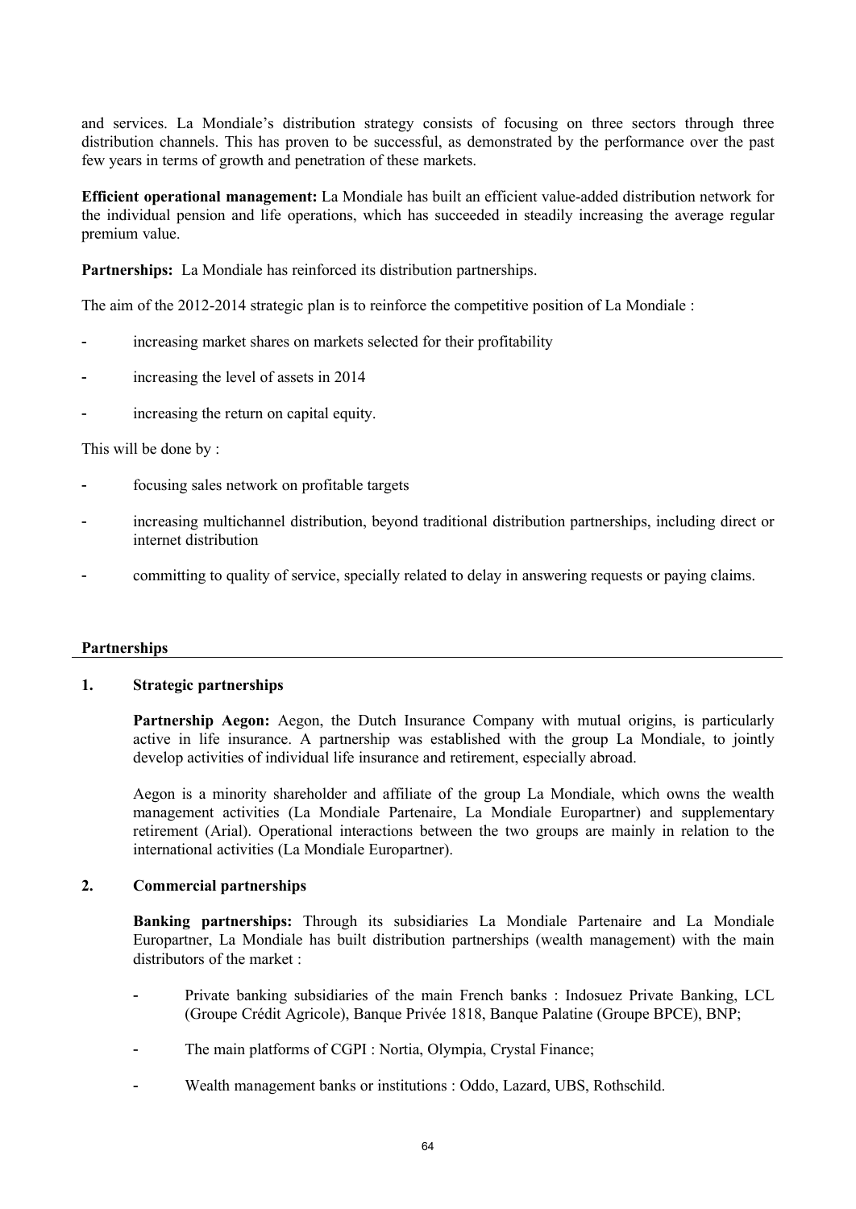and services. La Mondiale's distribution strategy consists of focusing on three sectors through three distribution channels. This has proven to be successful, as demonstrated by the performance over the past few years in terms of growth and penetration of these markets.

**Efficient operational management:** La Mondiale has built an efficient value-added distribution network for the individual pension and life operations, which has succeeded in steadily increasing the average regular premium value.

**Partnerships:** La Mondiale has reinforced its distribution partnerships.

The aim of the 2012-2014 strategic plan is to reinforce the competitive position of La Mondiale :

- increasing market shares on markets selected for their profitability
- increasing the level of assets in 2014
- increasing the return on capital equity.

This will be done by :

- focusing sales network on profitable targets
- increasing multichannel distribution, beyond traditional distribution partnerships, including direct or internet distribution
- committing to quality of service, specially related to delay in answering requests or paying claims.

## Partnerships

### 1. Strategic partnerships

**Partnership Aegon:** Aegon, the Dutch Insurance Company with mutual origins, is particularly active in life insurance. A partnership was established with the group La Mondiale, to jointly develop activities of individual life insurance and retirement, especially abroad.

Aegon is a minority shareholder and affiliate of the group La Mondiale, which owns the wealth management activities (La Mondiale Partenaire, La Mondiale Europartner) and supplementary retirement (Arial). Operational interactions between the two groups are mainly in relation to the international activities (La Mondiale Europartner).

### 2. Commercial partnerships

**Banking partnerships:** Through its subsidiaries La Mondiale Partenaire and La Mondiale Europartner, La Mondiale has built distribution partnerships (wealth management) with the main distributors of the market :

- Private banking subsidiaries of the main French banks : Indosuez Private Banking, LCL (Groupe Crédit Agricole), Banque Privée 1818, Banque Palatine (Groupe BPCE), BNP;
- The main platforms of CGPI : Nortia, Olympia, Crystal Finance;
- Wealth management banks or institutions : Oddo, Lazard, UBS, Rothschild.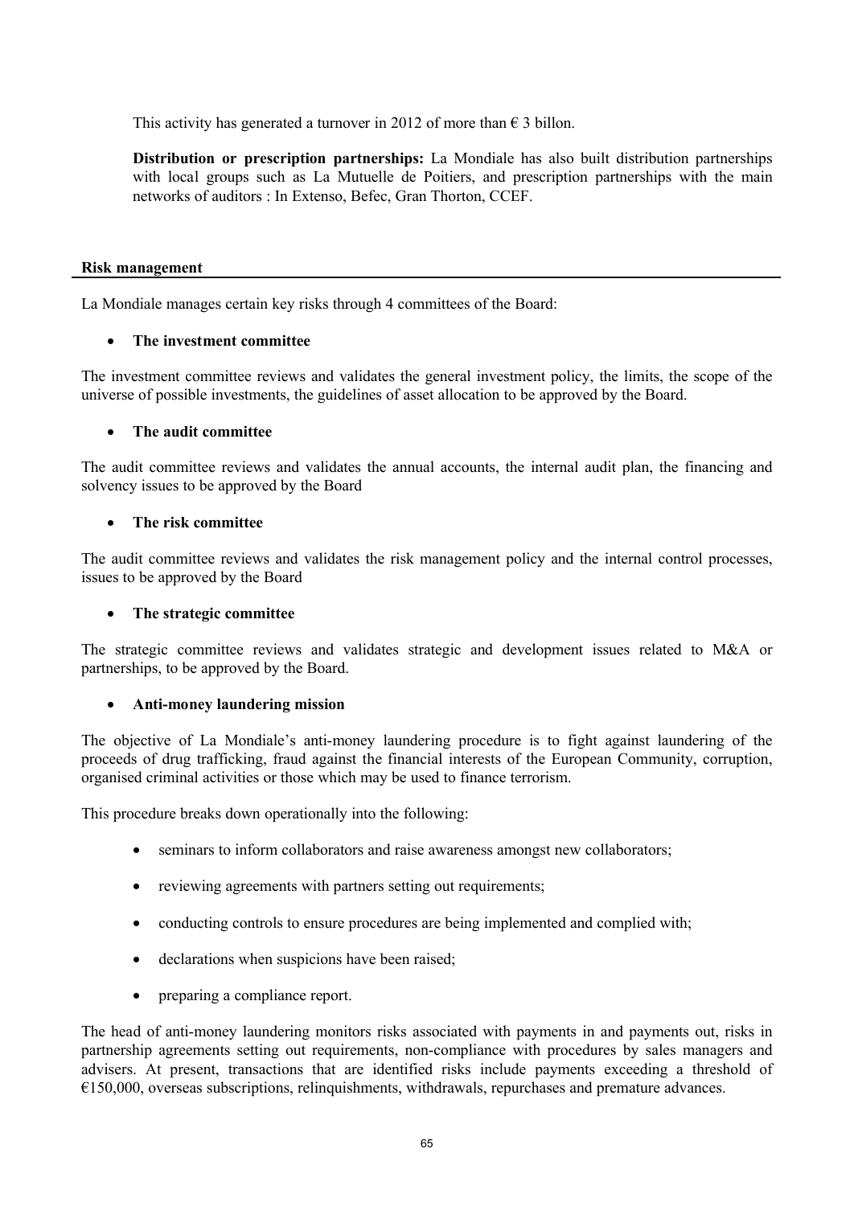This activity has generated a turnover in 2012 of more than € 3 billon.

**Distribution or prescription partnerships:** La Mondiale has also built distribution partnerships with local groups such as La Mutuelle de Poitiers, and prescription partnerships with the main networks of auditors : In Extenso, Befec, Gran Thorton, CCEF.

## Risk management

La Mondiale manages certain key risks through 4 committees of the Board:

- **The investment committee**

The investment committee reviews and validates the general investment policy, the limits, the scope of the universe of possible investments, the guidelines of asset allocation to be approved by the Board.

- **The audit committee**

The audit committee reviews and validates the annual accounts, the internal audit plan, the financing and solvency issues to be approved by the Board

- **The risk committee**

The audit committee reviews and validates the risk management policy and the internal control processes, issues to be approved by the Board

- **The strategic committee**

The strategic committee reviews and validates strategic and development issues related to M&A or partnerships, to be approved by the Board.

- **Anti-money laundering mission**

The objective of La Mondiale's anti-money laundering procedure is to fight against laundering of the proceeds of drug trafficking, fraud against the financial interests of the European Community, corruption, organised criminal activities or those which may be used to finance terrorism.

This procedure breaks down operationally into the following:

- seminars to inform collaborators and raise awareness amongst new collaborators;
- reviewing agreements with partners setting out requirements;
- conducting controls to ensure procedures are being implemented and complied with;
- declarations when suspicions have been raised;
- preparing a compliance report.

The head of anti-money laundering monitors risks associated with payments in and payments out, risks in partnership agreements setting out requirements, non-compliance with procedures by sales managers and advisers. At present, transactions that are identified risks include payments exceeding a threshold of €150,000, overseas subscriptions, relinquishments, withdrawals, repurchases and premature advances.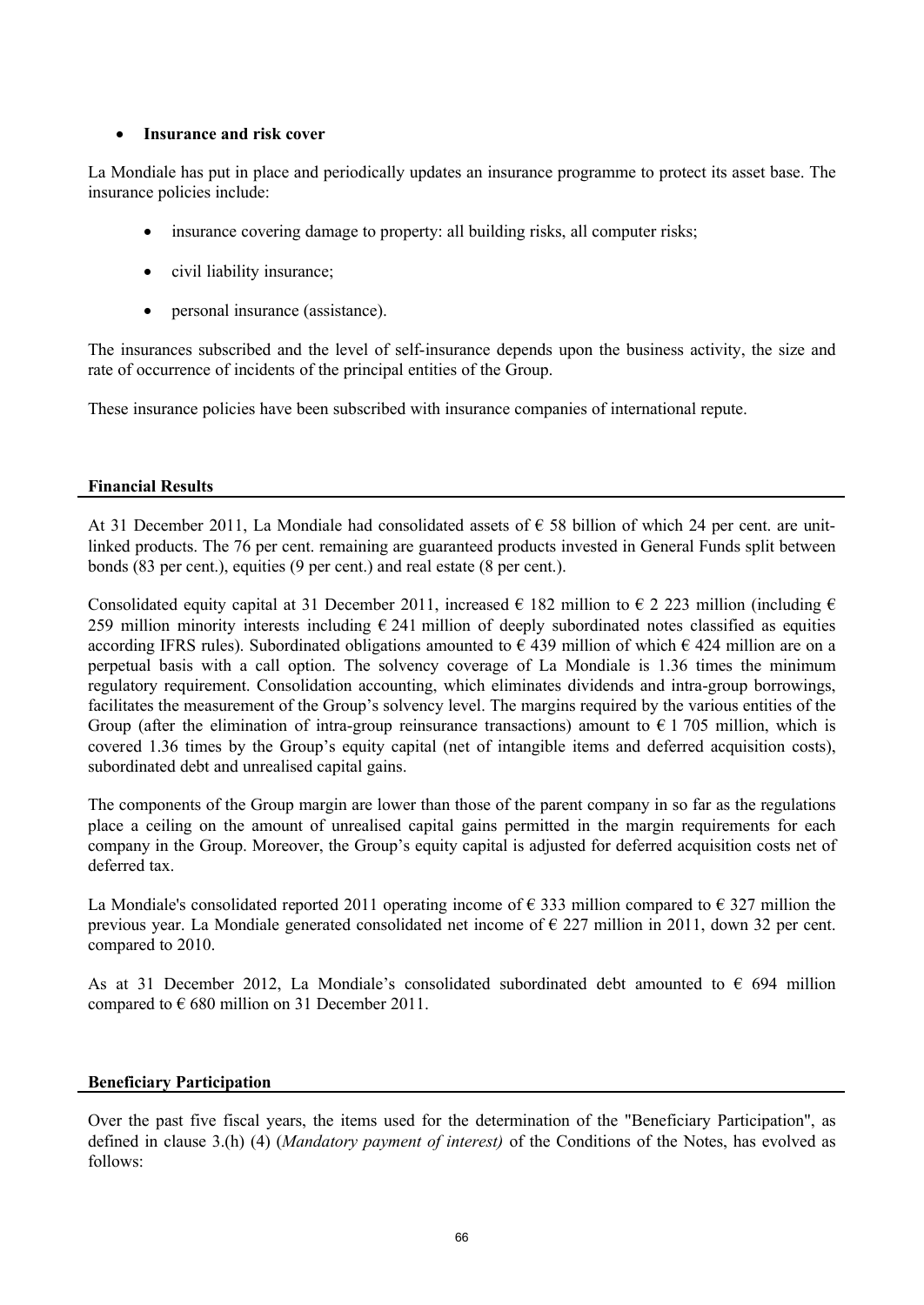- **Insurance and risk cover**

La Mondiale has put in place and periodically updates an insurance programme to protect its asset base. The insurance policies include:

- insurance covering damage to property: all building risks, all computer risks;
- civil liability insurance;
- personal insurance (assistance).

The insurances subscribed and the level of self-insurance depends upon the business activity, the size and rate of occurrence of incidents of the principal entities of the Group.

These insurance policies have been subscribed with insurance companies of international repute.

## Financial Results

At 31 December 2011, La Mondiale had consolidated assets of € 58 billion of which 24 per cent. are unit-linked products. The 76 per cent. remaining are guaranteed products invested in General Funds split between bonds (83 per cent.), equities (9 per cent.) and real estate (8 per cent.).

Consolidated equity capital at 31 December 2011, increased € 182 million to € 2 223 million (including € 259 million minority interests including € 241 million of deeply subordinated notes classified as equities according IFRS rules). Subordinated obligations amounted to € 439 million of which € 424 million are on a perpetual basis with a call option. The solvency coverage of La Mondiale is 1.36 times the minimum regulatory requirement. Consolidation accounting, which eliminates dividends and intra-group borrowings, facilitates the measurement of the Group's solvency level. The margins required by the various entities of the Group (after the elimination of intra-group reinsurance transactions) amount to € 1 705 million, which is covered 1.36 times by the Group's equity capital (net of intangible items and deferred acquisition costs), subordinated debt and unrealised capital gains.

The components of the Group margin are lower than those of the parent company in so far as the regulations place a ceiling on the amount of unrealised capital gains permitted in the margin requirements for each company in the Group. Moreover, the Group's equity capital is adjusted for deferred acquisition costs net of deferred tax.

La Mondiale's consolidated reported 2011 operating income of € 333 million compared to € 327 million the previous year. La Mondiale generated consolidated net income of € 227 million in 2011, down 32 per cent. compared to 2010.

As at 31 December 2012, La Mondiale's consolidated subordinated debt amounted to € 694 million compared to € 680 million on 31 December 2011.

## Beneficiary Participation

Over the past five fiscal years, the items used for the determination of the "Beneficiary Participation", as defined in clause 3.(h) (4) (*Mandatory payment of interest)* of the Conditions of the Notes, has evolved as follows: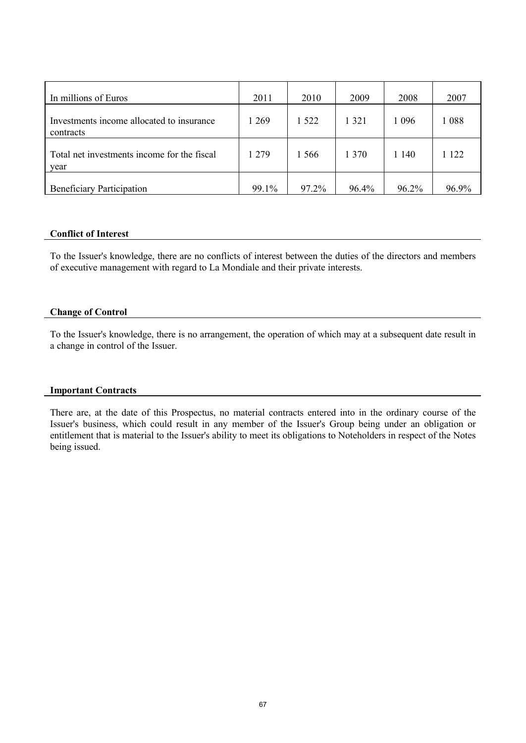| In millions of Euros | 2011 | 2010 | 2009 | 2008 | 2007 |
|---|---|---|---|---|---|
| Investments income allocated to insurance contracts | 1 269 | 1 522 | 1 321 | 1 096 | 1 088 |
| Total net investments income for the fiscal year | 1 279 | 1 566 | 1 370 | 1 140 | 1 122 |
| Beneficiary Participation | 99.1% | 97.2% | 96.4% | 96.2% | 96.9% |

**Conflict of Interest**

To the Issuer's knowledge, there are no conflicts of interest between the duties of the directors and members of executive management with regard to La Mondiale and their private interests.

**Change of Control**

To the Issuer's knowledge, there is no arrangement, the operation of which may at a subsequent date result in a change in control of the Issuer.

**Important Contracts**

There are, at the date of this Prospectus, no material contracts entered into in the ordinary course of the Issuer's business, which could result in any member of the Issuer's Group being under an obligation or entitlement that is material to the Issuer's ability to meet its obligations to Noteholders in respect of the Notes being issued.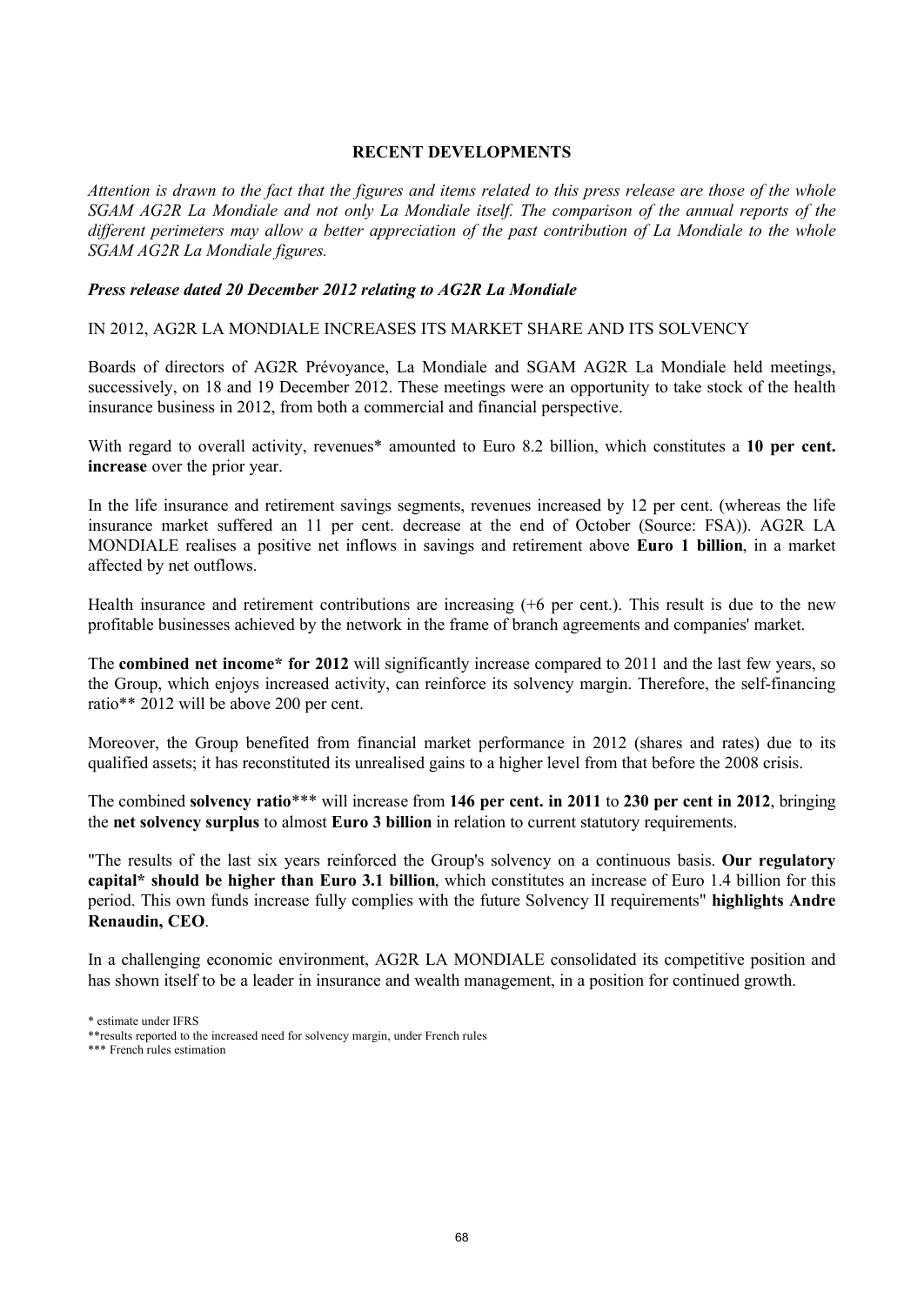## RECENT DEVELOPMENTS

*Attention is drawn to the fact that the figures and items related to this press release are those of the whole SGAM AG2R La Mondiale and not only La Mondiale itself. The comparison of the annual reports of the different perimeters may allow a better appreciation of the past contribution of La Mondiale to the whole SGAM AG2R La Mondiale figures.*

***Press release dated 20 December 2012 relating to AG2R La Mondiale***

IN 2012, AG2R LA MONDIALE INCREASES ITS MARKET SHARE AND ITS SOLVENCY

Boards of directors of AG2R Prévoyance, La Mondiale and SGAM AG2R La Mondiale held meetings, successively, on 18 and 19 December 2012. These meetings were an opportunity to take stock of the health insurance business in 2012, from both a commercial and financial perspective.

With regard to overall activity, revenues* amounted to Euro 8.2 billion, which constitutes a **10 per cent. increase** over the prior year.

In the life insurance and retirement savings segments, revenues increased by 12 per cent. (whereas the life insurance market suffered an 11 per cent. decrease at the end of October (Source: FSA)). AG2R LA MONDIALE realises a positive net inflows in savings and retirement above **Euro 1 billion**, in a market affected by net outflows.

Health insurance and retirement contributions are increasing (+6 per cent.). This result is due to the new profitable businesses achieved by the network in the frame of branch agreements and companies' market.

The **combined net income* for 2012** will significantly increase compared to 2011 and the last few years, so the Group, which enjoys increased activity, can reinforce its solvency margin. Therefore, the self-financing ratio** 2012 will be above 200 per cent.

Moreover, the Group benefited from financial market performance in 2012 (shares and rates) due to its qualified assets; it has reconstituted its unrealised gains to a higher level from that before the 2008 crisis.

The combined **solvency ratio***** will increase from **146 per cent. in 2011** to **230 per cent in 2012**, bringing the **net solvency surplus** to almost **Euro 3 billion** in relation to current statutory requirements.

"The results of the last six years reinforced the Group's solvency on a continuous basis. **Our regulatory capital* should be higher than Euro 3.1 billion**, which constitutes an increase of Euro 1.4 billion for this period. This own funds increase fully complies with the future Solvency II requirements" **highlights Andre Renaudin, CEO**.

In a challenging economic environment, AG2R LA MONDIALE consolidated its competitive position and has shown itself to be a leader in insurance and wealth management, in a position for continued growth.

\* estimate under IFRS

\*\*results reported to the increased need for solvency margin, under French rules

\*\*\* French rules estimation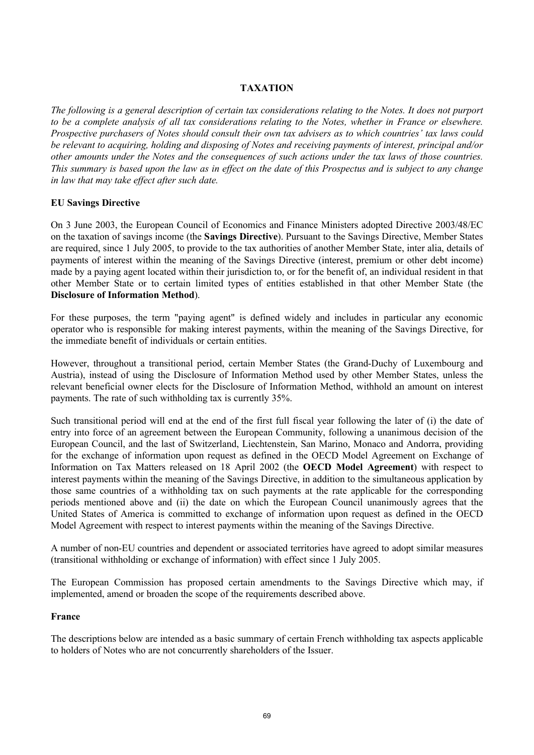## TAXATION

*The following is a general description of certain tax considerations relating to the Notes. It does not purport to be a complete analysis of all tax considerations relating to the Notes, whether in France or elsewhere. Prospective purchasers of Notes should consult their own tax advisers as to which countries' tax laws could be relevant to acquiring, holding and disposing of Notes and receiving payments of interest, principal and/or other amounts under the Notes and the consequences of such actions under the tax laws of those countries. This summary is based upon the law as in effect on the date of this Prospectus and is subject to any change in law that may take effect after such date.*

### EU Savings Directive

On 3 June 2003, the European Council of Economics and Finance Ministers adopted Directive 2003/48/EC on the taxation of savings income (the **Savings Directive**). Pursuant to the Savings Directive, Member States are required, since 1 July 2005, to provide to the tax authorities of another Member State, inter alia, details of payments of interest within the meaning of the Savings Directive (interest, premium or other debt income) made by a paying agent located within their jurisdiction to, or for the benefit of, an individual resident in that other Member State or to certain limited types of entities established in that other Member State (the **Disclosure of Information Method**).

For these purposes, the term "paying agent" is defined widely and includes in particular any economic operator who is responsible for making interest payments, within the meaning of the Savings Directive, for the immediate benefit of individuals or certain entities.

However, throughout a transitional period, certain Member States (the Grand-Duchy of Luxembourg and Austria), instead of using the Disclosure of Information Method used by other Member States, unless the relevant beneficial owner elects for the Disclosure of Information Method, withhold an amount on interest payments. The rate of such withholding tax is currently 35%.

Such transitional period will end at the end of the first full fiscal year following the later of (i) the date of entry into force of an agreement between the European Community, following a unanimous decision of the European Council, and the last of Switzerland, Liechtenstein, San Marino, Monaco and Andorra, providing for the exchange of information upon request as defined in the OECD Model Agreement on Exchange of Information on Tax Matters released on 18 April 2002 (the **OECD Model Agreement**) with respect to interest payments within the meaning of the Savings Directive, in addition to the simultaneous application by those same countries of a withholding tax on such payments at the rate applicable for the corresponding periods mentioned above and (ii) the date on which the European Council unanimously agrees that the United States of America is committed to exchange of information upon request as defined in the OECD Model Agreement with respect to interest payments within the meaning of the Savings Directive.

A number of non-EU countries and dependent or associated territories have agreed to adopt similar measures (transitional withholding or exchange of information) with effect since 1 July 2005.

The European Commission has proposed certain amendments to the Savings Directive which may, if implemented, amend or broaden the scope of the requirements described above.

### France

The descriptions below are intended as a basic summary of certain French withholding tax aspects applicable to holders of Notes who are not concurrently shareholders of the Issuer.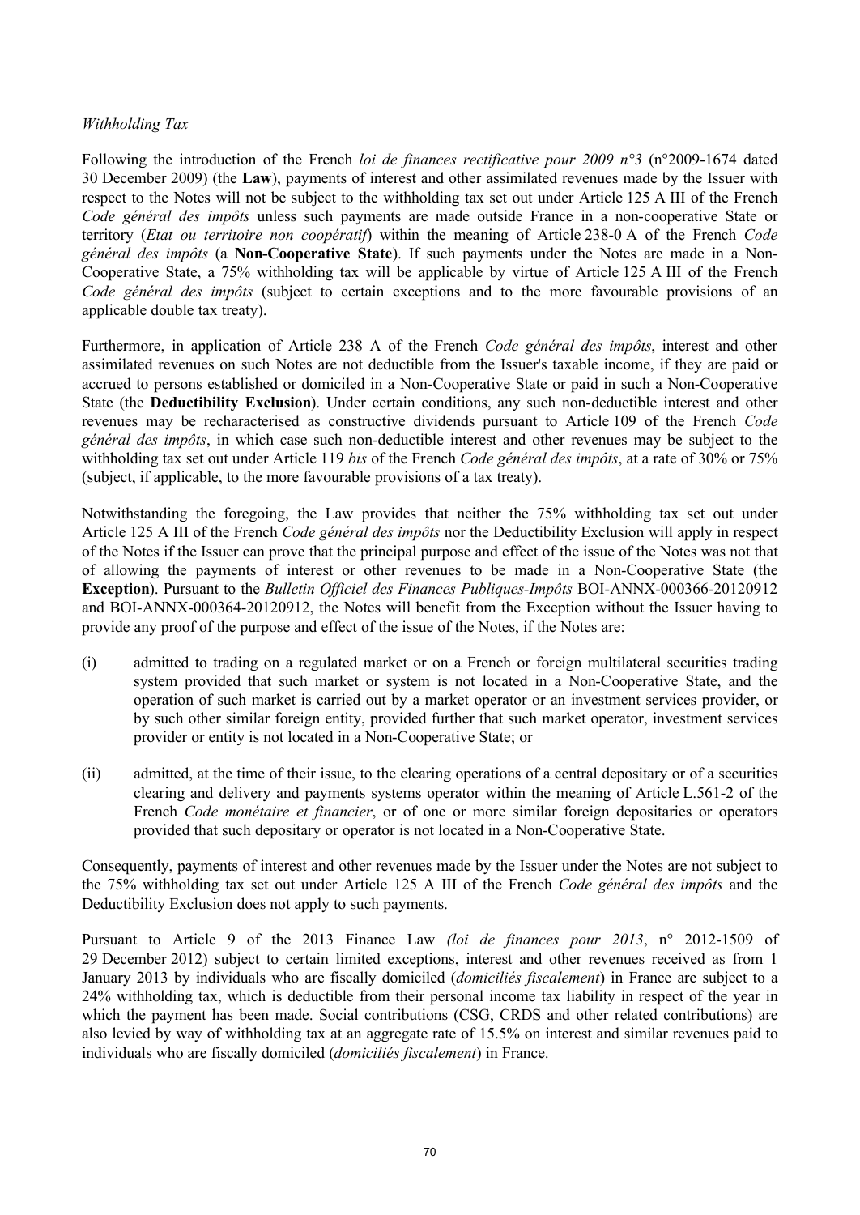*Withholding Tax*

Following the introduction of the French *loi de finances rectificative pour 2009 n°3* (n°2009-1674 dated 30 December 2009) (the **Law**), payments of interest and other assimilated revenues made by the Issuer with respect to the Notes will not be subject to the withholding tax set out under Article 125 A III of the French *Code général des impôts* unless such payments are made outside France in a non-cooperative State or territory (*Etat ou territoire non coopératif*) within the meaning of Article 238-0 A of the French *Code général des impôts* (a **Non-Cooperative State**). If such payments under the Notes are made in a Non-Cooperative State, a 75% withholding tax will be applicable by virtue of Article 125 A III of the French *Code général des impôts* (subject to certain exceptions and to the more favourable provisions of an applicable double tax treaty).

Furthermore, in application of Article 238 A of the French *Code général des impôts*, interest and other assimilated revenues on such Notes are not deductible from the Issuer's taxable income, if they are paid or accrued to persons established or domiciled in a Non-Cooperative State or paid in such a Non-Cooperative State (the **Deductibility Exclusion**). Under certain conditions, any such non-deductible interest and other revenues may be recharacterised as constructive dividends pursuant to Article 109 of the French *Code général des impôts*, in which case such non-deductible interest and other revenues may be subject to the withholding tax set out under Article 119 *bis* of the French *Code général des impôts*, at a rate of 30% or 75% (subject, if applicable, to the more favourable provisions of a tax treaty).

Notwithstanding the foregoing, the Law provides that neither the 75% withholding tax set out under Article 125 A III of the French *Code général des impôts* nor the Deductibility Exclusion will apply in respect of the Notes if the Issuer can prove that the principal purpose and effect of the issue of the Notes was not that of allowing the payments of interest or other revenues to be made in a Non-Cooperative State (the **Exception**). Pursuant to the *Bulletin Officiel des Finances Publiques-Impôts* BOI-ANNX-000366-20120912 and BOI-ANNX-000364-20120912, the Notes will benefit from the Exception without the Issuer having to provide any proof of the purpose and effect of the issue of the Notes, if the Notes are:

(i) admitted to trading on a regulated market or on a French or foreign multilateral securities trading system provided that such market or system is not located in a Non-Cooperative State, and the operation of such market is carried out by a market operator or an investment services provider, or by such other similar foreign entity, provided further that such market operator, investment services provider or entity is not located in a Non-Cooperative State; or

(ii) admitted, at the time of their issue, to the clearing operations of a central depositary or of a securities clearing and delivery and payments systems operator within the meaning of Article L.561-2 of the French *Code monétaire et financier*, or of one or more similar foreign depositaries or operators provided that such depositary or operator is not located in a Non-Cooperative State.

Consequently, payments of interest and other revenues made by the Issuer under the Notes are not subject to the 75% withholding tax set out under Article 125 A III of the French *Code général des impôts* and the Deductibility Exclusion does not apply to such payments.

Pursuant to Article 9 of the 2013 Finance Law *(loi de finances pour 2013*, n° 2012-1509 of 29 December 2012) subject to certain limited exceptions, interest and other revenues received as from 1 January 2013 by individuals who are fiscally domiciled (*domiciliés fiscalement*) in France are subject to a 24% withholding tax, which is deductible from their personal income tax liability in respect of the year in which the payment has been made. Social contributions (CSG, CRDS and other related contributions) are also levied by way of withholding tax at an aggregate rate of 15.5% on interest and similar revenues paid to individuals who are fiscally domiciled (*domiciliés fiscalement*) in France.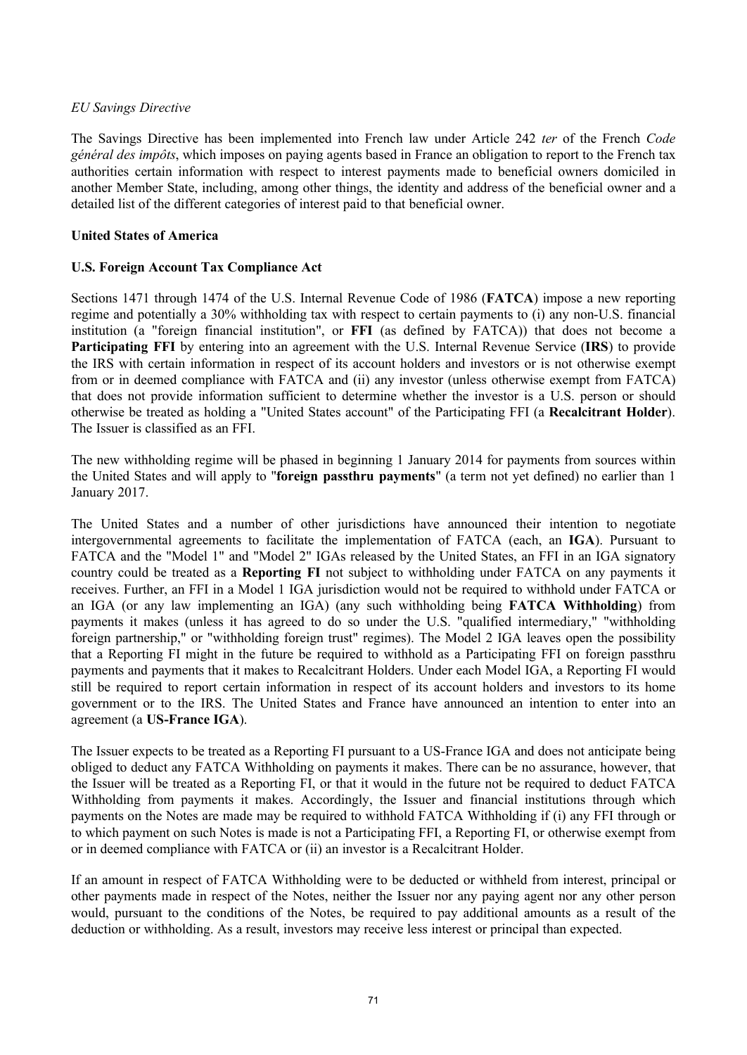*EU Savings Directive*

The Savings Directive has been implemented into French law under Article 242 *ter* of the French *Code général des impôts*, which imposes on paying agents based in France an obligation to report to the French tax authorities certain information with respect to interest payments made to beneficial owners domiciled in another Member State, including, among other things, the identity and address of the beneficial owner and a detailed list of the different categories of interest paid to that beneficial owner.

**United States of America**

**U.S. Foreign Account Tax Compliance Act**

Sections 1471 through 1474 of the U.S. Internal Revenue Code of 1986 (**FATCA**) impose a new reporting regime and potentially a 30% withholding tax with respect to certain payments to (i) any non-U.S. financial institution (a "foreign financial institution", or **FFI** (as defined by FATCA)) that does not become a **Participating FFI** by entering into an agreement with the U.S. Internal Revenue Service (**IRS**) to provide the IRS with certain information in respect of its account holders and investors or is not otherwise exempt from or in deemed compliance with FATCA and (ii) any investor (unless otherwise exempt from FATCA) that does not provide information sufficient to determine whether the investor is a U.S. person or should otherwise be treated as holding a "United States account" of the Participating FFI (a **Recalcitrant Holder**). The Issuer is classified as an FFI.

The new withholding regime will be phased in beginning 1 January 2014 for payments from sources within the United States and will apply to "**foreign passthru payments**" (a term not yet defined) no earlier than 1 January 2017.

The United States and a number of other jurisdictions have announced their intention to negotiate intergovernmental agreements to facilitate the implementation of FATCA (each, an **IGA**). Pursuant to FATCA and the "Model 1" and "Model 2" IGAs released by the United States, an FFI in an IGA signatory country could be treated as a **Reporting FI** not subject to withholding under FATCA on any payments it receives. Further, an FFI in a Model 1 IGA jurisdiction would not be required to withhold under FATCA or an IGA (or any law implementing an IGA) (any such withholding being **FATCA Withholding**) from payments it makes (unless it has agreed to do so under the U.S. "qualified intermediary," "withholding foreign partnership," or "withholding foreign trust" regimes). The Model 2 IGA leaves open the possibility that a Reporting FI might in the future be required to withhold as a Participating FFI on foreign passthru payments and payments that it makes to Recalcitrant Holders. Under each Model IGA, a Reporting FI would still be required to report certain information in respect of its account holders and investors to its home government or to the IRS. The United States and France have announced an intention to enter into an agreement (a **US-France IGA**).

The Issuer expects to be treated as a Reporting FI pursuant to a US-France IGA and does not anticipate being obliged to deduct any FATCA Withholding on payments it makes. There can be no assurance, however, that the Issuer will be treated as a Reporting FI, or that it would in the future not be required to deduct FATCA Withholding from payments it makes. Accordingly, the Issuer and financial institutions through which payments on the Notes are made may be required to withhold FATCA Withholding if (i) any FFI through or to which payment on such Notes is made is not a Participating FFI, a Reporting FI, or otherwise exempt from or in deemed compliance with FATCA or (ii) an investor is a Recalcitrant Holder.

If an amount in respect of FATCA Withholding were to be deducted or withheld from interest, principal or other payments made in respect of the Notes, neither the Issuer nor any paying agent nor any other person would, pursuant to the conditions of the Notes, be required to pay additional amounts as a result of the deduction or withholding. As a result, investors may receive less interest or principal than expected.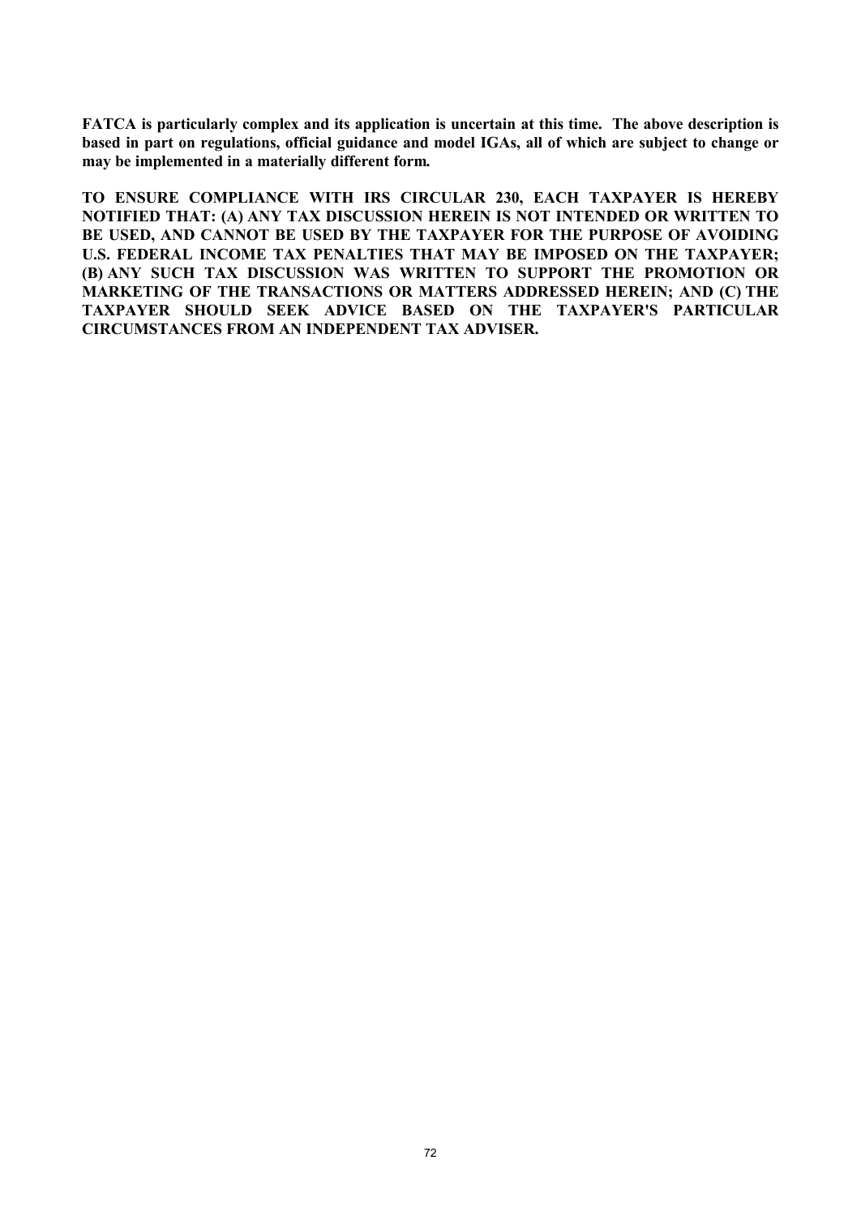**FATCA is particularly complex and its application is uncertain at this time. The above description is based in part on regulations, official guidance and model IGAs, all of which are subject to change or may be implemented in a materially different form.**

**TO ENSURE COMPLIANCE WITH IRS CIRCULAR 230, EACH TAXPAYER IS HEREBY NOTIFIED THAT: (A) ANY TAX DISCUSSION HEREIN IS NOT INTENDED OR WRITTEN TO BE USED, AND CANNOT BE USED BY THE TAXPAYER FOR THE PURPOSE OF AVOIDING U.S. FEDERAL INCOME TAX PENALTIES THAT MAY BE IMPOSED ON THE TAXPAYER; (B) ANY SUCH TAX DISCUSSION WAS WRITTEN TO SUPPORT THE PROMOTION OR MARKETING OF THE TRANSACTIONS OR MATTERS ADDRESSED HEREIN; AND (C) THE TAXPAYER SHOULD SEEK ADVICE BASED ON THE TAXPAYER'S PARTICULAR CIRCUMSTANCES FROM AN INDEPENDENT TAX ADVISER.**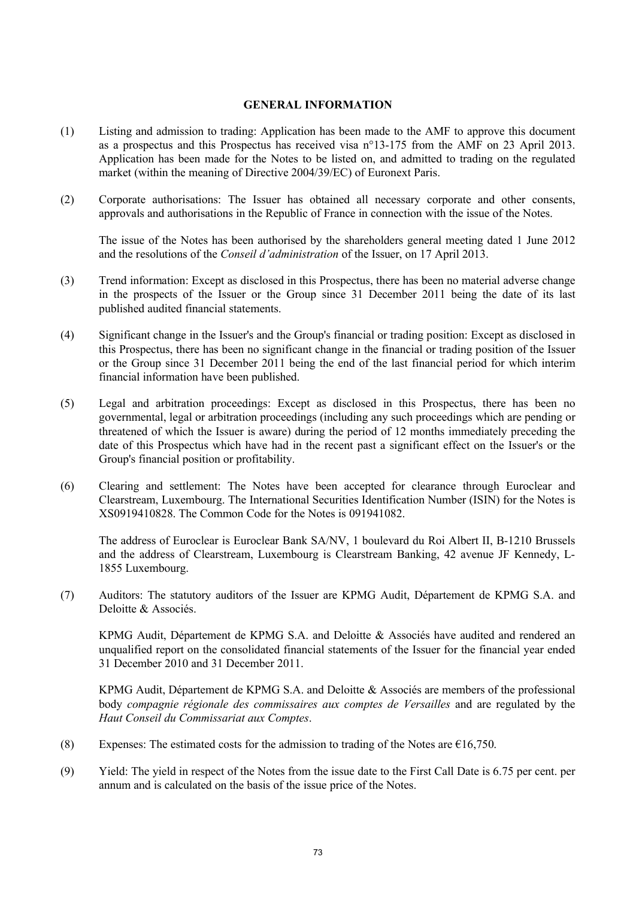# GENERAL INFORMATION

(1) Listing and admission to trading: Application has been made to the AMF to approve this document as a prospectus and this Prospectus has received visa n°13-175 from the AMF on 23 April 2013. Application has been made for the Notes to be listed on, and admitted to trading on the regulated market (within the meaning of Directive 2004/39/EC) of Euronext Paris.

(2) Corporate authorisations: The Issuer has obtained all necessary corporate and other consents, approvals and authorisations in the Republic of France in connection with the issue of the Notes.

The issue of the Notes has been authorised by the shareholders general meeting dated 1 June 2012 and the resolutions of the *Conseil d'administration* of the Issuer, on 17 April 2013.

(3) Trend information: Except as disclosed in this Prospectus, there has been no material adverse change in the prospects of the Issuer or the Group since 31 December 2011 being the date of its last published audited financial statements.

(4) Significant change in the Issuer's and the Group's financial or trading position: Except as disclosed in this Prospectus, there has been no significant change in the financial or trading position of the Issuer or the Group since 31 December 2011 being the end of the last financial period for which interim financial information have been published.

(5) Legal and arbitration proceedings: Except as disclosed in this Prospectus, there has been no governmental, legal or arbitration proceedings (including any such proceedings which are pending or threatened of which the Issuer is aware) during the period of 12 months immediately preceding the date of this Prospectus which have had in the recent past a significant effect on the Issuer's or the Group's financial position or profitability.

(6) Clearing and settlement: The Notes have been accepted for clearance through Euroclear and Clearstream, Luxembourg. The International Securities Identification Number (ISIN) for the Notes is XS0919410828. The Common Code for the Notes is 091941082.

The address of Euroclear is Euroclear Bank SA/NV, 1 boulevard du Roi Albert II, B-1210 Brussels and the address of Clearstream, Luxembourg is Clearstream Banking, 42 avenue JF Kennedy, L-1855 Luxembourg.

(7) Auditors: The statutory auditors of the Issuer are KPMG Audit, Département de KPMG S.A. and Deloitte & Associés.

KPMG Audit, Département de KPMG S.A. and Deloitte & Associés have audited and rendered an unqualified report on the consolidated financial statements of the Issuer for the financial year ended 31 December 2010 and 31 December 2011.

KPMG Audit, Département de KPMG S.A. and Deloitte & Associés are members of the professional body *compagnie régionale des commissaires aux comptes de Versailles* and are regulated by the *Haut Conseil du Commissariat aux Comptes*.

(8) Expenses: The estimated costs for the admission to trading of the Notes are €16,750.

(9) Yield: The yield in respect of the Notes from the issue date to the First Call Date is 6.75 per cent. per annum and is calculated on the basis of the issue price of the Notes.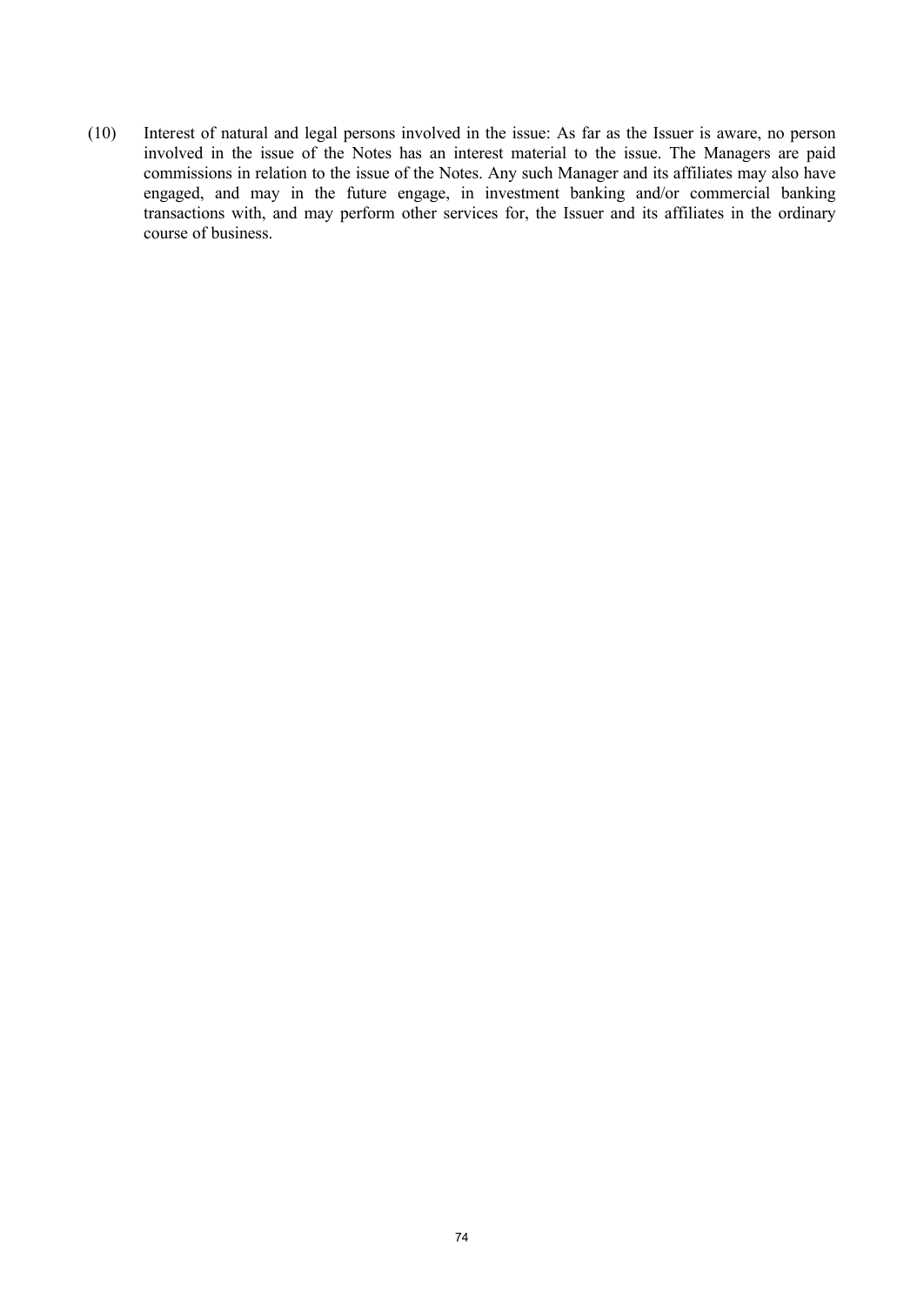(10) Interest of natural and legal persons involved in the issue: As far as the Issuer is aware, no person involved in the issue of the Notes has an interest material to the issue. The Managers are paid commissions in relation to the issue of the Notes. Any such Manager and its affiliates may also have engaged, and may in the future engage, in investment banking and/or commercial banking transactions with, and may perform other services for, the Issuer and its affiliates in the ordinary course of business.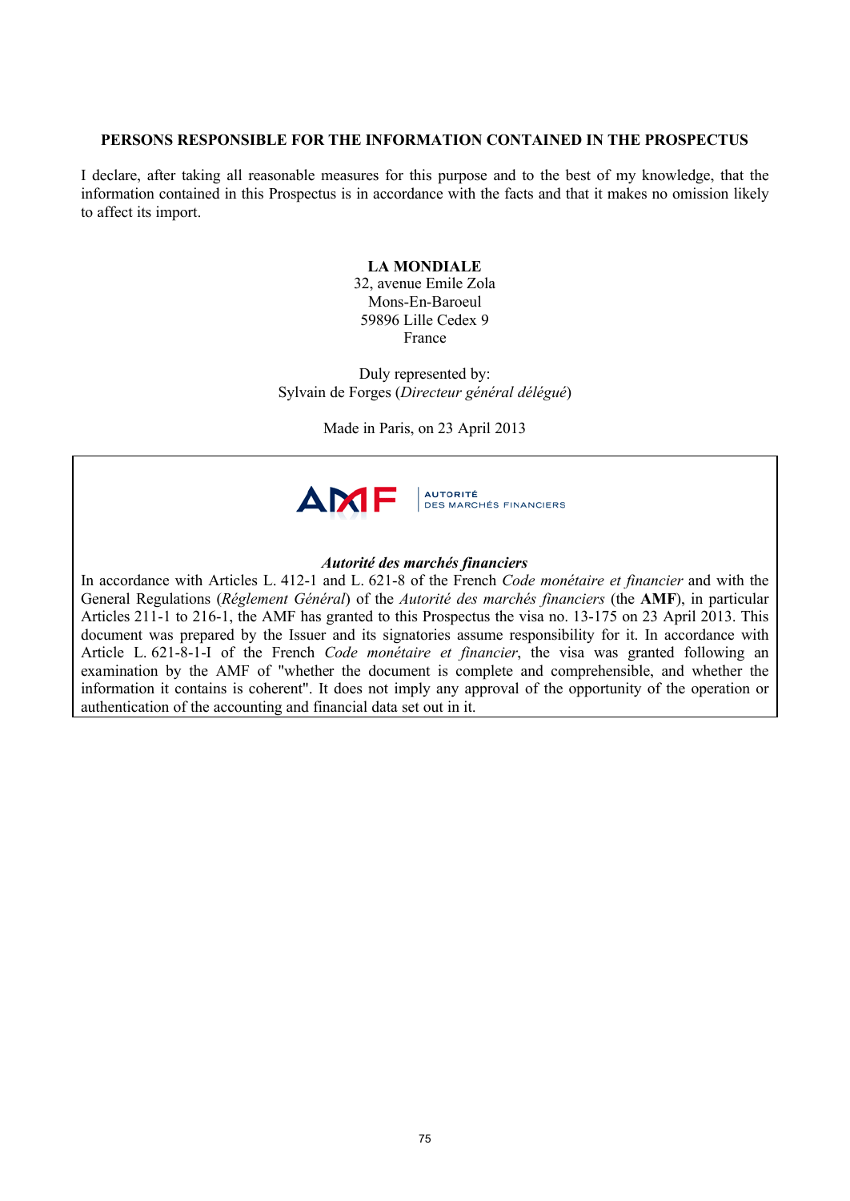## PERSONS RESPONSIBLE FOR THE INFORMATION CONTAINED IN THE PROSPECTUS

I declare, after taking all reasonable measures for this purpose and to the best of my knowledge, that the information contained in this Prospectus is in accordance with the facts and that it makes no omission likely to affect its import.

**LA MONDIALE**
32, avenue Emile Zola
Mons-En-Baroeul
59896 Lille Cedex 9
France

Duly represented by:
Sylvain de Forges (*Directeur général délégué*)

Made in Paris, on 23 April 2013

AMF | AUTORITÉ DES MARCHÉS FINANCIERS

***Autorité des marchés financiers***

In accordance with Articles L. 412-1 and L. 621-8 of the French *Code monétaire et financier* and with the General Regulations (*Réglement Général*) of the *Autorité des marchés financiers* (the **AMF**), in particular Articles 211-1 to 216-1, the AMF has granted to this Prospectus the visa no. 13-175 on 23 April 2013. This document was prepared by the Issuer and its signatories assume responsibility for it. In accordance with Article L. 621-8-1-I of the French *Code monétaire et financier*, the visa was granted following an examination by the AMF of "whether the document is complete and comprehensible, and whether the information it contains is coherent". It does not imply any approval of the opportunity of the operation or authentication of the accounting and financial data set out in it.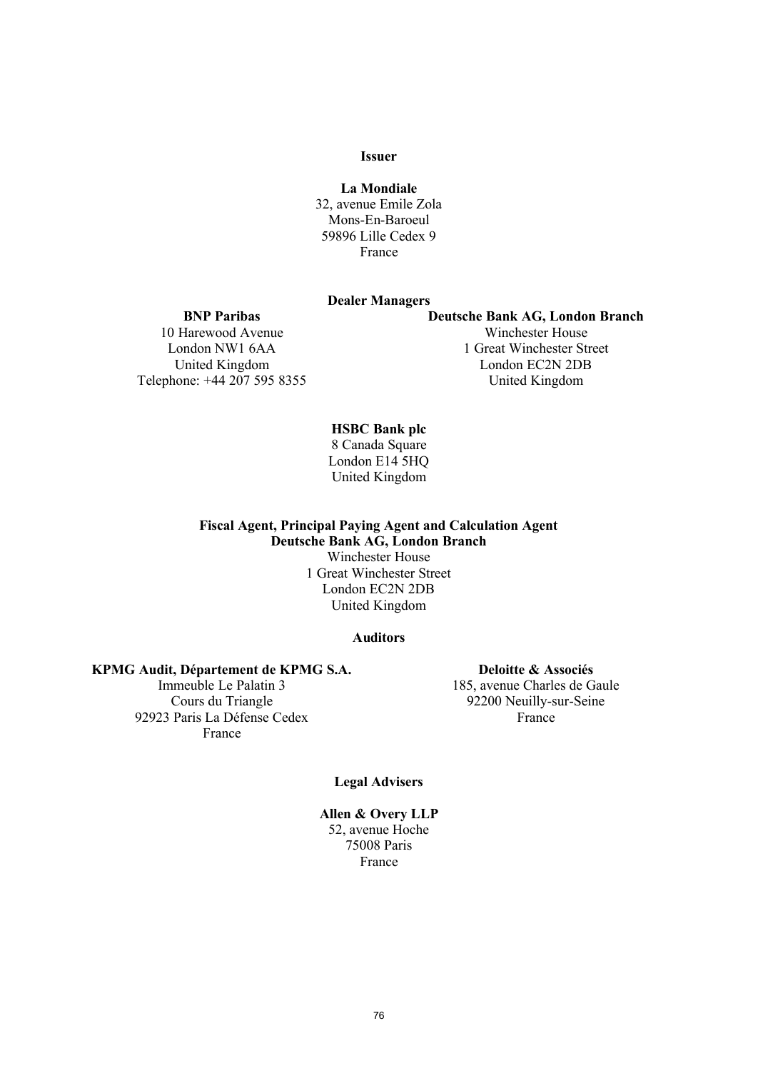**Issuer**

**La Mondiale**
32, avenue Emile Zola
Mons-En-Baroeul
59896 Lille Cedex 9
France

**Dealer Managers**

**BNP Paribas**
10 Harewood Avenue
London NW1 6AA
United Kingdom
Telephone: +44 207 595 8355

**Deutsche Bank AG, London Branch**
Winchester House
1 Great Winchester Street
London EC2N 2DB
United Kingdom

**HSBC Bank plc**
8 Canada Square
London E14 5HQ
United Kingdom

**Fiscal Agent, Principal Paying Agent and Calculation Agent**
**Deutsche Bank AG, London Branch**
Winchester House
1 Great Winchester Street
London EC2N 2DB
United Kingdom

**Auditors**

**KPMG Audit, Département de KPMG S.A.**
Immeuble Le Palatin 3
Cours du Triangle
92923 Paris La Défense Cedex
France

**Deloitte & Associés**
185, avenue Charles de Gaule
92200 Neuilly-sur-Seine
France

**Legal Advisers**

**Allen & Overy LLP**
52, avenue Hoche
75008 Paris
France